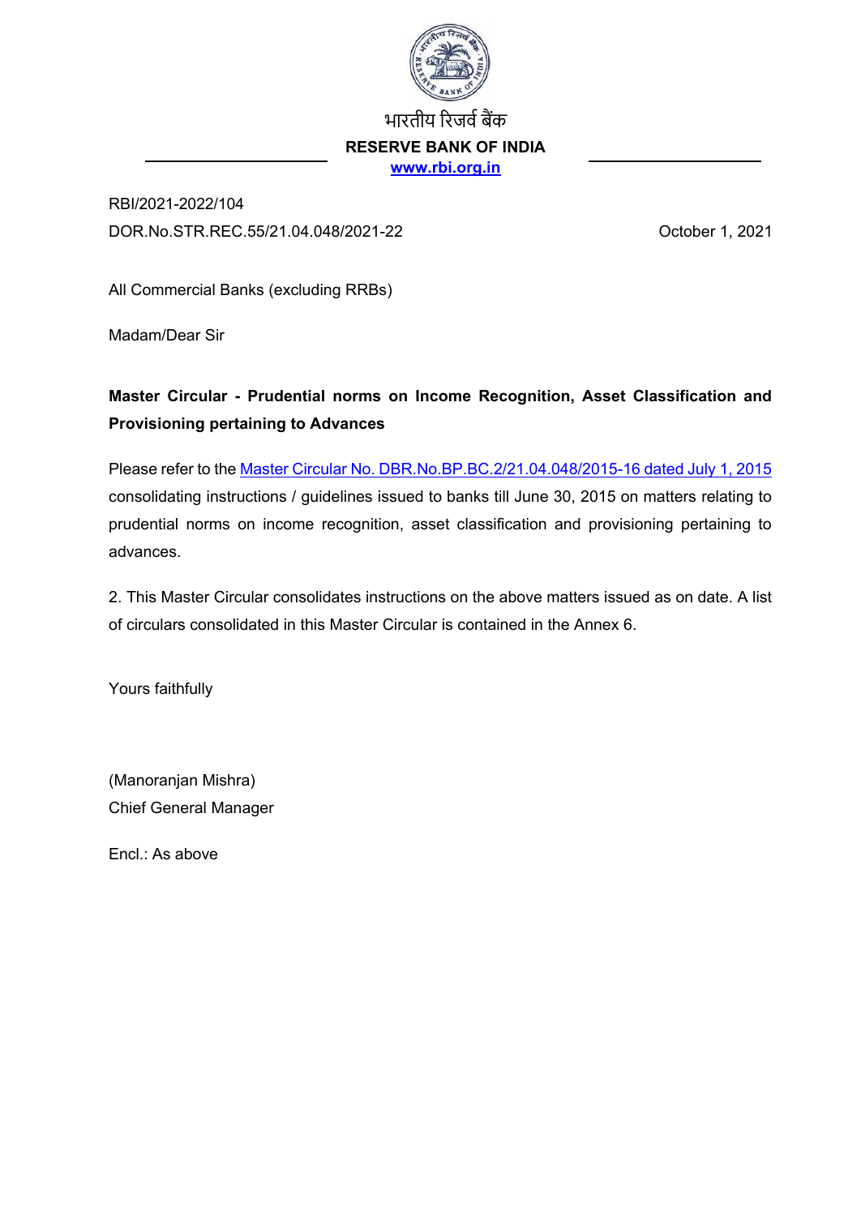भारतीय रिज़र्व बैंक

**RESERVE BANK OF INDIA**

**www.rbi.org.in**

RBI/2021-2022/104

DOR.No.STR.REC.55/21.04.048/2021-22 October 1, 2021

All Commercial Banks (excluding RRBs)

Madam/Dear Sir

**Master Circular - Prudential norms on Income Recognition, Asset Classification and Provisioning pertaining to Advances**

Please refer to the Master Circular No. DBR.No.BP.BC.2/21.04.048/2015-16 dated July 1, 2015 consolidating instructions / guidelines issued to banks till June 30, 2015 on matters relating to prudential norms on income recognition, asset classification and provisioning pertaining to advances.

2. This Master Circular consolidates instructions on the above matters issued as on date. A list of circulars consolidated in this Master Circular is contained in the Annex 6.

Yours faithfully

(Manoranjan Mishra)
Chief General Manager

Encl.: As above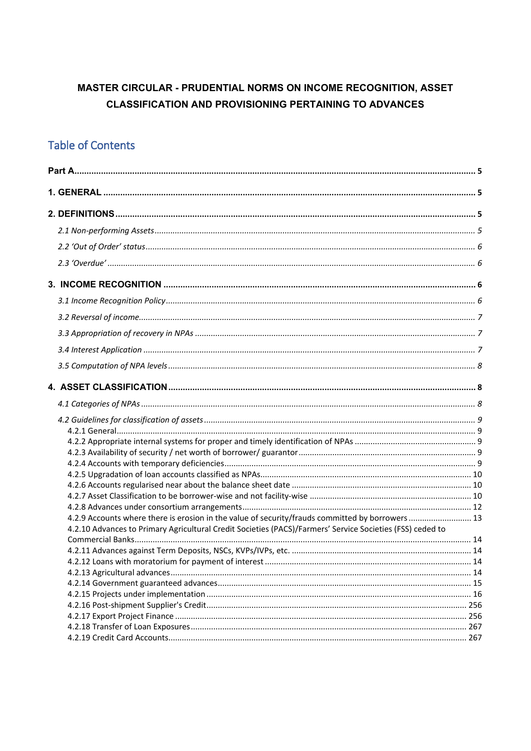# MASTER CIRCULAR - PRUDENTIAL NORMS ON INCOME RECOGNITION, ASSET CLASSIFICATION AND PROVISIONING PERTAINING TO ADVANCES

## Table of Contents

**Part A** ..... 5

**1. GENERAL** ..... 5

**2. DEFINITIONS** ..... 5

- *2.1 Non-performing Assets* ..... 5
- *2.2 'Out of Order' status* ..... 6
- *2.3 'Overdue'* ..... 6

**3. INCOME RECOGNITION** ..... 6

- *3.1 Income Recognition Policy* ..... 6
- *3.2 Reversal of income* ..... 7
- *3.3 Appropriation of recovery in NPAs* ..... 7
- *3.4 Interest Application* ..... 7
- *3.5 Computation of NPA levels* ..... 8

**4. ASSET CLASSIFICATION** ..... 8

- *4.1 Categories of NPAs* ..... 8
- *4.2 Guidelines for classification of assets* ..... 9
  - 4.2.1 General ..... 9
  - 4.2.2 Appropriate internal systems for proper and timely identification of NPAs ..... 9
  - 4.2.3 Availability of security / net worth of borrower/ guarantor ..... 9
  - 4.2.4 Accounts with temporary deficiencies ..... 9
  - 4.2.5 Upgradation of loan accounts classified as NPAs ..... 10
  - 4.2.6 Accounts regularised near about the balance sheet date ..... 10
  - 4.2.7 Asset Classification to be borrower-wise and not facility-wise ..... 10
  - 4.2.8 Advances under consortium arrangements ..... 12
  - 4.2.9 Accounts where there is erosion in the value of security/frauds committed by borrowers ..... 13
  - 4.2.10 Advances to Primary Agricultural Credit Societies (PACS)/Farmers' Service Societies (FSS) ceded to Commercial Banks ..... 14
  - 4.2.11 Advances against Term Deposits, NSCs, KVPs/IVPs, etc. ..... 14
  - 4.2.12 Loans with moratorium for payment of interest ..... 14
  - 4.2.13 Agricultural advances ..... 14
  - 4.2.14 Government guaranteed advances ..... 15
  - 4.2.15 Projects under implementation ..... 16
  - 4.2.16 Post-shipment Supplier's Credit ..... 256
  - 4.2.17 Export Project Finance ..... 256
  - 4.2.18 Transfer of Loan Exposures ..... 267
  - 4.2.19 Credit Card Accounts ..... 267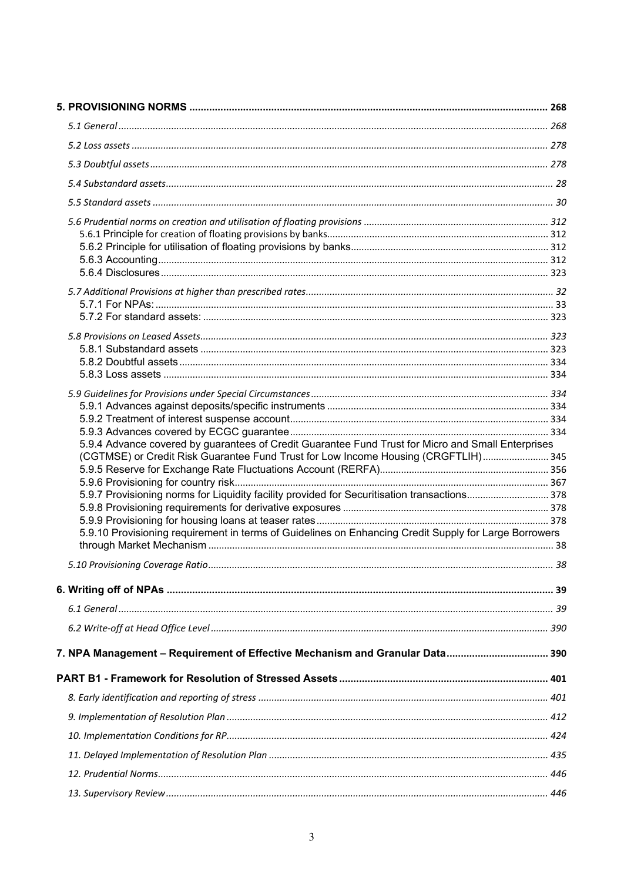| | |
|---|---|
| **5. PROVISIONING NORMS** | **268** |
| *5.1 General* | *268* |
| *5.2 Loss assets* | *278* |
| *5.3 Doubtful assets* | *278* |
| *5.4 Substandard assets* | *28* |
| *5.5 Standard assets* | *30* |
| *5.6 Prudential norms on creation and utilisation of floating provisions* | *312* |
| 5.6.1 Principle for creation of floating provisions by banks | 312 |
| 5.6.2 Principle for utilisation of floating provisions by banks | 312 |
| 5.6.3 Accounting | 312 |
| 5.6.4 Disclosures | 323 |
| *5.7 Additional Provisions at higher than prescribed rates* | *32* |
| 5.7.1 For NPAs: | 33 |
| 5.7.2 For standard assets: | 323 |
| *5.8 Provisions on Leased Assets* | *323* |
| 5.8.1 Substandard assets | 323 |
| 5.8.2 Doubtful assets | 334 |
| 5.8.3 Loss assets | 334 |
| *5.9 Guidelines for Provisions under Special Circumstances* | *334* |
| 5.9.1 Advances against deposits/specific instruments | 334 |
| 5.9.2 Treatment of interest suspense account | 334 |
| 5.9.3 Advances covered by ECGC guarantee | 334 |
| 5.9.4 Advance covered by guarantees of Credit Guarantee Fund Trust for Micro and Small Enterprises (CGTMSE) or Credit Risk Guarantee Fund Trust for Low Income Housing (CRGFTLIH) | 345 |
| 5.9.5 Reserve for Exchange Rate Fluctuations Account (RERFA) | 356 |
| 5.9.6 Provisioning for country risk | 367 |
| 5.9.7 Provisioning norms for Liquidity facility provided for Securitisation transactions | 378 |
| 5.9.8 Provisioning requirements for derivative exposures | 378 |
| 5.9.9 Provisioning for housing loans at teaser rates | 378 |
| 5.9.10 Provisioning requirement in terms of Guidelines on Enhancing Credit Supply for Large Borrowers through Market Mechanism | 38 |
| *5.10 Provisioning Coverage Ratio* | *38* |
| **6. Writing off of NPAs** | **39** |
| *6.1 General* | *39* |
| *6.2 Write-off at Head Office Level* | *390* |
| **7. NPA Management – Requirement of Effective Mechanism and Granular Data** | **390** |
| **PART B1 - Framework for Resolution of Stressed Assets** | **401** |
| *8. Early identification and reporting of stress* | *401* |
| *9. Implementation of Resolution Plan* | *412* |
| *10. Implementation Conditions for RP* | *424* |
| *11. Delayed Implementation of Resolution Plan* | *435* |
| *12. Prudential Norms* | *446* |
| *13. Supervisory Review* | *446* |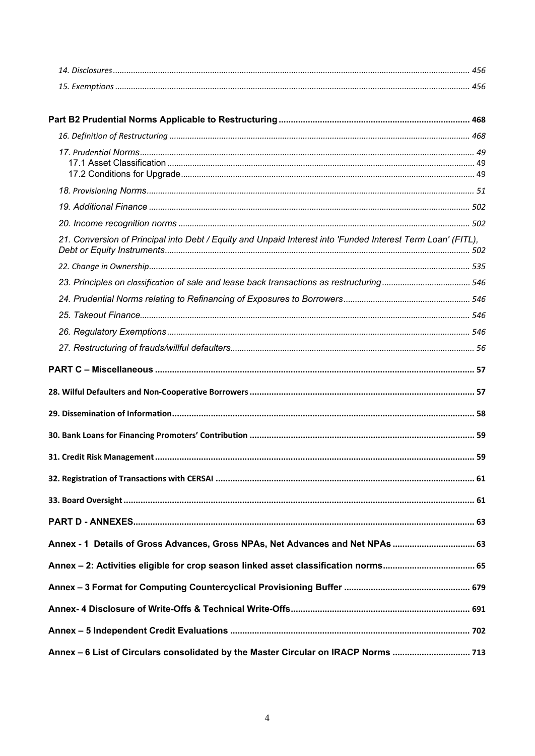*14. Disclosures* ............................................................ 456

*15. Exemptions* ............................................................ 456

**Part B2 Prudential Norms Applicable to Restructuring** ............................................................ **468**

*16. Definition of Restructuring* ............................................................ 468

*17. Prudential Norms* ............................................................ 49

17.1 Asset Classification ............................................................ 49

17.2 Conditions for Upgrade ............................................................ 49

*18. Provisioning Norms* ............................................................ 51

*19. Additional Finance* ............................................................ 502

*20. Income recognition norms* ............................................................ 502

*21. Conversion of Principal into Debt / Equity and Unpaid Interest into 'Funded Interest Term Loan' (FITL), Debt or Equity Instruments* ............................................................ 502

*22. Change in Ownership* ............................................................ 535

*23. Principles on classification of sale and lease back transactions as restructuring* ............................................................ 546

*24. Prudential Norms relating to Refinancing of Exposures to Borrowers* ............................................................ 546

*25. Takeout Finance* ............................................................ 546

*26. Regulatory Exemptions* ............................................................ 546

*27. Restructuring of frauds/willful defaulters* ............................................................ 56

**PART C – Miscellaneous** ............................................................ **57**

**28. Wilful Defaulters and Non-Cooperative Borrowers** ............................................................ **57**

**29. Dissemination of Information** ............................................................ **58**

**30. Bank Loans for Financing Promoters' Contribution** ............................................................ **59**

**31. Credit Risk Management** ............................................................ **59**

**32. Registration of Transactions with CERSAI** ............................................................ **61**

**33. Board Oversight** ............................................................ **61**

**PART D - ANNEXES** ............................................................ **63**

**Annex - 1 Details of Gross Advances, Gross NPAs, Net Advances and Net NPAs** ............................................................ **63**

**Annex – 2: Activities eligible for crop season linked asset classification norms** ............................................................ **65**

**Annex – 3 Format for Computing Countercyclical Provisioning Buffer** ............................................................ **679**

**Annex- 4 Disclosure of Write-Offs & Technical Write-Offs** ............................................................ **691**

**Annex – 5 Independent Credit Evaluations** ............................................................ **702**

**Annex – 6 List of Circulars consolidated by the Master Circular on IRACP Norms** ............................................................ **713**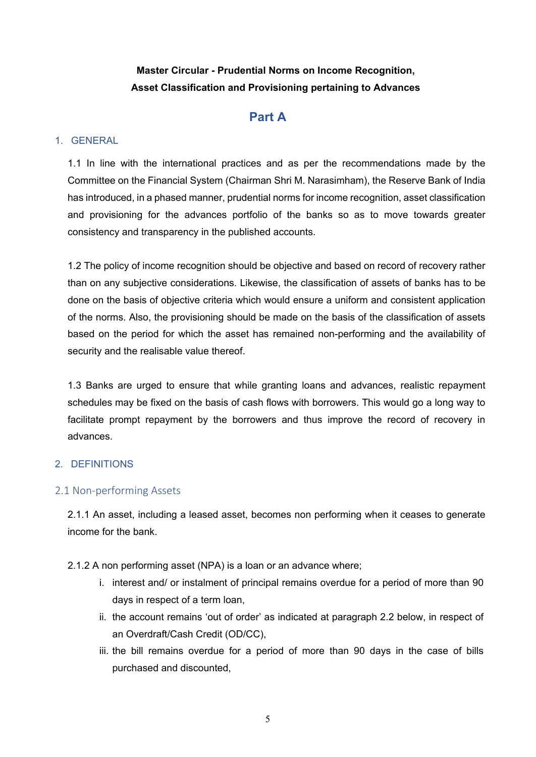**Master Circular - Prudential Norms on Income Recognition, Asset Classification and Provisioning pertaining to Advances**

# Part A

## 1. GENERAL

1.1 In line with the international practices and as per the recommendations made by the Committee on the Financial System (Chairman Shri M. Narasimham), the Reserve Bank of India has introduced, in a phased manner, prudential norms for income recognition, asset classification and provisioning for the advances portfolio of the banks so as to move towards greater consistency and transparency in the published accounts.

1.2 The policy of income recognition should be objective and based on record of recovery rather than on any subjective considerations. Likewise, the classification of assets of banks has to be done on the basis of objective criteria which would ensure a uniform and consistent application of the norms. Also, the provisioning should be made on the basis of the classification of assets based on the period for which the asset has remained non-performing and the availability of security and the realisable value thereof.

1.3 Banks are urged to ensure that while granting loans and advances, realistic repayment schedules may be fixed on the basis of cash flows with borrowers. This would go a long way to facilitate prompt repayment by the borrowers and thus improve the record of recovery in advances.

## 2. DEFINITIONS

### 2.1 Non-performing Assets

2.1.1 An asset, including a leased asset, becomes non performing when it ceases to generate income for the bank.

2.1.2 A non performing asset (NPA) is a loan or an advance where;

i. interest and/ or instalment of principal remains overdue for a period of more than 90 days in respect of a term loan,

ii. the account remains 'out of order' as indicated at paragraph 2.2 below, in respect of an Overdraft/Cash Credit (OD/CC),

iii. the bill remains overdue for a period of more than 90 days in the case of bills purchased and discounted,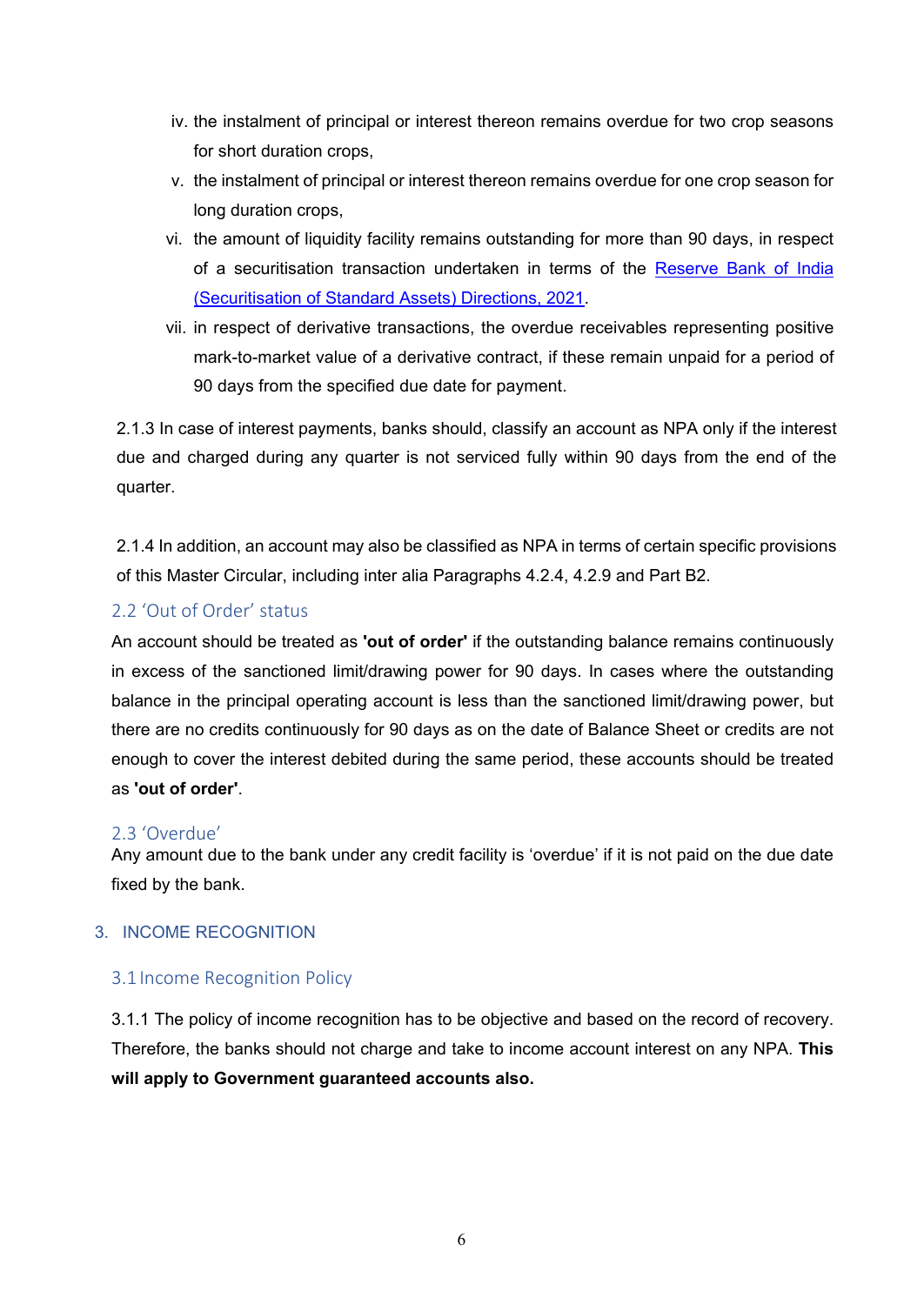iv. the instalment of principal or interest thereon remains overdue for two crop seasons for short duration crops,

v. the instalment of principal or interest thereon remains overdue for one crop season for long duration crops,

vi. the amount of liquidity facility remains outstanding for more than 90 days, in respect of a securitisation transaction undertaken in terms of the [Reserve Bank of India (Securitisation of Standard Assets) Directions, 2021](#).

vii. in respect of derivative transactions, the overdue receivables representing positive mark-to-market value of a derivative contract, if these remain unpaid for a period of 90 days from the specified due date for payment.

2.1.3 In case of interest payments, banks should, classify an account as NPA only if the interest due and charged during any quarter is not serviced fully within 90 days from the end of the quarter.

2.1.4 In addition, an account may also be classified as NPA in terms of certain specific provisions of this Master Circular, including inter alia Paragraphs 4.2.4, 4.2.9 and Part B2.

### 2.2 'Out of Order' status

An account should be treated as **'out of order'** if the outstanding balance remains continuously in excess of the sanctioned limit/drawing power for 90 days. In cases where the outstanding balance in the principal operating account is less than the sanctioned limit/drawing power, but there are no credits continuously for 90 days as on the date of Balance Sheet or credits are not enough to cover the interest debited during the same period, these accounts should be treated as **'out of order'**.

### 2.3 'Overdue'

Any amount due to the bank under any credit facility is 'overdue' if it is not paid on the due date fixed by the bank.

## 3. INCOME RECOGNITION

### 3.1 Income Recognition Policy

3.1.1 The policy of income recognition has to be objective and based on the record of recovery. Therefore, the banks should not charge and take to income account interest on any NPA. **This will apply to Government guaranteed accounts also.**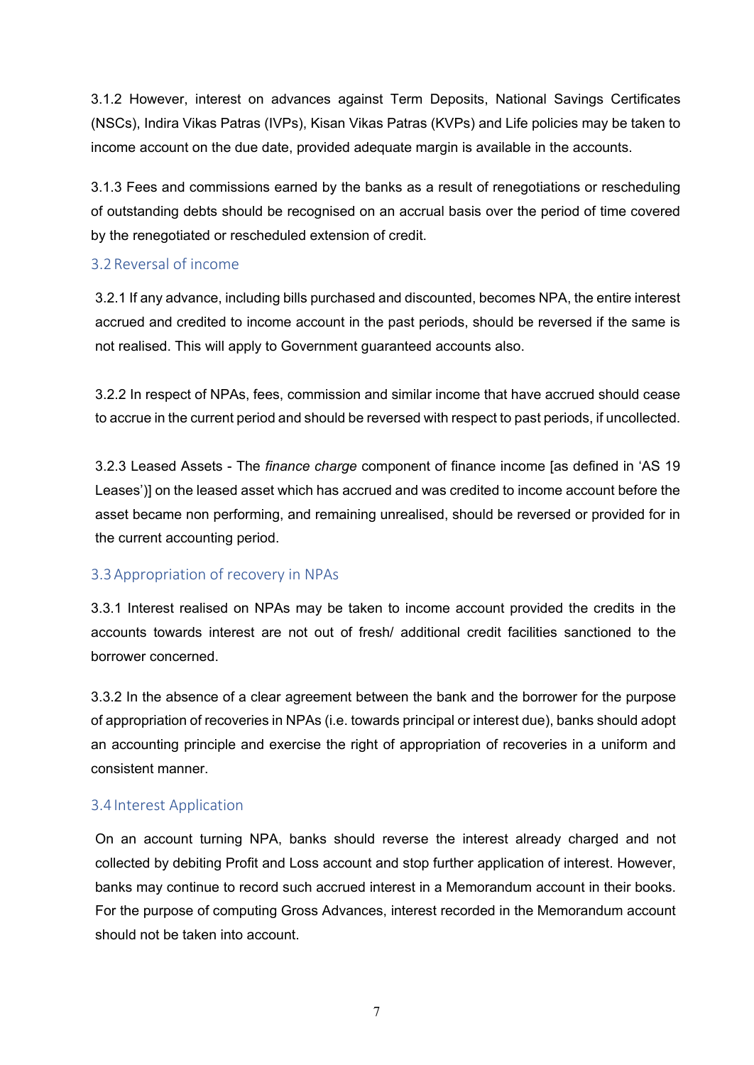3.1.2 However, interest on advances against Term Deposits, National Savings Certificates (NSCs), Indira Vikas Patras (IVPs), Kisan Vikas Patras (KVPs) and Life policies may be taken to income account on the due date, provided adequate margin is available in the accounts.

3.1.3 Fees and commissions earned by the banks as a result of renegotiations or rescheduling of outstanding debts should be recognised on an accrual basis over the period of time covered by the renegotiated or rescheduled extension of credit.

### 3.2 Reversal of income

3.2.1 If any advance, including bills purchased and discounted, becomes NPA, the entire interest accrued and credited to income account in the past periods, should be reversed if the same is not realised. This will apply to Government guaranteed accounts also.

3.2.2 In respect of NPAs, fees, commission and similar income that have accrued should cease to accrue in the current period and should be reversed with respect to past periods, if uncollected.

3.2.3 Leased Assets - The *finance charge* component of finance income [as defined in 'AS 19 Leases')] on the leased asset which has accrued and was credited to income account before the asset became non performing, and remaining unrealised, should be reversed or provided for in the current accounting period.

### 3.3 Appropriation of recovery in NPAs

3.3.1 Interest realised on NPAs may be taken to income account provided the credits in the accounts towards interest are not out of fresh/ additional credit facilities sanctioned to the borrower concerned.

3.3.2 In the absence of a clear agreement between the bank and the borrower for the purpose of appropriation of recoveries in NPAs (i.e. towards principal or interest due), banks should adopt an accounting principle and exercise the right of appropriation of recoveries in a uniform and consistent manner.

### 3.4 Interest Application

On an account turning NPA, banks should reverse the interest already charged and not collected by debiting Profit and Loss account and stop further application of interest. However, banks may continue to record such accrued interest in a Memorandum account in their books. For the purpose of computing Gross Advances, interest recorded in the Memorandum account should not be taken into account.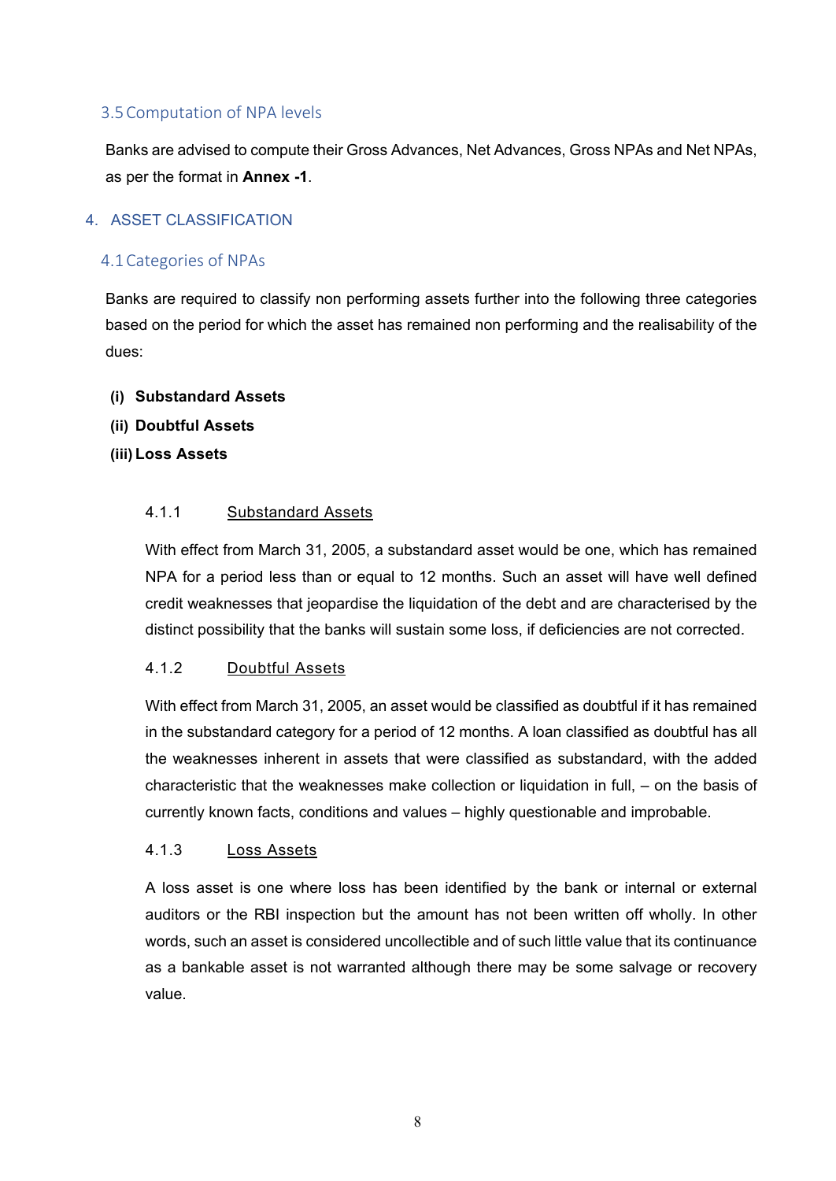### 3.5 Computation of NPA levels

Banks are advised to compute their Gross Advances, Net Advances, Gross NPAs and Net NPAs, as per the format in **Annex -1**.

## 4. ASSET CLASSIFICATION

### 4.1 Categories of NPAs

Banks are required to classify non performing assets further into the following three categories based on the period for which the asset has remained non performing and the realisability of the dues:

**(i) Substandard Assets**

**(ii) Doubtful Assets**

**(iii) Loss Assets**

#### 4.1.1 Substandard Assets

With effect from March 31, 2005, a substandard asset would be one, which has remained NPA for a period less than or equal to 12 months. Such an asset will have well defined credit weaknesses that jeopardise the liquidation of the debt and are characterised by the distinct possibility that the banks will sustain some loss, if deficiencies are not corrected.

#### 4.1.2 Doubtful Assets

With effect from March 31, 2005, an asset would be classified as doubtful if it has remained in the substandard category for a period of 12 months. A loan classified as doubtful has all the weaknesses inherent in assets that were classified as substandard, with the added characteristic that the weaknesses make collection or liquidation in full, – on the basis of currently known facts, conditions and values – highly questionable and improbable.

#### 4.1.3 Loss Assets

A loss asset is one where loss has been identified by the bank or internal or external auditors or the RBI inspection but the amount has not been written off wholly. In other words, such an asset is considered uncollectible and of such little value that its continuance as a bankable asset is not warranted although there may be some salvage or recovery value.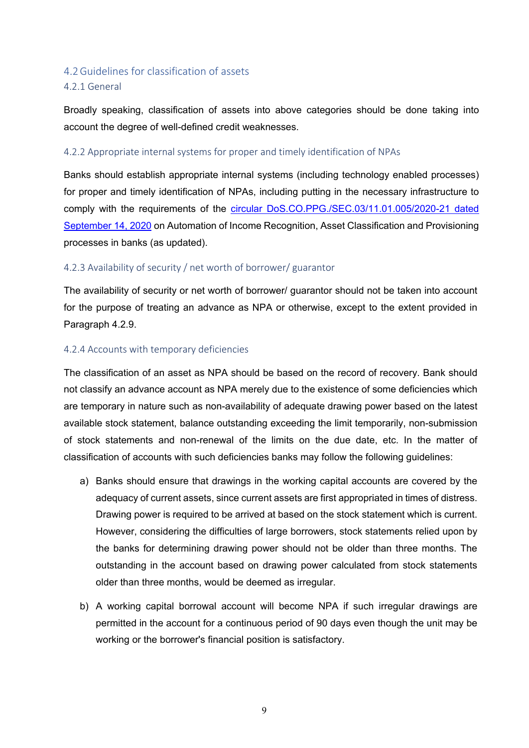## 4.2 Guidelines for classification of assets

### 4.2.1 General

Broadly speaking, classification of assets into above categories should be done taking into account the degree of well-defined credit weaknesses.

### 4.2.2 Appropriate internal systems for proper and timely identification of NPAs

Banks should establish appropriate internal systems (including technology enabled processes) for proper and timely identification of NPAs, including putting in the necessary infrastructure to comply with the requirements of the circular DoS.CO.PPG./SEC.03/11.01.005/2020-21 dated September 14, 2020 on Automation of Income Recognition, Asset Classification and Provisioning processes in banks (as updated).

### 4.2.3 Availability of security / net worth of borrower/ guarantor

The availability of security or net worth of borrower/ guarantor should not be taken into account for the purpose of treating an advance as NPA or otherwise, except to the extent provided in Paragraph 4.2.9.

### 4.2.4 Accounts with temporary deficiencies

The classification of an asset as NPA should be based on the record of recovery. Bank should not classify an advance account as NPA merely due to the existence of some deficiencies which are temporary in nature such as non-availability of adequate drawing power based on the latest available stock statement, balance outstanding exceeding the limit temporarily, non-submission of stock statements and non-renewal of the limits on the due date, etc. In the matter of classification of accounts with such deficiencies banks may follow the following guidelines:

a) Banks should ensure that drawings in the working capital accounts are covered by the adequacy of current assets, since current assets are first appropriated in times of distress. Drawing power is required to be arrived at based on the stock statement which is current. However, considering the difficulties of large borrowers, stock statements relied upon by the banks for determining drawing power should not be older than three months. The outstanding in the account based on drawing power calculated from stock statements older than three months, would be deemed as irregular.

b) A working capital borrowal account will become NPA if such irregular drawings are permitted in the account for a continuous period of 90 days even though the unit may be working or the borrower's financial position is satisfactory.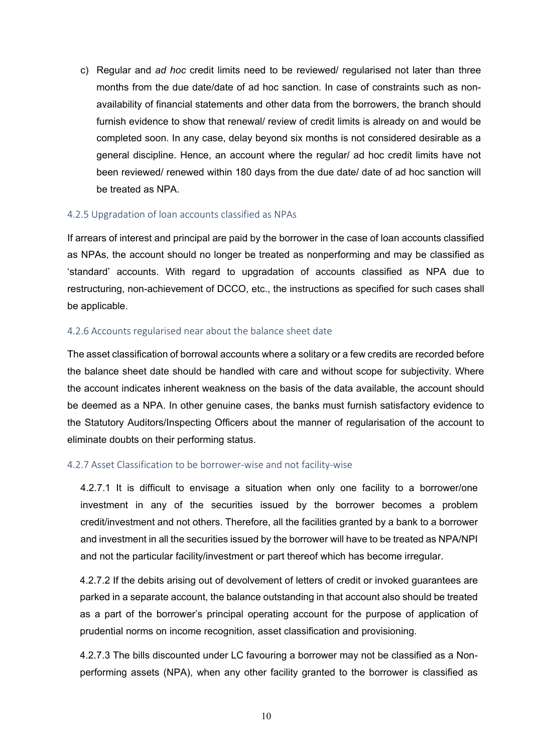c) Regular and *ad hoc* credit limits need to be reviewed/ regularised not later than three months from the due date/date of ad hoc sanction. In case of constraints such as non-availability of financial statements and other data from the borrowers, the branch should furnish evidence to show that renewal/ review of credit limits is already on and would be completed soon. In any case, delay beyond six months is not considered desirable as a general discipline. Hence, an account where the regular/ ad hoc credit limits have not been reviewed/ renewed within 180 days from the due date/ date of ad hoc sanction will be treated as NPA.

### 4.2.5 Upgradation of loan accounts classified as NPAs

If arrears of interest and principal are paid by the borrower in the case of loan accounts classified as NPAs, the account should no longer be treated as nonperforming and may be classified as 'standard' accounts. With regard to upgradation of accounts classified as NPA due to restructuring, non-achievement of DCCO, etc., the instructions as specified for such cases shall be applicable.

### 4.2.6 Accounts regularised near about the balance sheet date

The asset classification of borrowal accounts where a solitary or a few credits are recorded before the balance sheet date should be handled with care and without scope for subjectivity. Where the account indicates inherent weakness on the basis of the data available, the account should be deemed as a NPA. In other genuine cases, the banks must furnish satisfactory evidence to the Statutory Auditors/Inspecting Officers about the manner of regularisation of the account to eliminate doubts on their performing status.

### 4.2.7 Asset Classification to be borrower-wise and not facility-wise

4.2.7.1 It is difficult to envisage a situation when only one facility to a borrower/one investment in any of the securities issued by the borrower becomes a problem credit/investment and not others. Therefore, all the facilities granted by a bank to a borrower and investment in all the securities issued by the borrower will have to be treated as NPA/NPI and not the particular facility/investment or part thereof which has become irregular.

4.2.7.2 If the debits arising out of devolvement of letters of credit or invoked guarantees are parked in a separate account, the balance outstanding in that account also should be treated as a part of the borrower's principal operating account for the purpose of application of prudential norms on income recognition, asset classification and provisioning.

4.2.7.3 The bills discounted under LC favouring a borrower may not be classified as a Non-performing assets (NPA), when any other facility granted to the borrower is classified as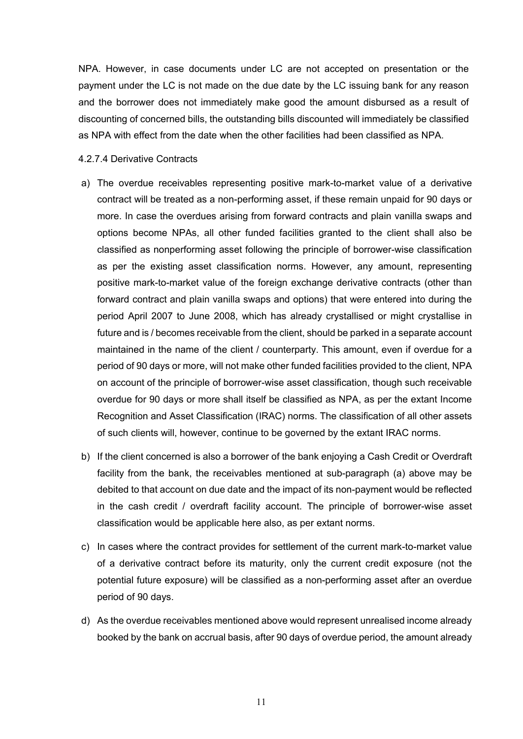NPA. However, in case documents under LC are not accepted on presentation or the payment under the LC is not made on the due date by the LC issuing bank for any reason and the borrower does not immediately make good the amount disbursed as a result of discounting of concerned bills, the outstanding bills discounted will immediately be classified as NPA with effect from the date when the other facilities had been classified as NPA.

4.2.7.4 Derivative Contracts

a) The overdue receivables representing positive mark-to-market value of a derivative contract will be treated as a non-performing asset, if these remain unpaid for 90 days or more. In case the overdues arising from forward contracts and plain vanilla swaps and options become NPAs, all other funded facilities granted to the client shall also be classified as nonperforming asset following the principle of borrower-wise classification as per the existing asset classification norms. However, any amount, representing positive mark-to-market value of the foreign exchange derivative contracts (other than forward contract and plain vanilla swaps and options) that were entered into during the period April 2007 to June 2008, which has already crystallised or might crystallise in future and is / becomes receivable from the client, should be parked in a separate account maintained in the name of the client / counterparty. This amount, even if overdue for a period of 90 days or more, will not make other funded facilities provided to the client, NPA on account of the principle of borrower-wise asset classification, though such receivable overdue for 90 days or more shall itself be classified as NPA, as per the extant Income Recognition and Asset Classification (IRAC) norms. The classification of all other assets of such clients will, however, continue to be governed by the extant IRAC norms.

b) If the client concerned is also a borrower of the bank enjoying a Cash Credit or Overdraft facility from the bank, the receivables mentioned at sub-paragraph (a) above may be debited to that account on due date and the impact of its non-payment would be reflected in the cash credit / overdraft facility account. The principle of borrower-wise asset classification would be applicable here also, as per extant norms.

c) In cases where the contract provides for settlement of the current mark-to-market value of a derivative contract before its maturity, only the current credit exposure (not the potential future exposure) will be classified as a non-performing asset after an overdue period of 90 days.

d) As the overdue receivables mentioned above would represent unrealised income already booked by the bank on accrual basis, after 90 days of overdue period, the amount already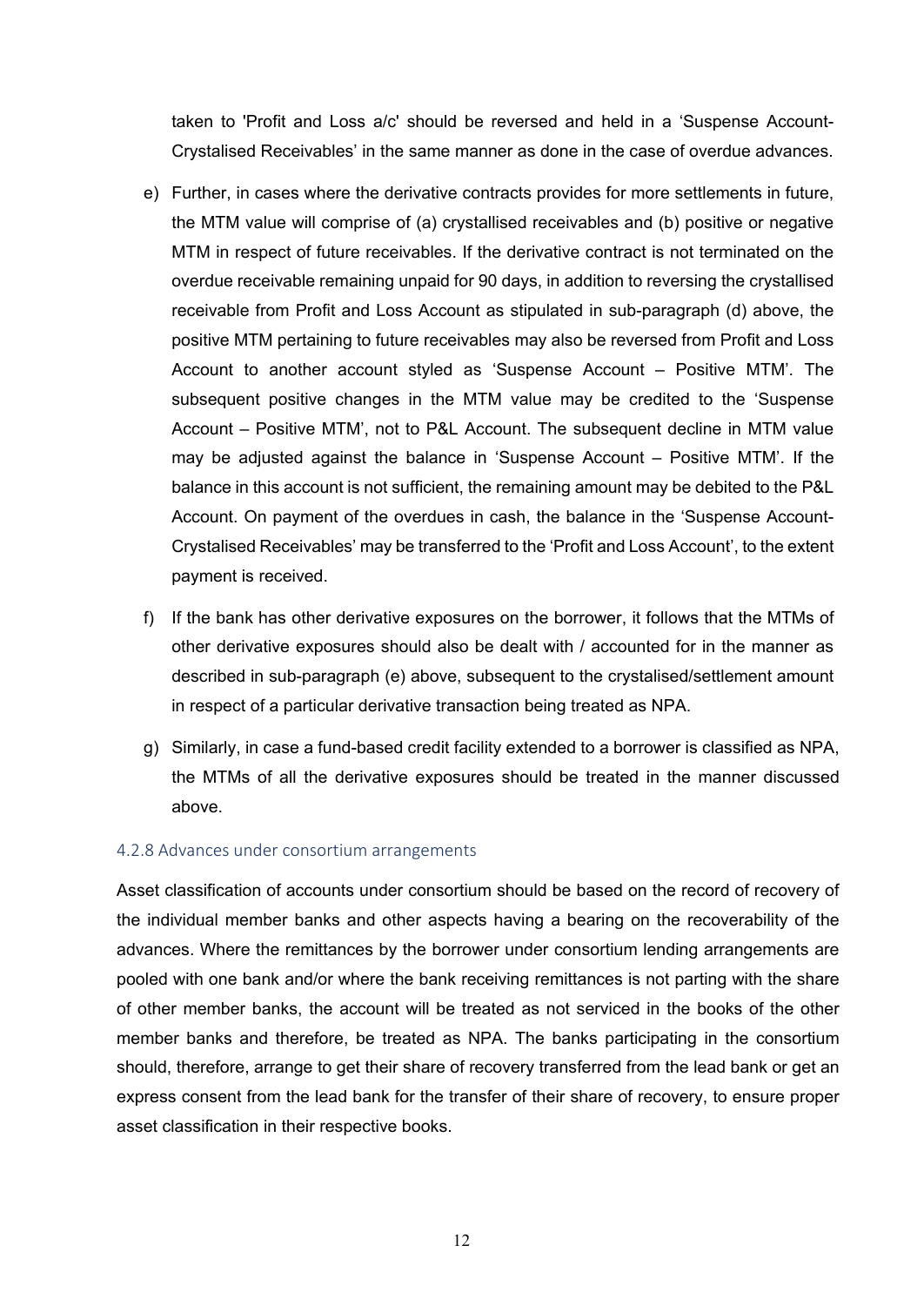taken to 'Profit and Loss a/c' should be reversed and held in a 'Suspense Account-Crystalised Receivables' in the same manner as done in the case of overdue advances.

e) Further, in cases where the derivative contracts provides for more settlements in future, the MTM value will comprise of (a) crystallised receivables and (b) positive or negative MTM in respect of future receivables. If the derivative contract is not terminated on the overdue receivable remaining unpaid for 90 days, in addition to reversing the crystallised receivable from Profit and Loss Account as stipulated in sub-paragraph (d) above, the positive MTM pertaining to future receivables may also be reversed from Profit and Loss Account to another account styled as 'Suspense Account – Positive MTM'. The subsequent positive changes in the MTM value may be credited to the 'Suspense Account – Positive MTM', not to P&L Account. The subsequent decline in MTM value may be adjusted against the balance in 'Suspense Account – Positive MTM'. If the balance in this account is not sufficient, the remaining amount may be debited to the P&L Account. On payment of the overdues in cash, the balance in the 'Suspense Account-Crystalised Receivables' may be transferred to the 'Profit and Loss Account', to the extent payment is received.

f) If the bank has other derivative exposures on the borrower, it follows that the MTMs of other derivative exposures should also be dealt with / accounted for in the manner as described in sub-paragraph (e) above, subsequent to the crystalised/settlement amount in respect of a particular derivative transaction being treated as NPA.

g) Similarly, in case a fund-based credit facility extended to a borrower is classified as NPA, the MTMs of all the derivative exposures should be treated in the manner discussed above.

#### 4.2.8 Advances under consortium arrangements

Asset classification of accounts under consortium should be based on the record of recovery of the individual member banks and other aspects having a bearing on the recoverability of the advances. Where the remittances by the borrower under consortium lending arrangements are pooled with one bank and/or where the bank receiving remittances is not parting with the share of other member banks, the account will be treated as not serviced in the books of the other member banks and therefore, be treated as NPA. The banks participating in the consortium should, therefore, arrange to get their share of recovery transferred from the lead bank or get an express consent from the lead bank for the transfer of their share of recovery, to ensure proper asset classification in their respective books.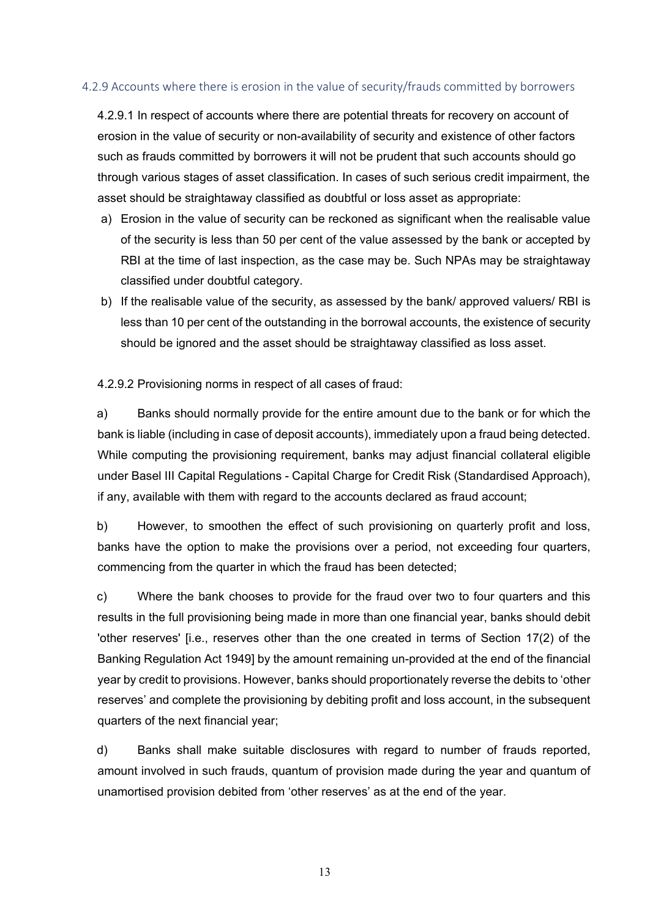### 4.2.9 Accounts where there is erosion in the value of security/frauds committed by borrowers

4.2.9.1 In respect of accounts where there are potential threats for recovery on account of erosion in the value of security or non-availability of security and existence of other factors such as frauds committed by borrowers it will not be prudent that such accounts should go through various stages of asset classification. In cases of such serious credit impairment, the asset should be straightaway classified as doubtful or loss asset as appropriate:

a) Erosion in the value of security can be reckoned as significant when the realisable value of the security is less than 50 per cent of the value assessed by the bank or accepted by RBI at the time of last inspection, as the case may be. Such NPAs may be straightaway classified under doubtful category.

b) If the realisable value of the security, as assessed by the bank/ approved valuers/ RBI is less than 10 per cent of the outstanding in the borrowal accounts, the existence of security should be ignored and the asset should be straightaway classified as loss asset.

4.2.9.2 Provisioning norms in respect of all cases of fraud:

a) Banks should normally provide for the entire amount due to the bank or for which the bank is liable (including in case of deposit accounts), immediately upon a fraud being detected. While computing the provisioning requirement, banks may adjust financial collateral eligible under Basel III Capital Regulations - Capital Charge for Credit Risk (Standardised Approach), if any, available with them with regard to the accounts declared as fraud account;

b) However, to smoothen the effect of such provisioning on quarterly profit and loss, banks have the option to make the provisions over a period, not exceeding four quarters, commencing from the quarter in which the fraud has been detected;

c) Where the bank chooses to provide for the fraud over two to four quarters and this results in the full provisioning being made in more than one financial year, banks should debit 'other reserves' [i.e., reserves other than the one created in terms of Section 17(2) of the Banking Regulation Act 1949] by the amount remaining un-provided at the end of the financial year by credit to provisions. However, banks should proportionately reverse the debits to 'other reserves' and complete the provisioning by debiting profit and loss account, in the subsequent quarters of the next financial year;

d) Banks shall make suitable disclosures with regard to number of frauds reported, amount involved in such frauds, quantum of provision made during the year and quantum of unamortised provision debited from 'other reserves' as at the end of the year.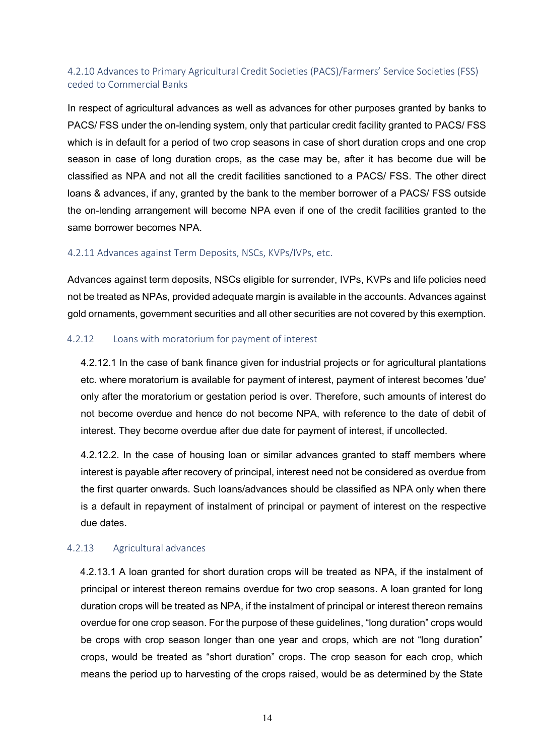### 4.2.10 Advances to Primary Agricultural Credit Societies (PACS)/Farmers' Service Societies (FSS) ceded to Commercial Banks

In respect of agricultural advances as well as advances for other purposes granted by banks to PACS/ FSS under the on-lending system, only that particular credit facility granted to PACS/ FSS which is in default for a period of two crop seasons in case of short duration crops and one crop season in case of long duration crops, as the case may be, after it has become due will be classified as NPA and not all the credit facilities sanctioned to a PACS/ FSS. The other direct loans & advances, if any, granted by the bank to the member borrower of a PACS/ FSS outside the on-lending arrangement will become NPA even if one of the credit facilities granted to the same borrower becomes NPA.

### 4.2.11 Advances against Term Deposits, NSCs, KVPs/IVPs, etc.

Advances against term deposits, NSCs eligible for surrender, IVPs, KVPs and life policies need not be treated as NPAs, provided adequate margin is available in the accounts. Advances against gold ornaments, government securities and all other securities are not covered by this exemption.

### 4.2.12 Loans with moratorium for payment of interest

4.2.12.1 In the case of bank finance given for industrial projects or for agricultural plantations etc. where moratorium is available for payment of interest, payment of interest becomes 'due' only after the moratorium or gestation period is over. Therefore, such amounts of interest do not become overdue and hence do not become NPA, with reference to the date of debit of interest. They become overdue after due date for payment of interest, if uncollected.

4.2.12.2. In the case of housing loan or similar advances granted to staff members where interest is payable after recovery of principal, interest need not be considered as overdue from the first quarter onwards. Such loans/advances should be classified as NPA only when there is a default in repayment of instalment of principal or payment of interest on the respective due dates.

### 4.2.13 Agricultural advances

4.2.13.1 A loan granted for short duration crops will be treated as NPA, if the instalment of principal or interest thereon remains overdue for two crop seasons. A loan granted for long duration crops will be treated as NPA, if the instalment of principal or interest thereon remains overdue for one crop season. For the purpose of these guidelines, "long duration" crops would be crops with crop season longer than one year and crops, which are not "long duration" crops, would be treated as "short duration" crops. The crop season for each crop, which means the period up to harvesting of the crops raised, would be as determined by the State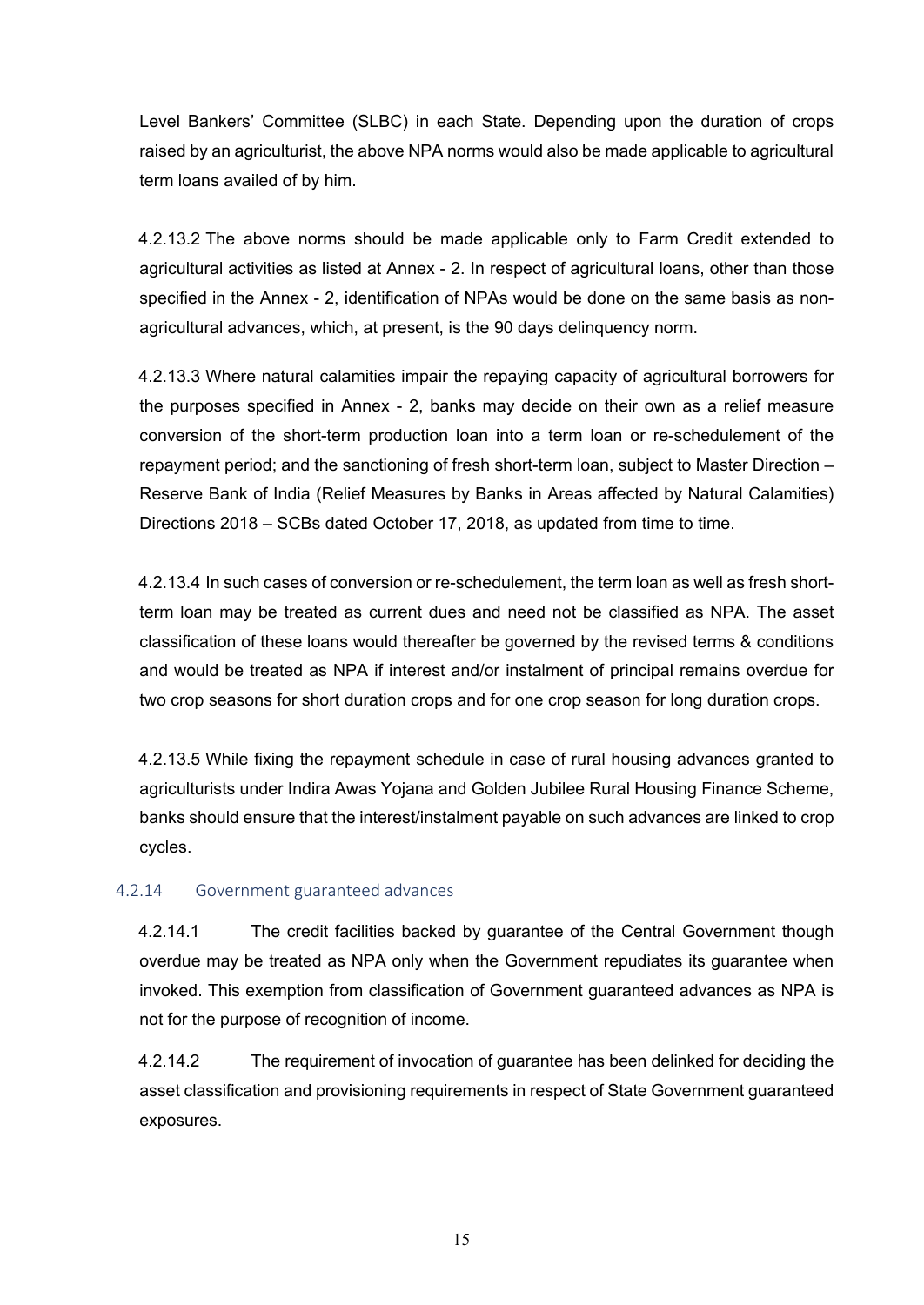Level Bankers' Committee (SLBC) in each State. Depending upon the duration of crops raised by an agriculturist, the above NPA norms would also be made applicable to agricultural term loans availed of by him.

4.2.13.2 The above norms should be made applicable only to Farm Credit extended to agricultural activities as listed at Annex - 2. In respect of agricultural loans, other than those specified in the Annex - 2, identification of NPAs would be done on the same basis as non-agricultural advances, which, at present, is the 90 days delinquency norm.

4.2.13.3 Where natural calamities impair the repaying capacity of agricultural borrowers for the purposes specified in Annex - 2, banks may decide on their own as a relief measure conversion of the short-term production loan into a term loan or re-schedulement of the repayment period; and the sanctioning of fresh short-term loan, subject to Master Direction – Reserve Bank of India (Relief Measures by Banks in Areas affected by Natural Calamities) Directions 2018 – SCBs dated October 17, 2018, as updated from time to time.

4.2.13.4 In such cases of conversion or re-schedulement, the term loan as well as fresh short-term loan may be treated as current dues and need not be classified as NPA. The asset classification of these loans would thereafter be governed by the revised terms & conditions and would be treated as NPA if interest and/or instalment of principal remains overdue for two crop seasons for short duration crops and for one crop season for long duration crops.

4.2.13.5 While fixing the repayment schedule in case of rural housing advances granted to agriculturists under Indira Awas Yojana and Golden Jubilee Rural Housing Finance Scheme, banks should ensure that the interest/instalment payable on such advances are linked to crop cycles.

### 4.2.14 Government guaranteed advances

4.2.14.1 The credit facilities backed by guarantee of the Central Government though overdue may be treated as NPA only when the Government repudiates its guarantee when invoked. This exemption from classification of Government guaranteed advances as NPA is not for the purpose of recognition of income.

4.2.14.2 The requirement of invocation of guarantee has been delinked for deciding the asset classification and provisioning requirements in respect of State Government guaranteed exposures.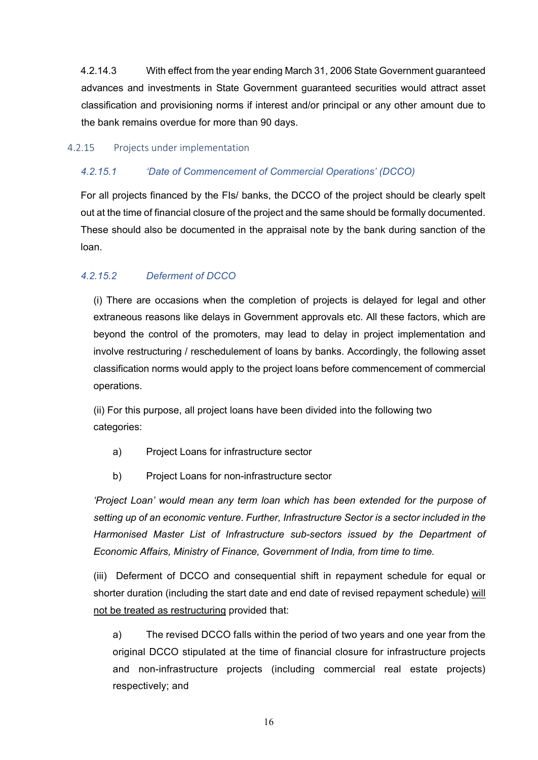4.2.14.3 With effect from the year ending March 31, 2006 State Government guaranteed advances and investments in State Government guaranteed securities would attract asset classification and provisioning norms if interest and/or principal or any other amount due to the bank remains overdue for more than 90 days.

### 4.2.15 Projects under implementation

#### *4.2.15.1 'Date of Commencement of Commercial Operations' (DCCO)*

For all projects financed by the FIs/ banks, the DCCO of the project should be clearly spelt out at the time of financial closure of the project and the same should be formally documented. These should also be documented in the appraisal note by the bank during sanction of the loan.

#### *4.2.15.2 Deferment of DCCO*

(i) There are occasions when the completion of projects is delayed for legal and other extraneous reasons like delays in Government approvals etc. All these factors, which are beyond the control of the promoters, may lead to delay in project implementation and involve restructuring / reschedulement of loans by banks. Accordingly, the following asset classification norms would apply to the project loans before commencement of commercial operations.

(ii) For this purpose, all project loans have been divided into the following two categories:

a) Project Loans for infrastructure sector

b) Project Loans for non-infrastructure sector

*'Project Loan' would mean any term loan which has been extended for the purpose of setting up of an economic venture. Further, Infrastructure Sector is a sector included in the Harmonised Master List of Infrastructure sub-sectors issued by the Department of Economic Affairs, Ministry of Finance, Government of India, from time to time.*

(iii) Deferment of DCCO and consequential shift in repayment schedule for equal or shorter duration (including the start date and end date of revised repayment schedule) <u>will not be treated as restructuring</u> provided that:

a) The revised DCCO falls within the period of two years and one year from the original DCCO stipulated at the time of financial closure for infrastructure projects and non-infrastructure projects (including commercial real estate projects) respectively; and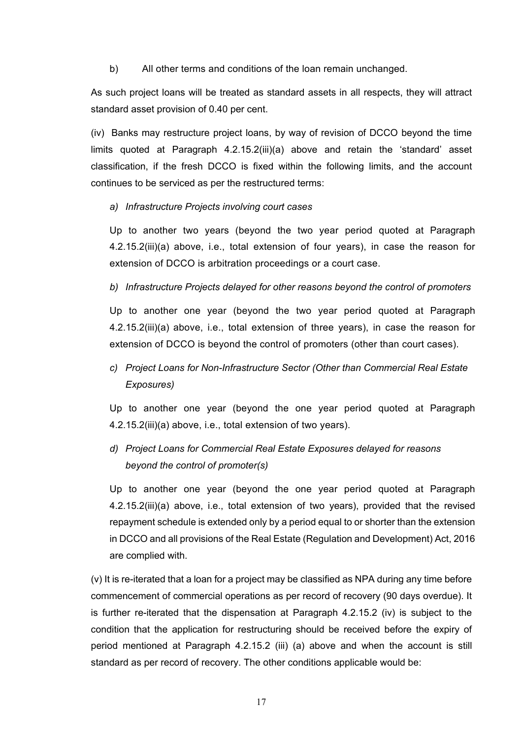b) All other terms and conditions of the loan remain unchanged.

As such project loans will be treated as standard assets in all respects, they will attract standard asset provision of 0.40 per cent.

(iv) Banks may restructure project loans, by way of revision of DCCO beyond the time limits quoted at Paragraph 4.2.15.2(iii)(a) above and retain the 'standard' asset classification, if the fresh DCCO is fixed within the following limits, and the account continues to be serviced as per the restructured terms:

*a) Infrastructure Projects involving court cases*

Up to another two years (beyond the two year period quoted at Paragraph 4.2.15.2(iii)(a) above, i.e., total extension of four years), in case the reason for extension of DCCO is arbitration proceedings or a court case.

*b) Infrastructure Projects delayed for other reasons beyond the control of promoters*

Up to another one year (beyond the two year period quoted at Paragraph 4.2.15.2(iii)(a) above, i.e., total extension of three years), in case the reason for extension of DCCO is beyond the control of promoters (other than court cases).

*c) Project Loans for Non-Infrastructure Sector (Other than Commercial Real Estate Exposures)*

Up to another one year (beyond the one year period quoted at Paragraph 4.2.15.2(iii)(a) above, i.e., total extension of two years).

*d) Project Loans for Commercial Real Estate Exposures delayed for reasons beyond the control of promoter(s)*

Up to another one year (beyond the one year period quoted at Paragraph 4.2.15.2(iii)(a) above, i.e., total extension of two years), provided that the revised repayment schedule is extended only by a period equal to or shorter than the extension in DCCO and all provisions of the Real Estate (Regulation and Development) Act, 2016 are complied with.

(v) It is re-iterated that a loan for a project may be classified as NPA during any time before commencement of commercial operations as per record of recovery (90 days overdue). It is further re-iterated that the dispensation at Paragraph 4.2.15.2 (iv) is subject to the condition that the application for restructuring should be received before the expiry of period mentioned at Paragraph 4.2.15.2 (iii) (a) above and when the account is still standard as per record of recovery. The other conditions applicable would be: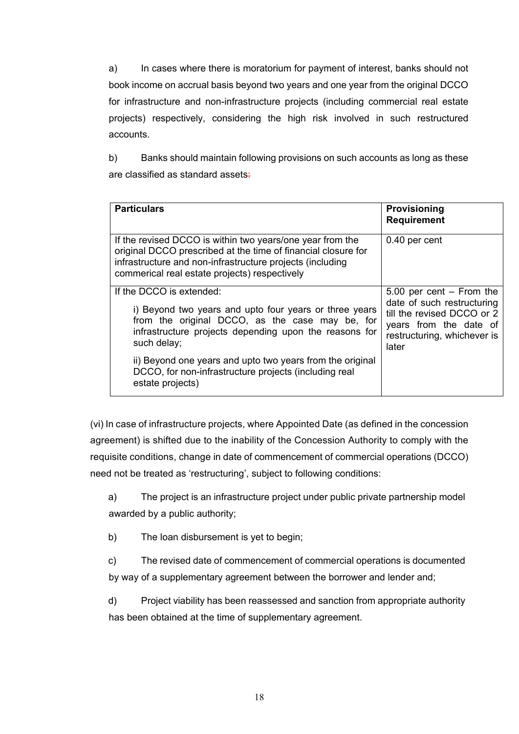a) In cases where there is moratorium for payment of interest, banks should not book income on accrual basis beyond two years and one year from the original DCCO for infrastructure and non-infrastructure projects (including commercial real estate projects) respectively, considering the high risk involved in such restructured accounts.

b) Banks should maintain following provisions on such accounts as long as these are classified as standard assets:

| **Particulars** | **Provisioning Requirement** |
|---|---|
| If the revised DCCO is within two years/one year from the original DCCO prescribed at the time of financial closure for infrastructure and non-infrastructure projects (including commerical real estate projects) respectively | 0.40 per cent |
| If the DCCO is extended:<br><br>i) Beyond two years and upto four years or three years from the original DCCO, as the case may be, for infrastructure projects depending upon the reasons for such delay;<br><br>ii) Beyond one years and upto two years from the original DCCO, for non-infrastructure projects (including real estate projects) | 5.00 per cent – From the date of such restructuring till the revised DCCO or 2 years from the date of restructuring, whichever is later |

(vi) In case of infrastructure projects, where Appointed Date (as defined in the concession agreement) is shifted due to the inability of the Concession Authority to comply with the requisite conditions, change in date of commencement of commercial operations (DCCO) need not be treated as 'restructuring', subject to following conditions:

a) The project is an infrastructure project under public private partnership model awarded by a public authority;

b) The loan disbursement is yet to begin;

c) The revised date of commencement of commercial operations is documented by way of a supplementary agreement between the borrower and lender and;

d) Project viability has been reassessed and sanction from appropriate authority has been obtained at the time of supplementary agreement.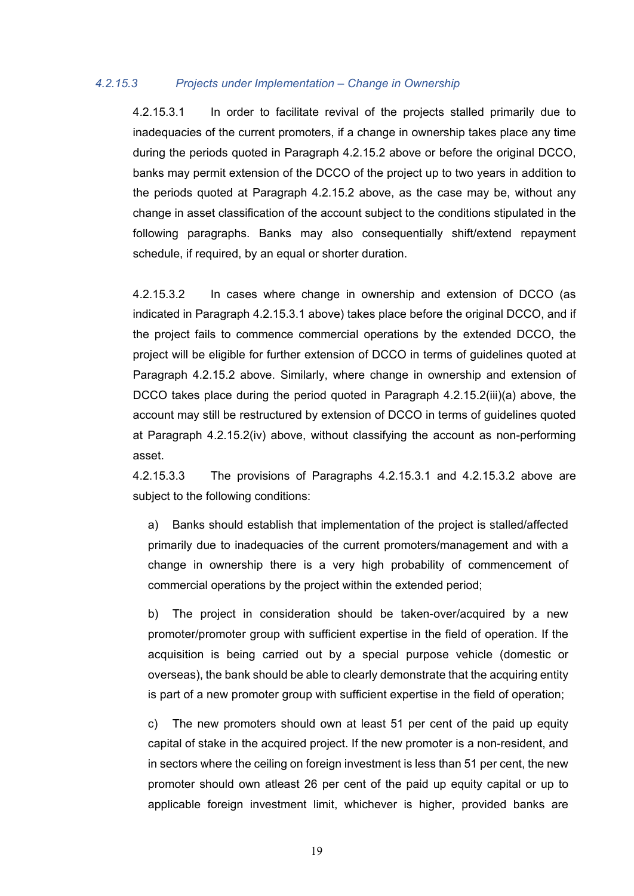#### *4.2.15.3 Projects under Implementation – Change in Ownership*

4.2.15.3.1 In order to facilitate revival of the projects stalled primarily due to inadequacies of the current promoters, if a change in ownership takes place any time during the periods quoted in Paragraph 4.2.15.2 above or before the original DCCO, banks may permit extension of the DCCO of the project up to two years in addition to the periods quoted at Paragraph 4.2.15.2 above, as the case may be, without any change in asset classification of the account subject to the conditions stipulated in the following paragraphs. Banks may also consequentially shift/extend repayment schedule, if required, by an equal or shorter duration.

4.2.15.3.2 In cases where change in ownership and extension of DCCO (as indicated in Paragraph 4.2.15.3.1 above) takes place before the original DCCO, and if the project fails to commence commercial operations by the extended DCCO, the project will be eligible for further extension of DCCO in terms of guidelines quoted at Paragraph 4.2.15.2 above. Similarly, where change in ownership and extension of DCCO takes place during the period quoted in Paragraph 4.2.15.2(iii)(a) above, the account may still be restructured by extension of DCCO in terms of guidelines quoted at Paragraph 4.2.15.2(iv) above, without classifying the account as non-performing asset.

4.2.15.3.3 The provisions of Paragraphs 4.2.15.3.1 and 4.2.15.3.2 above are subject to the following conditions:

a) Banks should establish that implementation of the project is stalled/affected primarily due to inadequacies of the current promoters/management and with a change in ownership there is a very high probability of commencement of commercial operations by the project within the extended period;

b) The project in consideration should be taken-over/acquired by a new promoter/promoter group with sufficient expertise in the field of operation. If the acquisition is being carried out by a special purpose vehicle (domestic or overseas), the bank should be able to clearly demonstrate that the acquiring entity is part of a new promoter group with sufficient expertise in the field of operation;

c) The new promoters should own at least 51 per cent of the paid up equity capital of stake in the acquired project. If the new promoter is a non-resident, and in sectors where the ceiling on foreign investment is less than 51 per cent, the new promoter should own atleast 26 per cent of the paid up equity capital or up to applicable foreign investment limit, whichever is higher, provided banks are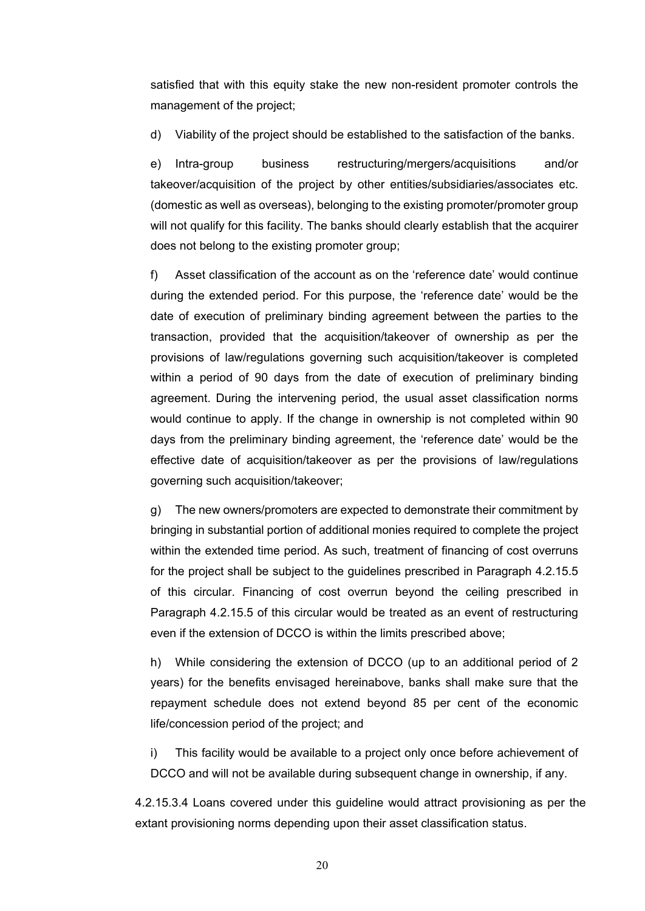satisfied that with this equity stake the new non-resident promoter controls the management of the project;

d) Viability of the project should be established to the satisfaction of the banks.

e) Intra-group business restructuring/mergers/acquisitions and/or takeover/acquisition of the project by other entities/subsidiaries/associates etc. (domestic as well as overseas), belonging to the existing promoter/promoter group will not qualify for this facility. The banks should clearly establish that the acquirer does not belong to the existing promoter group;

f) Asset classification of the account as on the 'reference date' would continue during the extended period. For this purpose, the 'reference date' would be the date of execution of preliminary binding agreement between the parties to the transaction, provided that the acquisition/takeover of ownership as per the provisions of law/regulations governing such acquisition/takeover is completed within a period of 90 days from the date of execution of preliminary binding agreement. During the intervening period, the usual asset classification norms would continue to apply. If the change in ownership is not completed within 90 days from the preliminary binding agreement, the 'reference date' would be the effective date of acquisition/takeover as per the provisions of law/regulations governing such acquisition/takeover;

g) The new owners/promoters are expected to demonstrate their commitment by bringing in substantial portion of additional monies required to complete the project within the extended time period. As such, treatment of financing of cost overruns for the project shall be subject to the guidelines prescribed in Paragraph 4.2.15.5 of this circular. Financing of cost overrun beyond the ceiling prescribed in Paragraph 4.2.15.5 of this circular would be treated as an event of restructuring even if the extension of DCCO is within the limits prescribed above;

h) While considering the extension of DCCO (up to an additional period of 2 years) for the benefits envisaged hereinabove, banks shall make sure that the repayment schedule does not extend beyond 85 per cent of the economic life/concession period of the project; and

i) This facility would be available to a project only once before achievement of DCCO and will not be available during subsequent change in ownership, if any.

4.2.15.3.4 Loans covered under this guideline would attract provisioning as per the extant provisioning norms depending upon their asset classification status.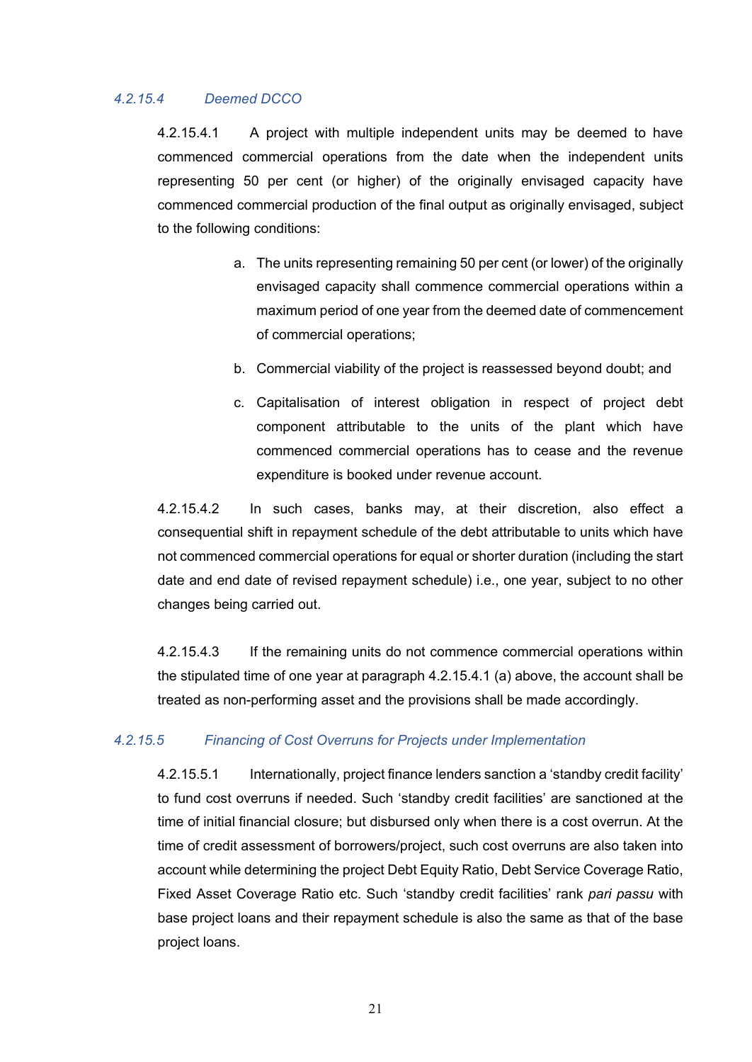#### *4.2.15.4 Deemed DCCO*

4.2.15.4.1 A project with multiple independent units may be deemed to have commenced commercial operations from the date when the independent units representing 50 per cent (or higher) of the originally envisaged capacity have commenced commercial production of the final output as originally envisaged, subject to the following conditions:

a. The units representing remaining 50 per cent (or lower) of the originally envisaged capacity shall commence commercial operations within a maximum period of one year from the deemed date of commencement of commercial operations;

b. Commercial viability of the project is reassessed beyond doubt; and

c. Capitalisation of interest obligation in respect of project debt component attributable to the units of the plant which have commenced commercial operations has to cease and the revenue expenditure is booked under revenue account.

4.2.15.4.2 In such cases, banks may, at their discretion, also effect a consequential shift in repayment schedule of the debt attributable to units which have not commenced commercial operations for equal or shorter duration (including the start date and end date of revised repayment schedule) i.e., one year, subject to no other changes being carried out.

4.2.15.4.3 If the remaining units do not commence commercial operations within the stipulated time of one year at paragraph 4.2.15.4.1 (a) above, the account shall be treated as non-performing asset and the provisions shall be made accordingly.

#### *4.2.15.5 Financing of Cost Overruns for Projects under Implementation*

4.2.15.5.1 Internationally, project finance lenders sanction a 'standby credit facility' to fund cost overruns if needed. Such 'standby credit facilities' are sanctioned at the time of initial financial closure; but disbursed only when there is a cost overrun. At the time of credit assessment of borrowers/project, such cost overruns are also taken into account while determining the project Debt Equity Ratio, Debt Service Coverage Ratio, Fixed Asset Coverage Ratio etc. Such 'standby credit facilities' rank *pari passu* with base project loans and their repayment schedule is also the same as that of the base project loans.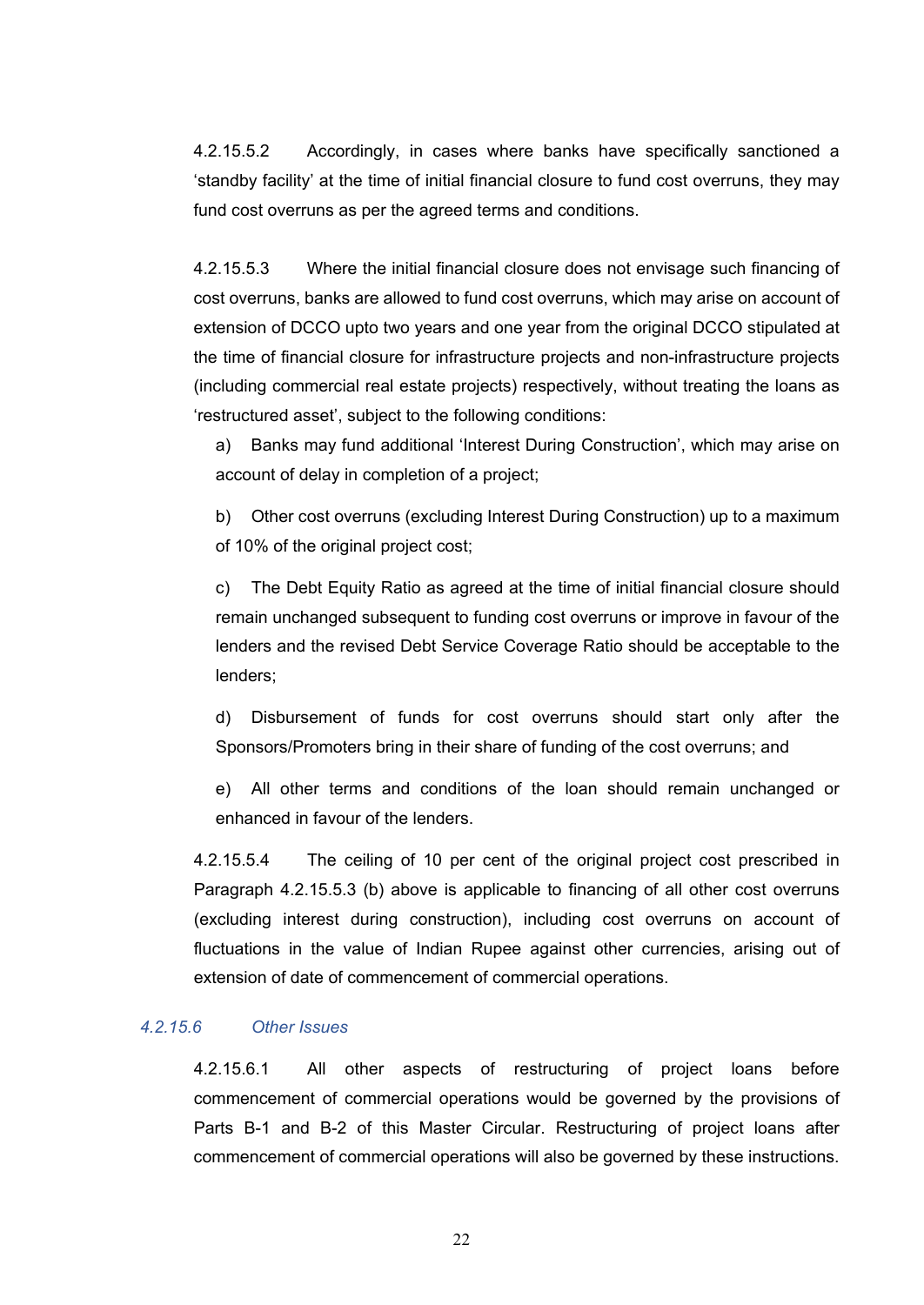4.2.15.5.2 Accordingly, in cases where banks have specifically sanctioned a 'standby facility' at the time of initial financial closure to fund cost overruns, they may fund cost overruns as per the agreed terms and conditions.

4.2.15.5.3 Where the initial financial closure does not envisage such financing of cost overruns, banks are allowed to fund cost overruns, which may arise on account of extension of DCCO upto two years and one year from the original DCCO stipulated at the time of financial closure for infrastructure projects and non-infrastructure projects (including commercial real estate projects) respectively, without treating the loans as 'restructured asset', subject to the following conditions:

a) Banks may fund additional 'Interest During Construction', which may arise on account of delay in completion of a project;

b) Other cost overruns (excluding Interest During Construction) up to a maximum of 10% of the original project cost;

c) The Debt Equity Ratio as agreed at the time of initial financial closure should remain unchanged subsequent to funding cost overruns or improve in favour of the lenders and the revised Debt Service Coverage Ratio should be acceptable to the lenders;

d) Disbursement of funds for cost overruns should start only after the Sponsors/Promoters bring in their share of funding of the cost overruns; and

e) All other terms and conditions of the loan should remain unchanged or enhanced in favour of the lenders.

4.2.15.5.4 The ceiling of 10 per cent of the original project cost prescribed in Paragraph 4.2.15.5.3 (b) above is applicable to financing of all other cost overruns (excluding interest during construction), including cost overruns on account of fluctuations in the value of Indian Rupee against other currencies, arising out of extension of date of commencement of commercial operations.

### *4.2.15.6 Other Issues*

4.2.15.6.1 All other aspects of restructuring of project loans before commencement of commercial operations would be governed by the provisions of Parts B-1 and B-2 of this Master Circular. Restructuring of project loans after commencement of commercial operations will also be governed by these instructions.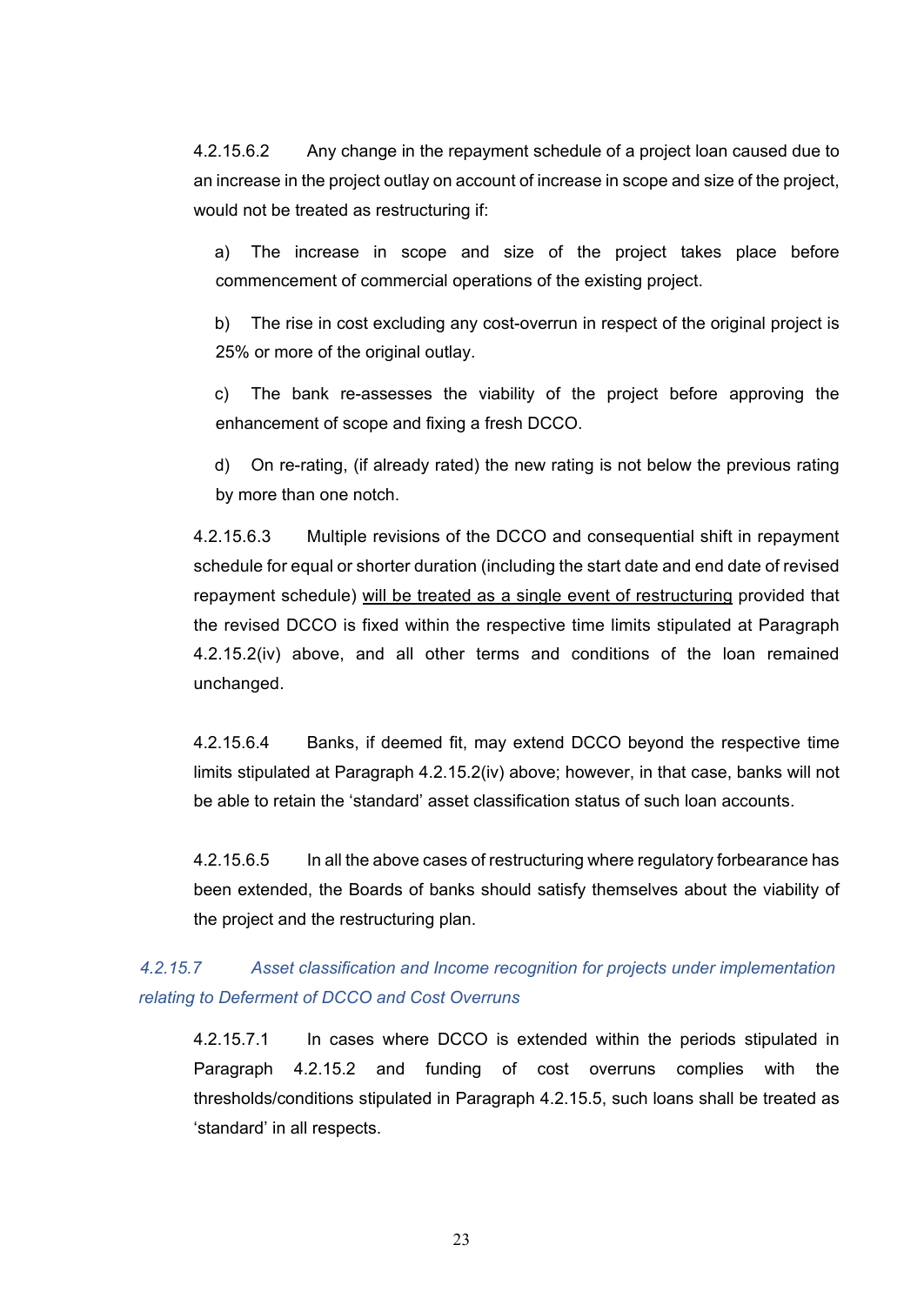4.2.15.6.2 Any change in the repayment schedule of a project loan caused due to an increase in the project outlay on account of increase in scope and size of the project, would not be treated as restructuring if:

a) The increase in scope and size of the project takes place before commencement of commercial operations of the existing project.

b) The rise in cost excluding any cost-overrun in respect of the original project is 25% or more of the original outlay.

c) The bank re-assesses the viability of the project before approving the enhancement of scope and fixing a fresh DCCO.

d) On re-rating, (if already rated) the new rating is not below the previous rating by more than one notch.

4.2.15.6.3 Multiple revisions of the DCCO and consequential shift in repayment schedule for equal or shorter duration (including the start date and end date of revised repayment schedule) <u>will be treated as a single event of restructuring</u> provided that the revised DCCO is fixed within the respective time limits stipulated at Paragraph 4.2.15.2(iv) above, and all other terms and conditions of the loan remained unchanged.

4.2.15.6.4 Banks, if deemed fit, may extend DCCO beyond the respective time limits stipulated at Paragraph 4.2.15.2(iv) above; however, in that case, banks will not be able to retain the 'standard' asset classification status of such loan accounts.

4.2.15.6.5 In all the above cases of restructuring where regulatory forbearance has been extended, the Boards of banks should satisfy themselves about the viability of the project and the restructuring plan.

#### *4.2.15.7 Asset classification and Income recognition for projects under implementation relating to Deferment of DCCO and Cost Overruns*

4.2.15.7.1 In cases where DCCO is extended within the periods stipulated in Paragraph 4.2.15.2 and funding of cost overruns complies with the thresholds/conditions stipulated in Paragraph 4.2.15.5, such loans shall be treated as 'standard' in all respects.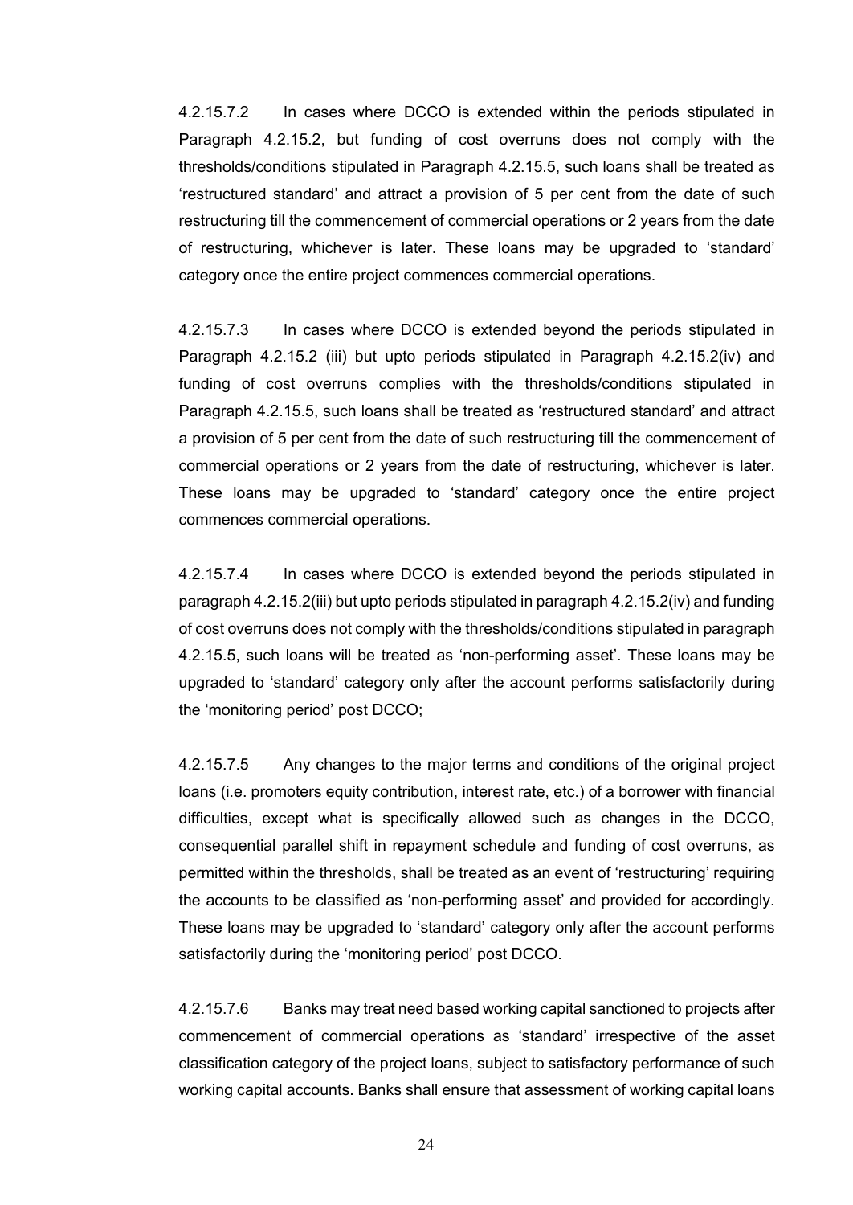4.2.15.7.2 In cases where DCCO is extended within the periods stipulated in Paragraph 4.2.15.2, but funding of cost overruns does not comply with the thresholds/conditions stipulated in Paragraph 4.2.15.5, such loans shall be treated as 'restructured standard' and attract a provision of 5 per cent from the date of such restructuring till the commencement of commercial operations or 2 years from the date of restructuring, whichever is later. These loans may be upgraded to 'standard' category once the entire project commences commercial operations.

4.2.15.7.3 In cases where DCCO is extended beyond the periods stipulated in Paragraph 4.2.15.2 (iii) but upto periods stipulated in Paragraph 4.2.15.2(iv) and funding of cost overruns complies with the thresholds/conditions stipulated in Paragraph 4.2.15.5, such loans shall be treated as 'restructured standard' and attract a provision of 5 per cent from the date of such restructuring till the commencement of commercial operations or 2 years from the date of restructuring, whichever is later. These loans may be upgraded to 'standard' category once the entire project commences commercial operations.

4.2.15.7.4 In cases where DCCO is extended beyond the periods stipulated in paragraph 4.2.15.2(iii) but upto periods stipulated in paragraph 4.2.15.2(iv) and funding of cost overruns does not comply with the thresholds/conditions stipulated in paragraph 4.2.15.5, such loans will be treated as 'non-performing asset'. These loans may be upgraded to 'standard' category only after the account performs satisfactorily during the 'monitoring period' post DCCO;

4.2.15.7.5 Any changes to the major terms and conditions of the original project loans (i.e. promoters equity contribution, interest rate, etc.) of a borrower with financial difficulties, except what is specifically allowed such as changes in the DCCO, consequential parallel shift in repayment schedule and funding of cost overruns, as permitted within the thresholds, shall be treated as an event of 'restructuring' requiring the accounts to be classified as 'non-performing asset' and provided for accordingly. These loans may be upgraded to 'standard' category only after the account performs satisfactorily during the 'monitoring period' post DCCO.

4.2.15.7.6 Banks may treat need based working capital sanctioned to projects after commencement of commercial operations as 'standard' irrespective of the asset classification category of the project loans, subject to satisfactory performance of such working capital accounts. Banks shall ensure that assessment of working capital loans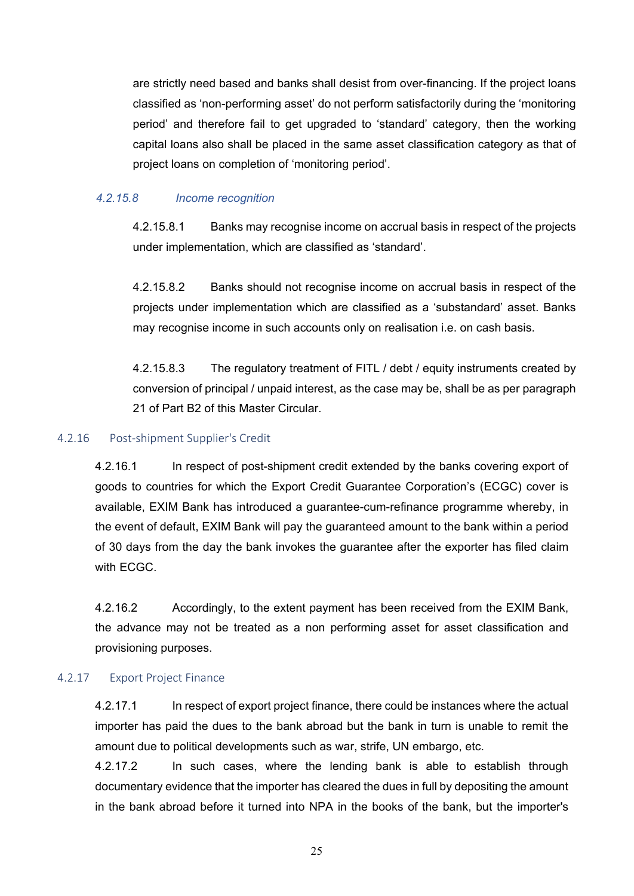are strictly need based and banks shall desist from over-financing. If the project loans classified as 'non-performing asset' do not perform satisfactorily during the 'monitoring period' and therefore fail to get upgraded to 'standard' category, then the working capital loans also shall be placed in the same asset classification category as that of project loans on completion of 'monitoring period'.

#### *4.2.15.8 Income recognition*

4.2.15.8.1 Banks may recognise income on accrual basis in respect of the projects under implementation, which are classified as 'standard'.

4.2.15.8.2 Banks should not recognise income on accrual basis in respect of the projects under implementation which are classified as a 'substandard' asset. Banks may recognise income in such accounts only on realisation i.e. on cash basis.

4.2.15.8.3 The regulatory treatment of FITL / debt / equity instruments created by conversion of principal / unpaid interest, as the case may be, shall be as per paragraph 21 of Part B2 of this Master Circular.

### 4.2.16 Post-shipment Supplier's Credit

4.2.16.1 In respect of post-shipment credit extended by the banks covering export of goods to countries for which the Export Credit Guarantee Corporation's (ECGC) cover is available, EXIM Bank has introduced a guarantee-cum-refinance programme whereby, in the event of default, EXIM Bank will pay the guaranteed amount to the bank within a period of 30 days from the day the bank invokes the guarantee after the exporter has filed claim with ECGC.

4.2.16.2 Accordingly, to the extent payment has been received from the EXIM Bank, the advance may not be treated as a non performing asset for asset classification and provisioning purposes.

### 4.2.17 Export Project Finance

4.2.17.1 In respect of export project finance, there could be instances where the actual importer has paid the dues to the bank abroad but the bank in turn is unable to remit the amount due to political developments such as war, strife, UN embargo, etc.

4.2.17.2 In such cases, where the lending bank is able to establish through documentary evidence that the importer has cleared the dues in full by depositing the amount in the bank abroad before it turned into NPA in the books of the bank, but the importer's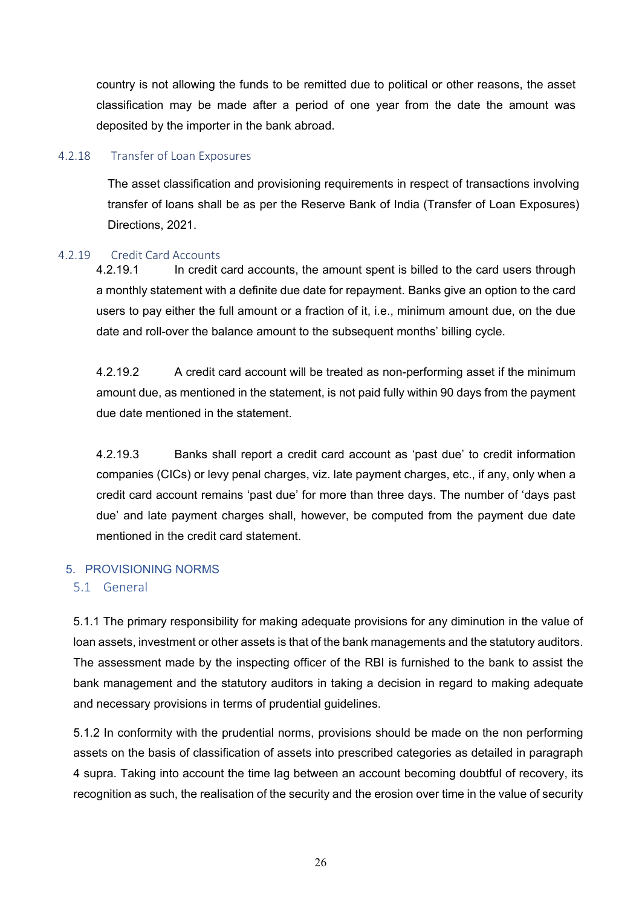country is not allowing the funds to be remitted due to political or other reasons, the asset classification may be made after a period of one year from the date the amount was deposited by the importer in the bank abroad.

#### 4.2.18 Transfer of Loan Exposures

The asset classification and provisioning requirements in respect of transactions involving transfer of loans shall be as per the Reserve Bank of India (Transfer of Loan Exposures) Directions, 2021.

#### 4.2.19 Credit Card Accounts

4.2.19.1 In credit card accounts, the amount spent is billed to the card users through a monthly statement with a definite due date for repayment. Banks give an option to the card users to pay either the full amount or a fraction of it, i.e., minimum amount due, on the due date and roll-over the balance amount to the subsequent months' billing cycle.

4.2.19.2 A credit card account will be treated as non-performing asset if the minimum amount due, as mentioned in the statement, is not paid fully within 90 days from the payment due date mentioned in the statement.

4.2.19.3 Banks shall report a credit card account as 'past due' to credit information companies (CICs) or levy penal charges, viz. late payment charges, etc., if any, only when a credit card account remains 'past due' for more than three days. The number of 'days past due' and late payment charges shall, however, be computed from the payment due date mentioned in the credit card statement.

## 5. PROVISIONING NORMS

### 5.1 General

5.1.1 The primary responsibility for making adequate provisions for any diminution in the value of loan assets, investment or other assets is that of the bank managements and the statutory auditors. The assessment made by the inspecting officer of the RBI is furnished to the bank to assist the bank management and the statutory auditors in taking a decision in regard to making adequate and necessary provisions in terms of prudential guidelines.

5.1.2 In conformity with the prudential norms, provisions should be made on the non performing assets on the basis of classification of assets into prescribed categories as detailed in paragraph 4 supra. Taking into account the time lag between an account becoming doubtful of recovery, its recognition as such, the realisation of the security and the erosion over time in the value of security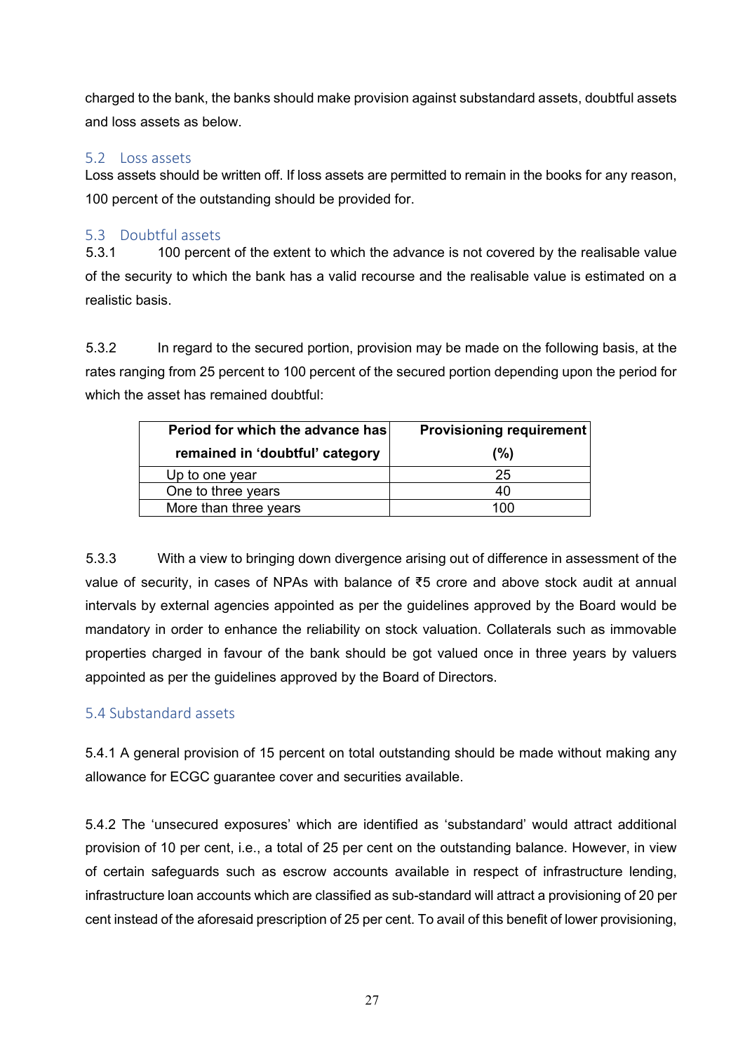charged to the bank, the banks should make provision against substandard assets, doubtful assets and loss assets as below.

## 5.2 Loss assets

Loss assets should be written off. If loss assets are permitted to remain in the books for any reason, 100 percent of the outstanding should be provided for.

## 5.3 Doubtful assets

5.3.1 100 percent of the extent to which the advance is not covered by the realisable value of the security to which the bank has a valid recourse and the realisable value is estimated on a realistic basis.

5.3.2 In regard to the secured portion, provision may be made on the following basis, at the rates ranging from 25 percent to 100 percent of the secured portion depending upon the period for which the asset has remained doubtful:

| Period for which the advance has remained in 'doubtful' category | Provisioning requirement (%) |
|---|---|
| Up to one year | 25 |
| One to three years | 40 |
| More than three years | 100 |

5.3.3 With a view to bringing down divergence arising out of difference in assessment of the value of security, in cases of NPAs with balance of ₹5 crore and above stock audit at annual intervals by external agencies appointed as per the guidelines approved by the Board would be mandatory in order to enhance the reliability on stock valuation. Collaterals such as immovable properties charged in favour of the bank should be got valued once in three years by valuers appointed as per the guidelines approved by the Board of Directors.

## 5.4 Substandard assets

5.4.1 A general provision of 15 percent on total outstanding should be made without making any allowance for ECGC guarantee cover and securities available.

5.4.2 The 'unsecured exposures' which are identified as 'substandard' would attract additional provision of 10 per cent, i.e., a total of 25 per cent on the outstanding balance. However, in view of certain safeguards such as escrow accounts available in respect of infrastructure lending, infrastructure loan accounts which are classified as sub-standard will attract a provisioning of 20 per cent instead of the aforesaid prescription of 25 per cent. To avail of this benefit of lower provisioning,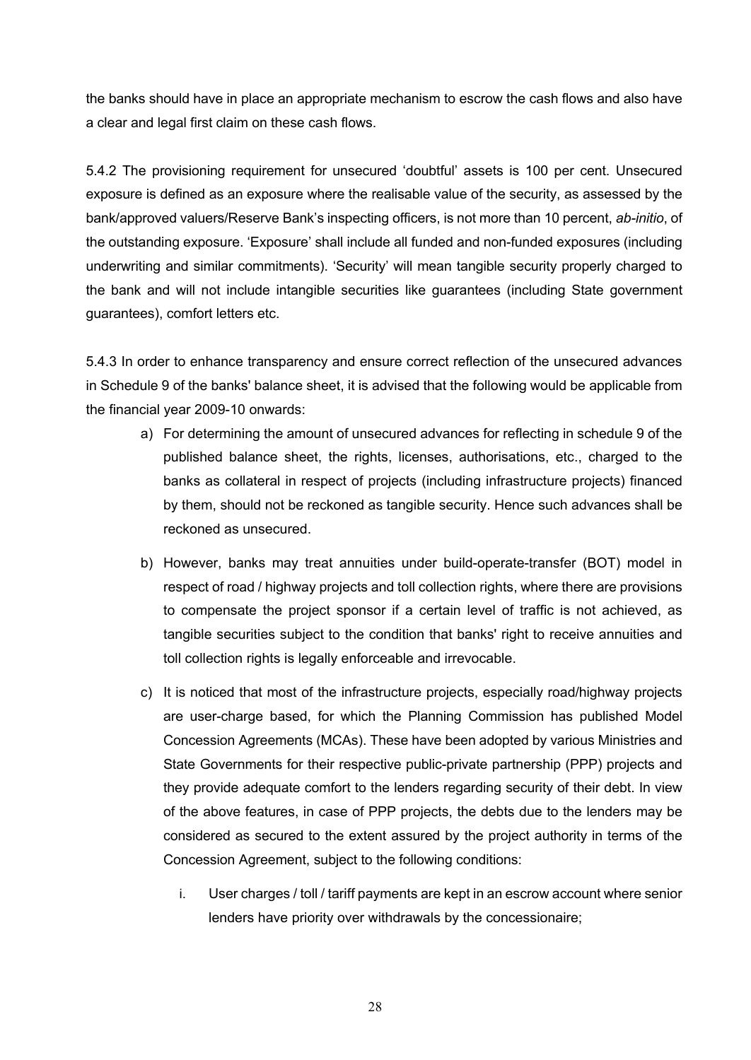the banks should have in place an appropriate mechanism to escrow the cash flows and also have a clear and legal first claim on these cash flows.

5.4.2 The provisioning requirement for unsecured 'doubtful' assets is 100 per cent. Unsecured exposure is defined as an exposure where the realisable value of the security, as assessed by the bank/approved valuers/Reserve Bank's inspecting officers, is not more than 10 percent, *ab-initio*, of the outstanding exposure. 'Exposure' shall include all funded and non-funded exposures (including underwriting and similar commitments). 'Security' will mean tangible security properly charged to the bank and will not include intangible securities like guarantees (including State government guarantees), comfort letters etc.

5.4.3 In order to enhance transparency and ensure correct reflection of the unsecured advances in Schedule 9 of the banks' balance sheet, it is advised that the following would be applicable from the financial year 2009-10 onwards:

a) For determining the amount of unsecured advances for reflecting in schedule 9 of the published balance sheet, the rights, licenses, authorisations, etc., charged to the banks as collateral in respect of projects (including infrastructure projects) financed by them, should not be reckoned as tangible security. Hence such advances shall be reckoned as unsecured.

b) However, banks may treat annuities under build-operate-transfer (BOT) model in respect of road / highway projects and toll collection rights, where there are provisions to compensate the project sponsor if a certain level of traffic is not achieved, as tangible securities subject to the condition that banks' right to receive annuities and toll collection rights is legally enforceable and irrevocable.

c) It is noticed that most of the infrastructure projects, especially road/highway projects are user-charge based, for which the Planning Commission has published Model Concession Agreements (MCAs). These have been adopted by various Ministries and State Governments for their respective public-private partnership (PPP) projects and they provide adequate comfort to the lenders regarding security of their debt. In view of the above features, in case of PPP projects, the debts due to the lenders may be considered as secured to the extent assured by the project authority in terms of the Concession Agreement, subject to the following conditions:

   i. User charges / toll / tariff payments are kept in an escrow account where senior lenders have priority over withdrawals by the concessionaire;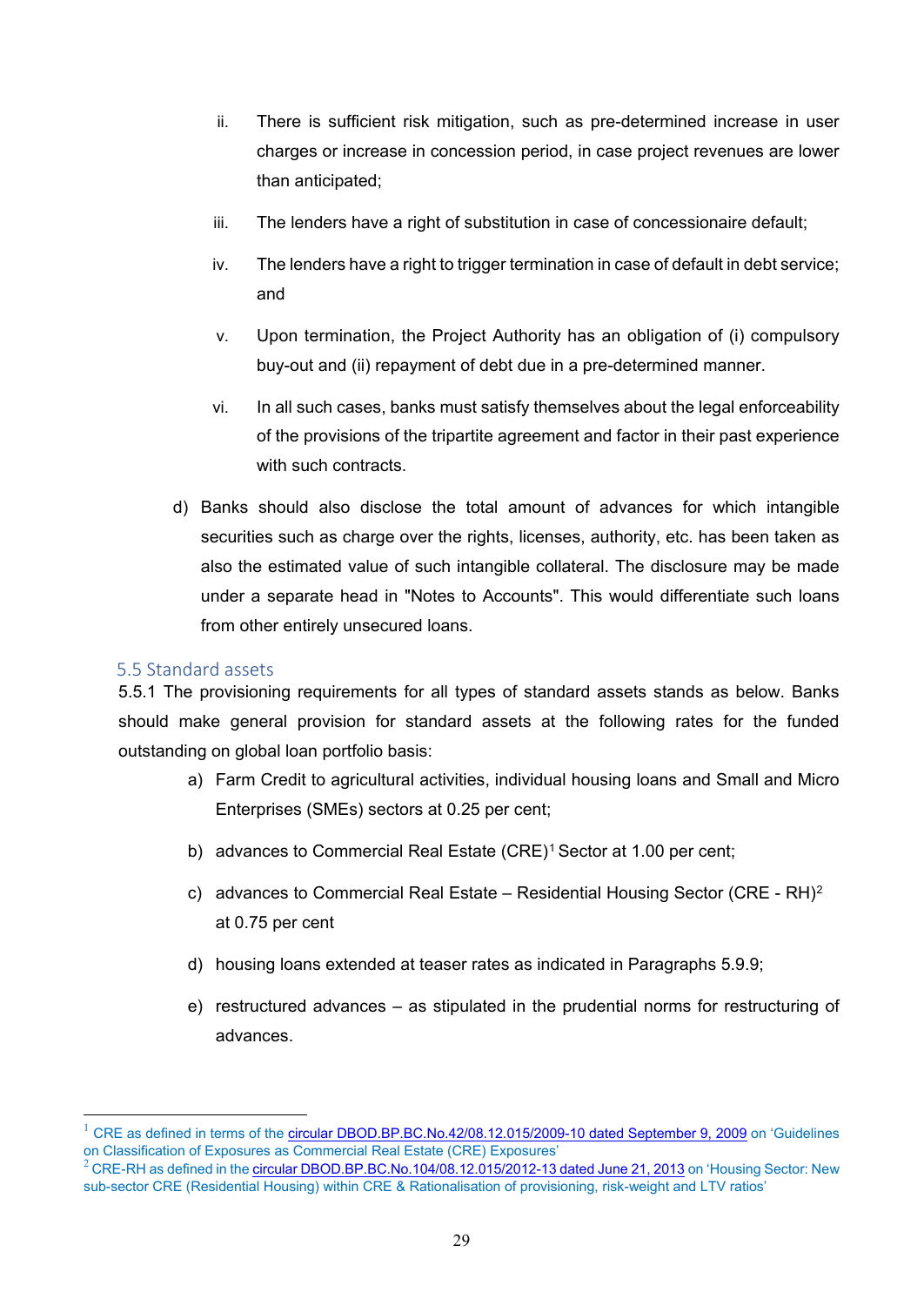ii. There is sufficient risk mitigation, such as pre-determined increase in user charges or increase in concession period, in case project revenues are lower than anticipated;

iii. The lenders have a right of substitution in case of concessionaire default;

iv. The lenders have a right to trigger termination in case of default in debt service; and

v. Upon termination, the Project Authority has an obligation of (i) compulsory buy-out and (ii) repayment of debt due in a pre-determined manner.

vi. In all such cases, banks must satisfy themselves about the legal enforceability of the provisions of the tripartite agreement and factor in their past experience with such contracts.

d) Banks should also disclose the total amount of advances for which intangible securities such as charge over the rights, licenses, authority, etc. has been taken as also the estimated value of such intangible collateral. The disclosure may be made under a separate head in "Notes to Accounts". This would differentiate such loans from other entirely unsecured loans.

## 5.5 Standard assets

5.5.1 The provisioning requirements for all types of standard assets stands as below. Banks should make general provision for standard assets at the following rates for the funded outstanding on global loan portfolio basis:

a) Farm Credit to agricultural activities, individual housing loans and Small and Micro Enterprises (SMEs) sectors at 0.25 per cent;

b) advances to Commercial Real Estate (CRE)[1] Sector at 1.00 per cent;

c) advances to Commercial Real Estate – Residential Housing Sector (CRE - RH)[2] at 0.75 per cent

d) housing loans extended at teaser rates as indicated in Paragraphs 5.9.9;

e) restructured advances – as stipulated in the prudential norms for restructuring of advances.

---

[1] CRE as defined in terms of the circular DBOD.BP.BC.No.42/08.12.015/2009-10 dated September 9, 2009 on 'Guidelines on Classification of Exposures as Commercial Real Estate (CRE) Exposures'

[2] CRE-RH as defined in the circular DBOD.BP.BC.No.104/08.12.015/2012-13 dated June 21, 2013 on 'Housing Sector: New sub-sector CRE (Residential Housing) within CRE & Rationalisation of provisioning, risk-weight and LTV ratios'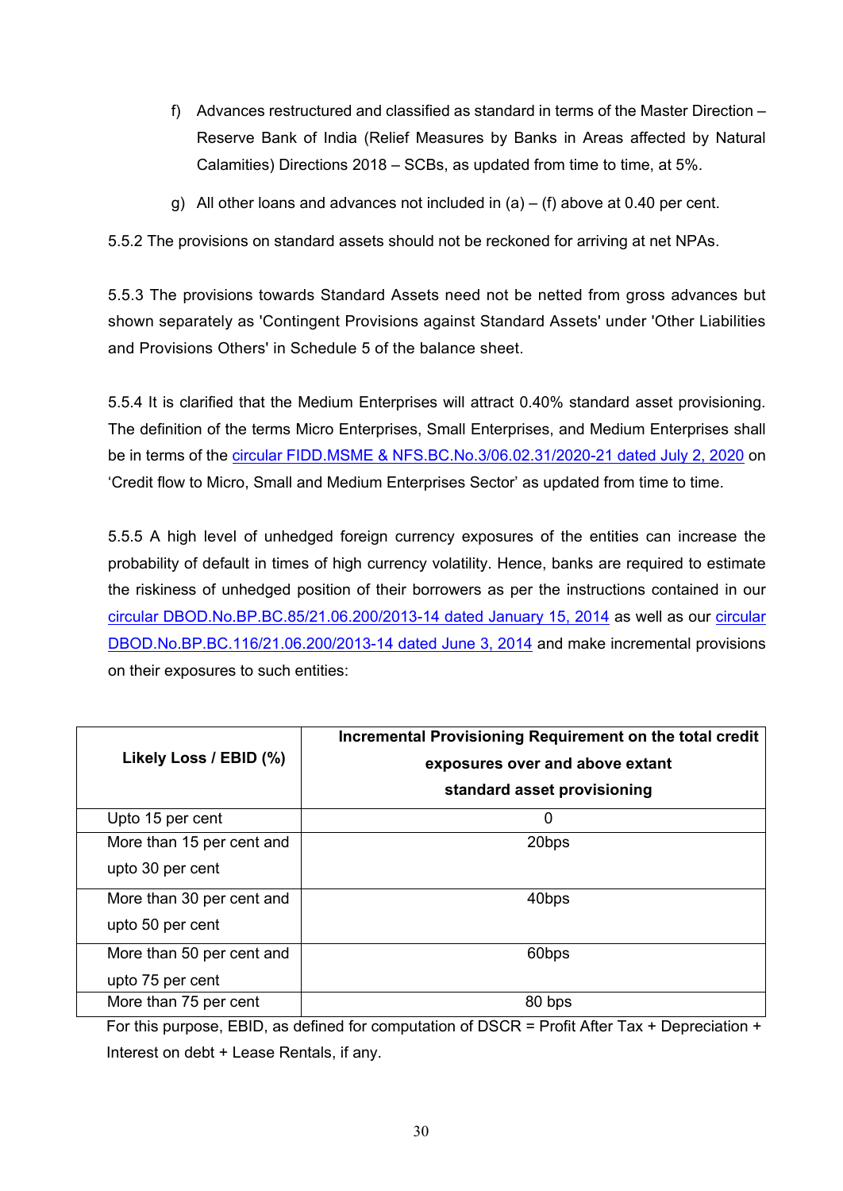f) Advances restructured and classified as standard in terms of the Master Direction – Reserve Bank of India (Relief Measures by Banks in Areas affected by Natural Calamities) Directions 2018 – SCBs, as updated from time to time, at 5%.

g) All other loans and advances not included in (a) – (f) above at 0.40 per cent.

5.5.2 The provisions on standard assets should not be reckoned for arriving at net NPAs.

5.5.3 The provisions towards Standard Assets need not be netted from gross advances but shown separately as 'Contingent Provisions against Standard Assets' under 'Other Liabilities and Provisions Others' in Schedule 5 of the balance sheet.

5.5.4 It is clarified that the Medium Enterprises will attract 0.40% standard asset provisioning. The definition of the terms Micro Enterprises, Small Enterprises, and Medium Enterprises shall be in terms of the circular FIDD.MSME & NFS.BC.No.3/06.02.31/2020-21 dated July 2, 2020 on 'Credit flow to Micro, Small and Medium Enterprises Sector' as updated from time to time.

5.5.5 A high level of unhedged foreign currency exposures of the entities can increase the probability of default in times of high currency volatility. Hence, banks are required to estimate the riskiness of unhedged position of their borrowers as per the instructions contained in our circular DBOD.No.BP.BC.85/21.06.200/2013-14 dated January 15, 2014 as well as our circular DBOD.No.BP.BC.116/21.06.200/2013-14 dated June 3, 2014 and make incremental provisions on their exposures to such entities:

| Likely Loss / EBID (%) | Incremental Provisioning Requirement on the total credit exposures over and above extant standard asset provisioning |
|---|---|
| Upto 15 per cent | 0 |
| More than 15 per cent and upto 30 per cent | 20bps |
| More than 30 per cent and upto 50 per cent | 40bps |
| More than 50 per cent and upto 75 per cent | 60bps |
| More than 75 per cent | 80 bps |

For this purpose, EBID, as defined for computation of DSCR = Profit After Tax + Depreciation + Interest on debt + Lease Rentals, if any.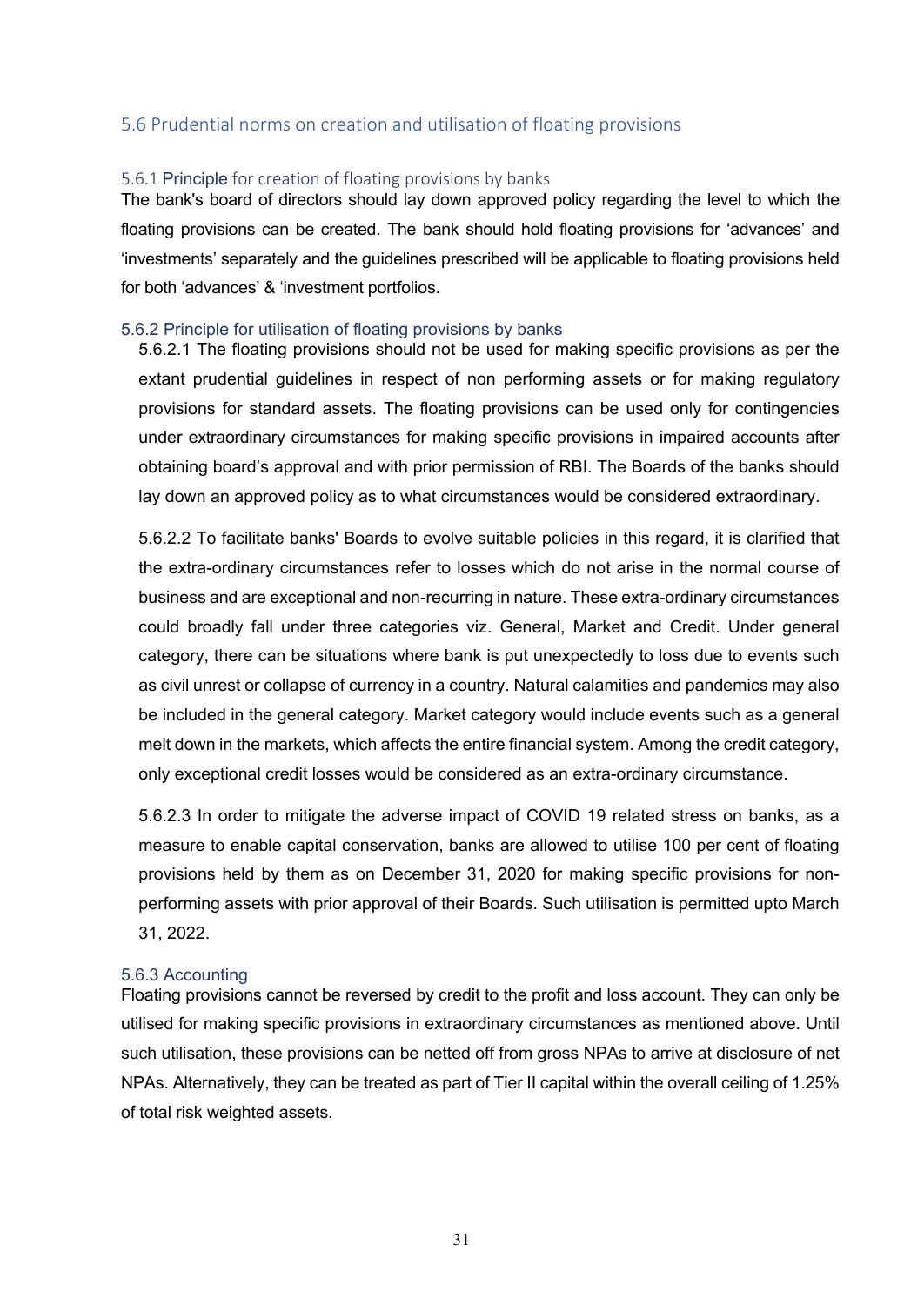## 5.6 Prudential norms on creation and utilisation of floating provisions

### 5.6.1 Principle for creation of floating provisions by banks

The bank's board of directors should lay down approved policy regarding the level to which the floating provisions can be created. The bank should hold floating provisions for 'advances' and 'investments' separately and the guidelines prescribed will be applicable to floating provisions held for both 'advances' & 'investment portfolios.

### 5.6.2 Principle for utilisation of floating provisions by banks

5.6.2.1 The floating provisions should not be used for making specific provisions as per the extant prudential guidelines in respect of non performing assets or for making regulatory provisions for standard assets. The floating provisions can be used only for contingencies under extraordinary circumstances for making specific provisions in impaired accounts after obtaining board's approval and with prior permission of RBI. The Boards of the banks should lay down an approved policy as to what circumstances would be considered extraordinary.

5.6.2.2 To facilitate banks' Boards to evolve suitable policies in this regard, it is clarified that the extra-ordinary circumstances refer to losses which do not arise in the normal course of business and are exceptional and non-recurring in nature. These extra-ordinary circumstances could broadly fall under three categories viz. General, Market and Credit. Under general category, there can be situations where bank is put unexpectedly to loss due to events such as civil unrest or collapse of currency in a country. Natural calamities and pandemics may also be included in the general category. Market category would include events such as a general melt down in the markets, which affects the entire financial system. Among the credit category, only exceptional credit losses would be considered as an extra-ordinary circumstance.

5.6.2.3 In order to mitigate the adverse impact of COVID 19 related stress on banks, as a measure to enable capital conservation, banks are allowed to utilise 100 per cent of floating provisions held by them as on December 31, 2020 for making specific provisions for non-performing assets with prior approval of their Boards. Such utilisation is permitted upto March 31, 2022.

### 5.6.3 Accounting

Floating provisions cannot be reversed by credit to the profit and loss account. They can only be utilised for making specific provisions in extraordinary circumstances as mentioned above. Until such utilisation, these provisions can be netted off from gross NPAs to arrive at disclosure of net NPAs. Alternatively, they can be treated as part of Tier II capital within the overall ceiling of 1.25% of total risk weighted assets.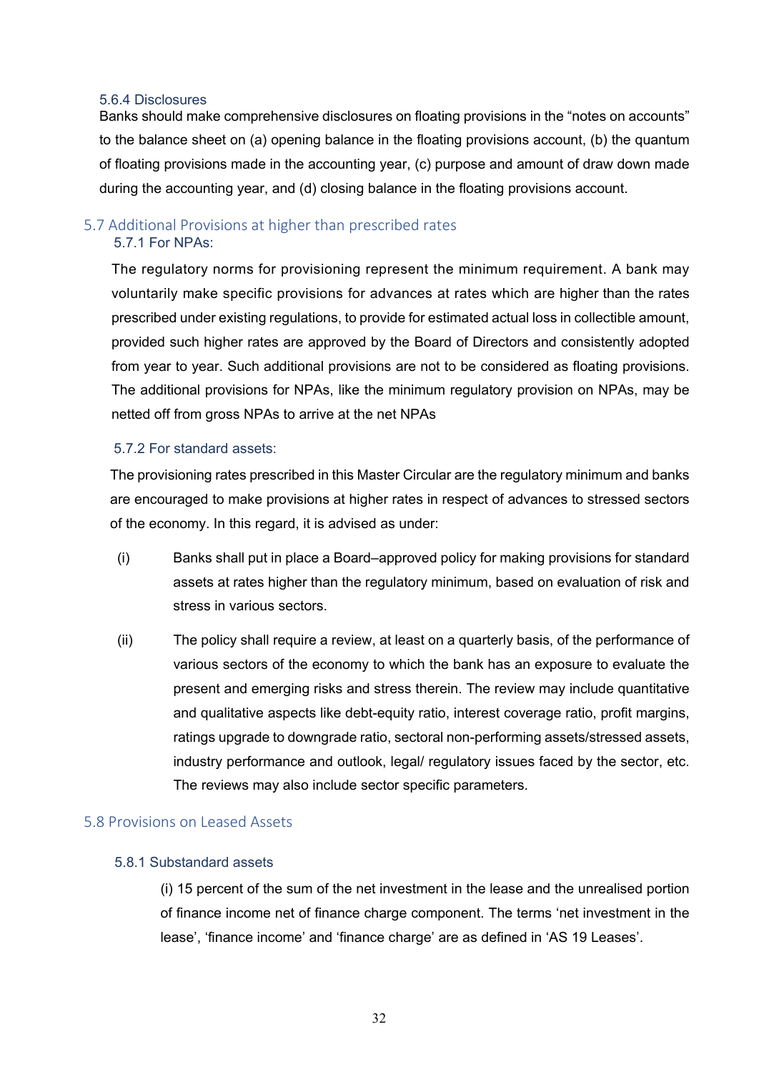#### 5.6.4 Disclosures

Banks should make comprehensive disclosures on floating provisions in the “notes on accounts” to the balance sheet on (a) opening balance in the floating provisions account, (b) the quantum of floating provisions made in the accounting year, (c) purpose and amount of draw down made during the accounting year, and (d) closing balance in the floating provisions account.

### 5.7 Additional Provisions at higher than prescribed rates

#### 5.7.1 For NPAs:

The regulatory norms for provisioning represent the minimum requirement. A bank may voluntarily make specific provisions for advances at rates which are higher than the rates prescribed under existing regulations, to provide for estimated actual loss in collectible amount, provided such higher rates are approved by the Board of Directors and consistently adopted from year to year. Such additional provisions are not to be considered as floating provisions. The additional provisions for NPAs, like the minimum regulatory provision on NPAs, may be netted off from gross NPAs to arrive at the net NPAs

#### 5.7.2 For standard assets:

The provisioning rates prescribed in this Master Circular are the regulatory minimum and banks are encouraged to make provisions at higher rates in respect of advances to stressed sectors of the economy. In this regard, it is advised as under:

(i) Banks shall put in place a Board–approved policy for making provisions for standard assets at rates higher than the regulatory minimum, based on evaluation of risk and stress in various sectors.

(ii) The policy shall require a review, at least on a quarterly basis, of the performance of various sectors of the economy to which the bank has an exposure to evaluate the present and emerging risks and stress therein. The review may include quantitative and qualitative aspects like debt-equity ratio, interest coverage ratio, profit margins, ratings upgrade to downgrade ratio, sectoral non-performing assets/stressed assets, industry performance and outlook, legal/ regulatory issues faced by the sector, etc. The reviews may also include sector specific parameters.

### 5.8 Provisions on Leased Assets

#### 5.8.1 Substandard assets

(i) 15 percent of the sum of the net investment in the lease and the unrealised portion of finance income net of finance charge component. The terms ‘net investment in the lease’, ‘finance income’ and ‘finance charge’ are as defined in ‘AS 19 Leases’.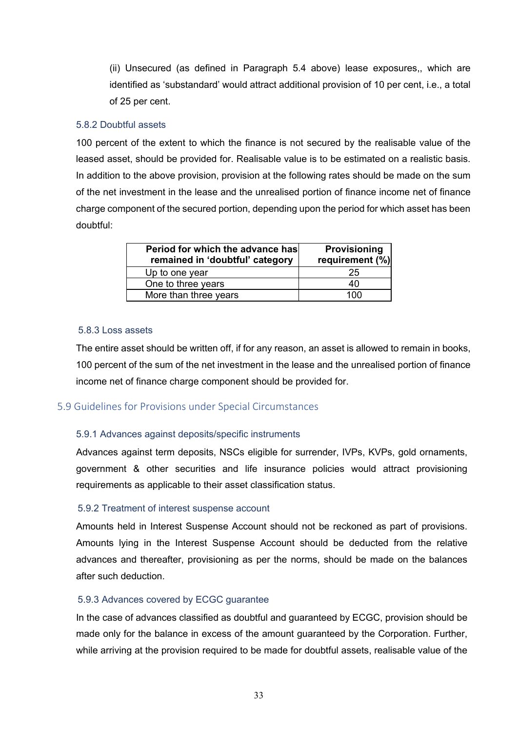(ii) Unsecured (as defined in Paragraph 5.4 above) lease exposures,, which are identified as 'substandard' would attract additional provision of 10 per cent, i.e., a total of 25 per cent.

#### 5.8.2 Doubtful assets

100 percent of the extent to which the finance is not secured by the realisable value of the leased asset, should be provided for. Realisable value is to be estimated on a realistic basis. In addition to the above provision, provision at the following rates should be made on the sum of the net investment in the lease and the unrealised portion of finance income net of finance charge component of the secured portion, depending upon the period for which asset has been doubtful:

| Period for which the advance has remained in 'doubtful' category | Provisioning requirement (%) |
|---|---|
| Up to one year | 25 |
| One to three years | 40 |
| More than three years | 100 |

#### 5.8.3 Loss assets

The entire asset should be written off, if for any reason, an asset is allowed to remain in books, 100 percent of the sum of the net investment in the lease and the unrealised portion of finance income net of finance charge component should be provided for.

### 5.9 Guidelines for Provisions under Special Circumstances

#### 5.9.1 Advances against deposits/specific instruments

Advances against term deposits, NSCs eligible for surrender, IVPs, KVPs, gold ornaments, government & other securities and life insurance policies would attract provisioning requirements as applicable to their asset classification status.

#### 5.9.2 Treatment of interest suspense account

Amounts held in Interest Suspense Account should not be reckoned as part of provisions. Amounts lying in the Interest Suspense Account should be deducted from the relative advances and thereafter, provisioning as per the norms, should be made on the balances after such deduction.

#### 5.9.3 Advances covered by ECGC guarantee

In the case of advances classified as doubtful and guaranteed by ECGC, provision should be made only for the balance in excess of the amount guaranteed by the Corporation. Further, while arriving at the provision required to be made for doubtful assets, realisable value of the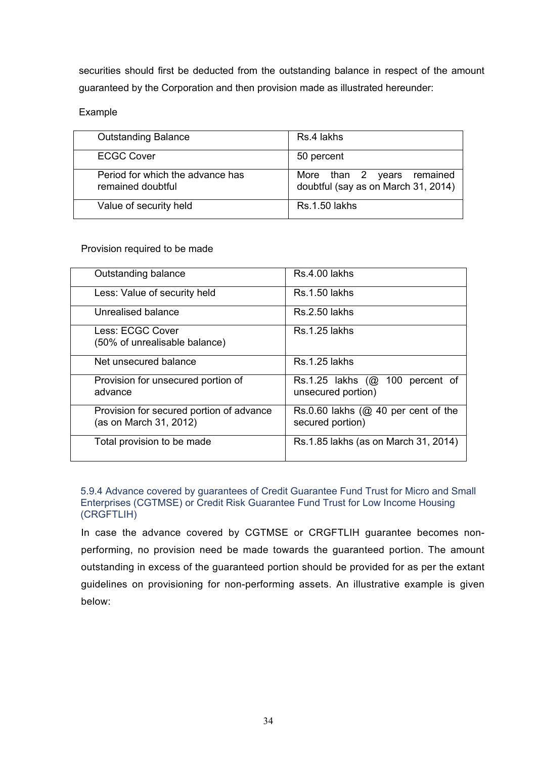securities should first be deducted from the outstanding balance in respect of the amount guaranteed by the Corporation and then provision made as illustrated hereunder:

Example

| | |
|---|---|
| Outstanding Balance | Rs.4 lakhs |
| ECGC Cover | 50 percent |
| Period for which the advance has remained doubtful | More than 2 years remained doubtful (say as on March 31, 2014) |
| Value of security held | Rs.1.50 lakhs |

Provision required to be made

| | |
|---|---|
| Outstanding balance | Rs.4.00 lakhs |
| Less: Value of security held | Rs.1.50 lakhs |
| Unrealised balance | Rs.2.50 lakhs |
| Less: ECGC Cover (50% of unrealisable balance) | Rs.1.25 lakhs |
| Net unsecured balance | Rs.1.25 lakhs |
| Provision for unsecured portion of advance | Rs.1.25 lakhs (@ 100 percent of unsecured portion) |
| Provision for secured portion of advance (as on March 31, 2012) | Rs.0.60 lakhs (@ 40 per cent of the secured portion) |
| Total provision to be made | Rs.1.85 lakhs (as on March 31, 2014) |

### 5.9.4 Advance covered by guarantees of Credit Guarantee Fund Trust for Micro and Small Enterprises (CGTMSE) or Credit Risk Guarantee Fund Trust for Low Income Housing (CRGFTLIH)

In case the advance covered by CGTMSE or CRGFTLIH guarantee becomes non-performing, no provision need be made towards the guaranteed portion. The amount outstanding in excess of the guaranteed portion should be provided for as per the extant guidelines on provisioning for non-performing assets. An illustrative example is given below: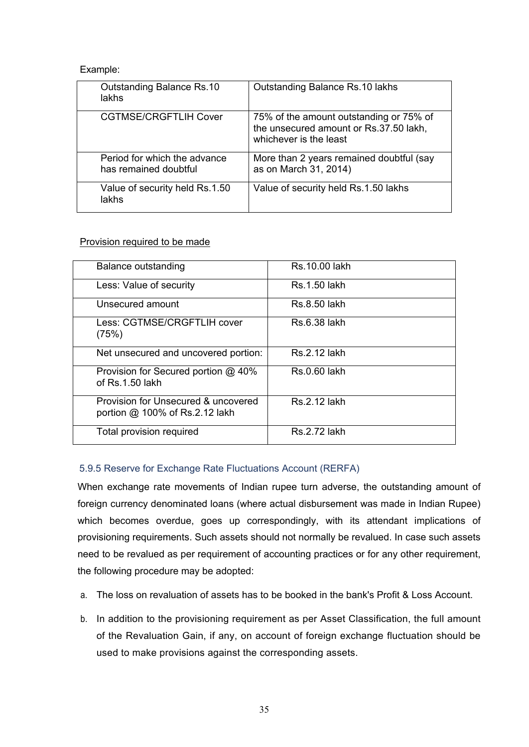Example:

| Outstanding Balance Rs.10 lakhs | Outstanding Balance Rs.10 lakhs |
|---|---|
| CGTMSE/CRGFTLIH Cover | 75% of the amount outstanding or 75% of the unsecured amount or Rs.37.50 lakh, whichever is the least |
| Period for which the advance has remained doubtful | More than 2 years remained doubtful (say as on March 31, 2014) |
| Value of security held Rs.1.50 lakhs | Value of security held Rs.1.50 lakhs |

Provision required to be made

| Balance outstanding | Rs.10.00 lakh |
|---|---|
| Less: Value of security | Rs.1.50 lakh |
| Unsecured amount | Rs.8.50 lakh |
| Less: CGTMSE/CRGFTLIH cover (75%) | Rs.6.38 lakh |
| Net unsecured and uncovered portion: | Rs.2.12 lakh |
| Provision for Secured portion @ 40% of Rs.1.50 lakh | Rs.0.60 lakh |
| Provision for Unsecured & uncovered portion @ 100% of Rs.2.12 lakh | Rs.2.12 lakh |
| Total provision required | Rs.2.72 lakh |

### 5.9.5 Reserve for Exchange Rate Fluctuations Account (RERFA)

When exchange rate movements of Indian rupee turn adverse, the outstanding amount of foreign currency denominated loans (where actual disbursement was made in Indian Rupee) which becomes overdue, goes up correspondingly, with its attendant implications of provisioning requirements. Such assets should not normally be revalued. In case such assets need to be revalued as per requirement of accounting practices or for any other requirement, the following procedure may be adopted:

a. The loss on revaluation of assets has to be booked in the bank's Profit & Loss Account.

b. In addition to the provisioning requirement as per Asset Classification, the full amount of the Revaluation Gain, if any, on account of foreign exchange fluctuation should be used to make provisions against the corresponding assets.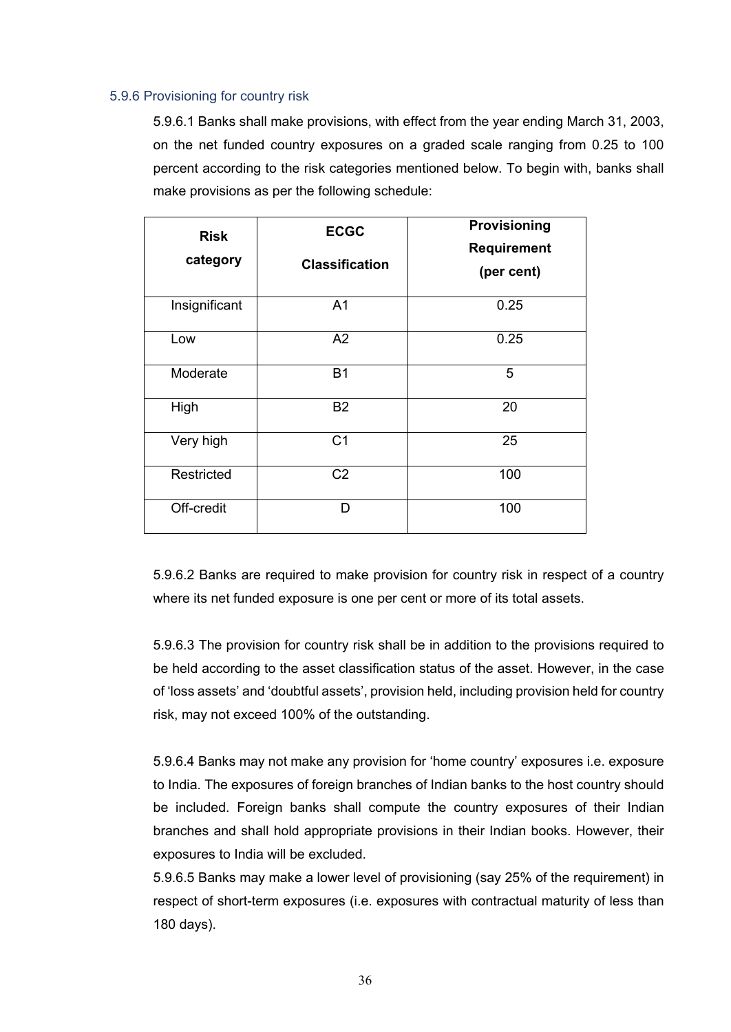### 5.9.6 Provisioning for country risk

5.9.6.1 Banks shall make provisions, with effect from the year ending March 31, 2003, on the net funded country exposures on a graded scale ranging from 0.25 to 100 percent according to the risk categories mentioned below. To begin with, banks shall make provisions as per the following schedule:

| Risk category | ECGC Classification | Provisioning Requirement (per cent) |
| --- | --- | --- |
| Insignificant | A1 | 0.25 |
| Low | A2 | 0.25 |
| Moderate | B1 | 5 |
| High | B2 | 20 |
| Very high | C1 | 25 |
| Restricted | C2 | 100 |
| Off-credit | D | 100 |

5.9.6.2 Banks are required to make provision for country risk in respect of a country where its net funded exposure is one per cent or more of its total assets.

5.9.6.3 The provision for country risk shall be in addition to the provisions required to be held according to the asset classification status of the asset. However, in the case of 'loss assets' and 'doubtful assets', provision held, including provision held for country risk, may not exceed 100% of the outstanding.

5.9.6.4 Banks may not make any provision for 'home country' exposures i.e. exposure to India. The exposures of foreign branches of Indian banks to the host country should be included. Foreign banks shall compute the country exposures of their Indian branches and shall hold appropriate provisions in their Indian books. However, their exposures to India will be excluded.

5.9.6.5 Banks may make a lower level of provisioning (say 25% of the requirement) in respect of short-term exposures (i.e. exposures with contractual maturity of less than 180 days).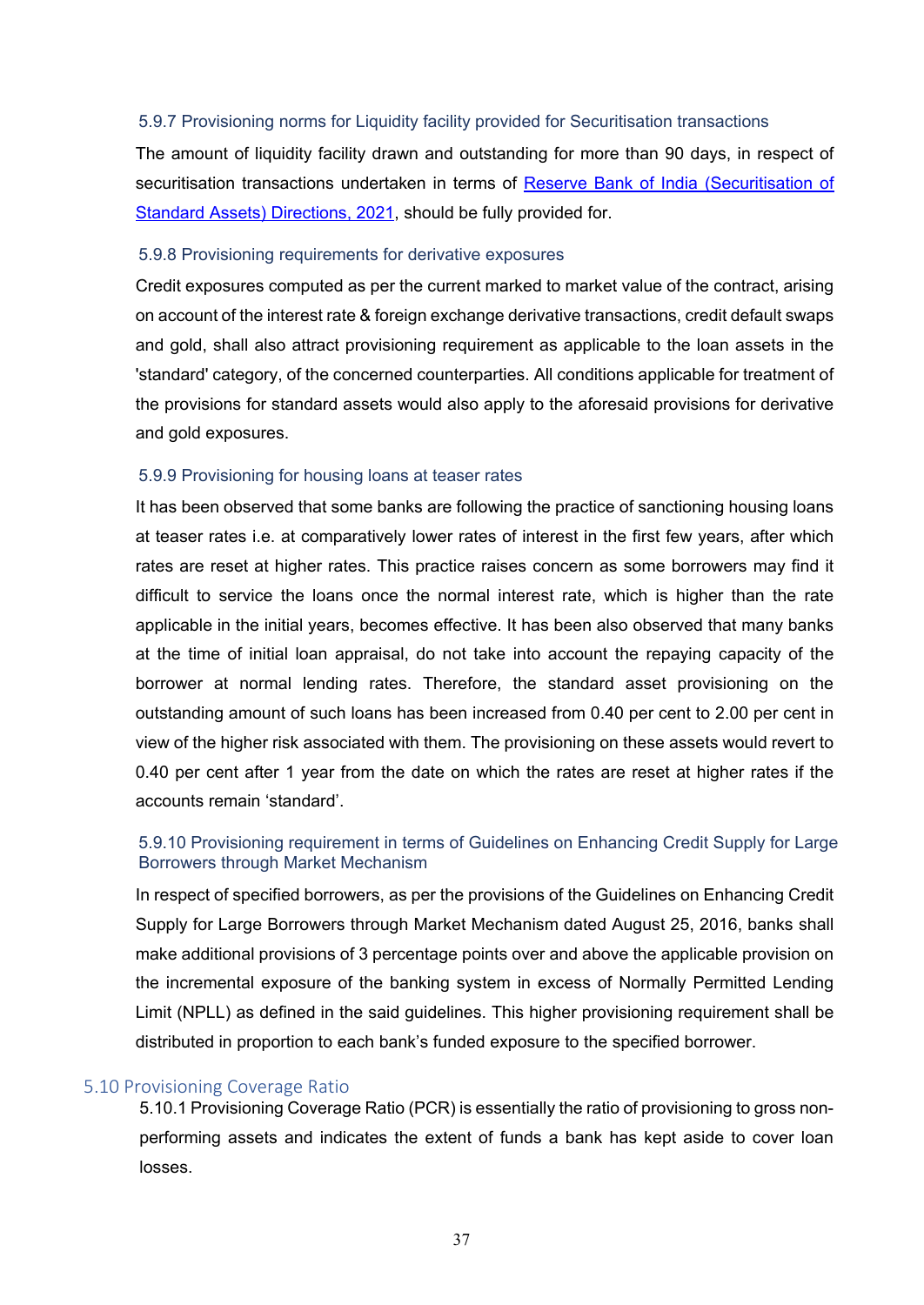#### 5.9.7 Provisioning norms for Liquidity facility provided for Securitisation transactions

The amount of liquidity facility drawn and outstanding for more than 90 days, in respect of securitisation transactions undertaken in terms of Reserve Bank of India (Securitisation of Standard Assets) Directions, 2021, should be fully provided for.

#### 5.9.8 Provisioning requirements for derivative exposures

Credit exposures computed as per the current marked to market value of the contract, arising on account of the interest rate & foreign exchange derivative transactions, credit default swaps and gold, shall also attract provisioning requirement as applicable to the loan assets in the 'standard' category, of the concerned counterparties. All conditions applicable for treatment of the provisions for standard assets would also apply to the aforesaid provisions for derivative and gold exposures.

#### 5.9.9 Provisioning for housing loans at teaser rates

It has been observed that some banks are following the practice of sanctioning housing loans at teaser rates i.e. at comparatively lower rates of interest in the first few years, after which rates are reset at higher rates. This practice raises concern as some borrowers may find it difficult to service the loans once the normal interest rate, which is higher than the rate applicable in the initial years, becomes effective. It has been also observed that many banks at the time of initial loan appraisal, do not take into account the repaying capacity of the borrower at normal lending rates. Therefore, the standard asset provisioning on the outstanding amount of such loans has been increased from 0.40 per cent to 2.00 per cent in view of the higher risk associated with them. The provisioning on these assets would revert to 0.40 per cent after 1 year from the date on which the rates are reset at higher rates if the accounts remain 'standard'.

#### 5.9.10 Provisioning requirement in terms of Guidelines on Enhancing Credit Supply for Large Borrowers through Market Mechanism

In respect of specified borrowers, as per the provisions of the Guidelines on Enhancing Credit Supply for Large Borrowers through Market Mechanism dated August 25, 2016, banks shall make additional provisions of 3 percentage points over and above the applicable provision on the incremental exposure of the banking system in excess of Normally Permitted Lending Limit (NPLL) as defined in the said guidelines. This higher provisioning requirement shall be distributed in proportion to each bank's funded exposure to the specified borrower.

### 5.10 Provisioning Coverage Ratio

5.10.1 Provisioning Coverage Ratio (PCR) is essentially the ratio of provisioning to gross non-performing assets and indicates the extent of funds a bank has kept aside to cover loan losses.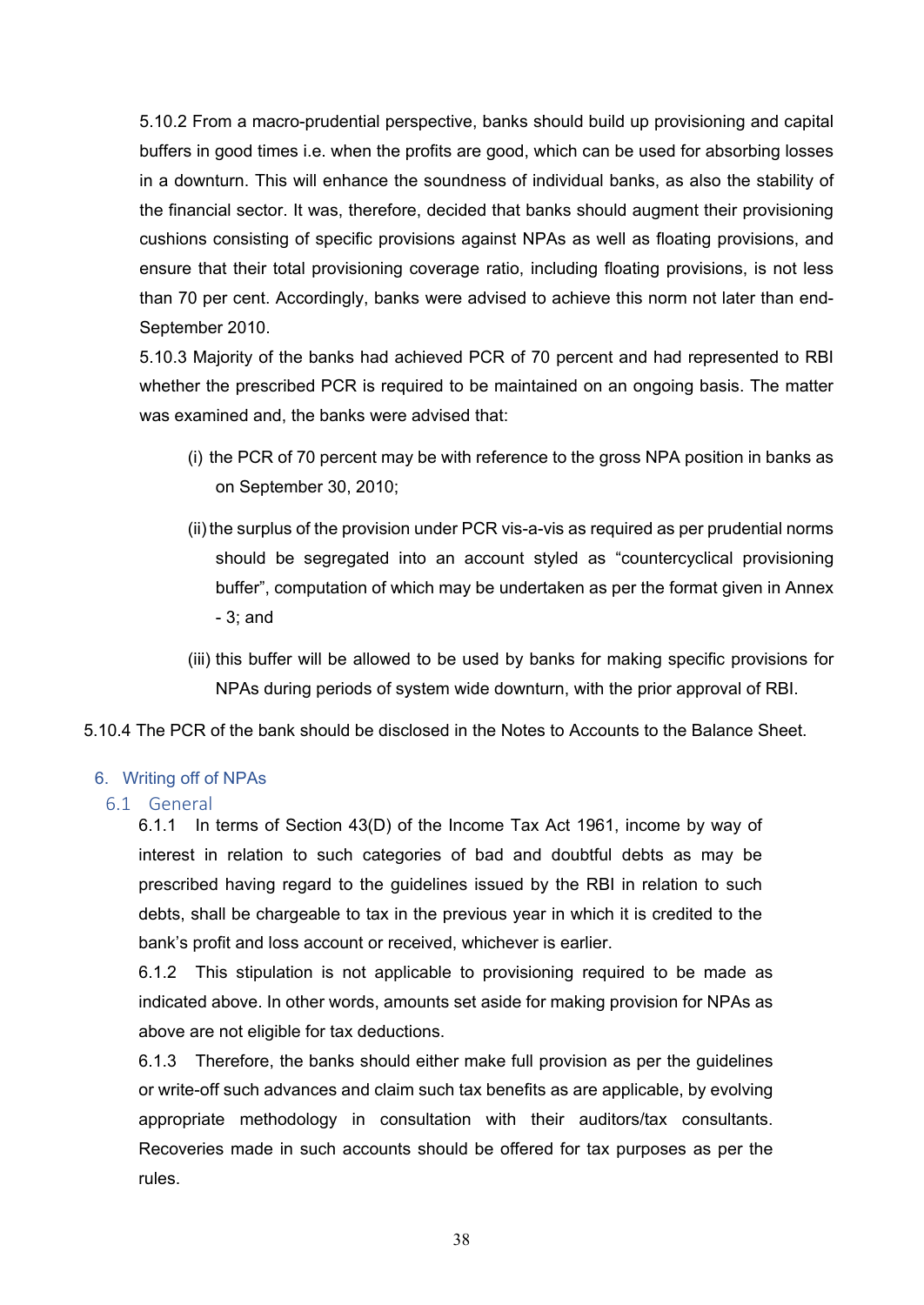5.10.2 From a macro-prudential perspective, banks should build up provisioning and capital buffers in good times i.e. when the profits are good, which can be used for absorbing losses in a downturn. This will enhance the soundness of individual banks, as also the stability of the financial sector. It was, therefore, decided that banks should augment their provisioning cushions consisting of specific provisions against NPAs as well as floating provisions, and ensure that their total provisioning coverage ratio, including floating provisions, is not less than 70 per cent. Accordingly, banks were advised to achieve this norm not later than end-September 2010.

5.10.3 Majority of the banks had achieved PCR of 70 percent and had represented to RBI whether the prescribed PCR is required to be maintained on an ongoing basis. The matter was examined and, the banks were advised that:

(i) the PCR of 70 percent may be with reference to the gross NPA position in banks as on September 30, 2010;

(ii) the surplus of the provision under PCR vis-a-vis as required as per prudential norms should be segregated into an account styled as "countercyclical provisioning buffer", computation of which may be undertaken as per the format given in Annex - 3; and

(iii) this buffer will be allowed to be used by banks for making specific provisions for NPAs during periods of system wide downturn, with the prior approval of RBI.

5.10.4 The PCR of the bank should be disclosed in the Notes to Accounts to the Balance Sheet.

## 6. Writing off of NPAs

### 6.1 General

6.1.1 In terms of Section 43(D) of the Income Tax Act 1961, income by way of interest in relation to such categories of bad and doubtful debts as may be prescribed having regard to the guidelines issued by the RBI in relation to such debts, shall be chargeable to tax in the previous year in which it is credited to the bank's profit and loss account or received, whichever is earlier.

6.1.2 This stipulation is not applicable to provisioning required to be made as indicated above. In other words, amounts set aside for making provision for NPAs as above are not eligible for tax deductions.

6.1.3 Therefore, the banks should either make full provision as per the guidelines or write-off such advances and claim such tax benefits as are applicable, by evolving appropriate methodology in consultation with their auditors/tax consultants. Recoveries made in such accounts should be offered for tax purposes as per the rules.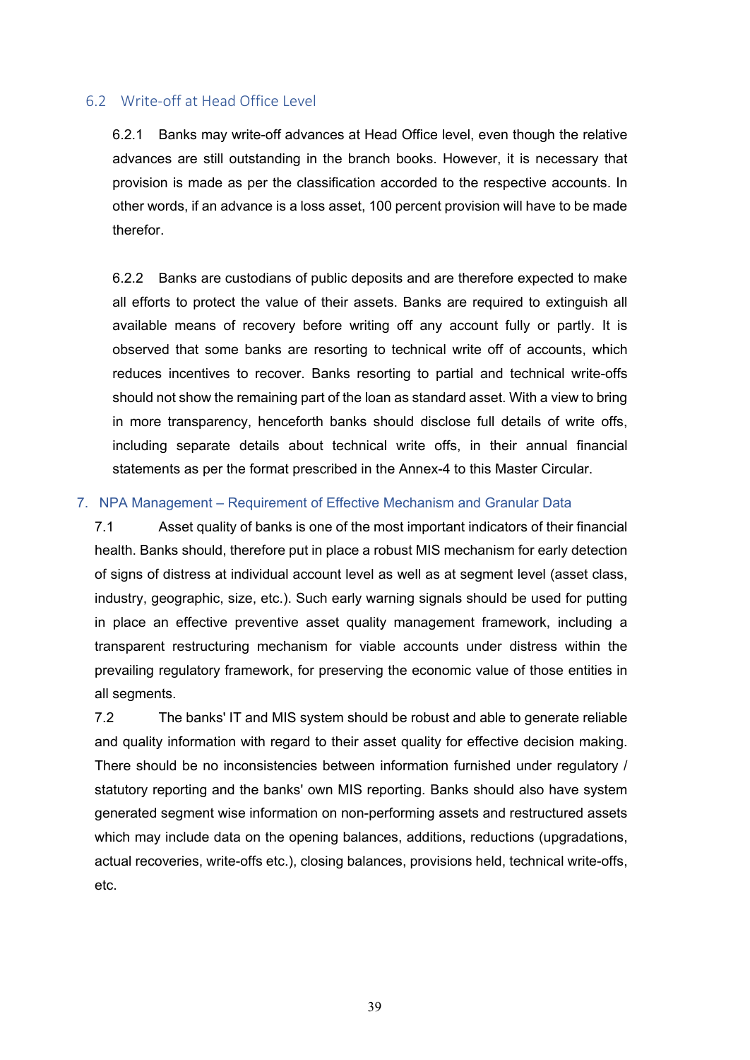### 6.2 Write-off at Head Office Level

6.2.1 Banks may write-off advances at Head Office level, even though the relative advances are still outstanding in the branch books. However, it is necessary that provision is made as per the classification accorded to the respective accounts. In other words, if an advance is a loss asset, 100 percent provision will have to be made therefor.

6.2.2 Banks are custodians of public deposits and are therefore expected to make all efforts to protect the value of their assets. Banks are required to extinguish all available means of recovery before writing off any account fully or partly. It is observed that some banks are resorting to technical write off of accounts, which reduces incentives to recover. Banks resorting to partial and technical write-offs should not show the remaining part of the loan as standard asset. With a view to bring in more transparency, henceforth banks should disclose full details of write offs, including separate details about technical write offs, in their annual financial statements as per the format prescribed in the Annex-4 to this Master Circular.

## 7. NPA Management – Requirement of Effective Mechanism and Granular Data

7.1 Asset quality of banks is one of the most important indicators of their financial health. Banks should, therefore put in place a robust MIS mechanism for early detection of signs of distress at individual account level as well as at segment level (asset class, industry, geographic, size, etc.). Such early warning signals should be used for putting in place an effective preventive asset quality management framework, including a transparent restructuring mechanism for viable accounts under distress within the prevailing regulatory framework, for preserving the economic value of those entities in all segments.

7.2 The banks' IT and MIS system should be robust and able to generate reliable and quality information with regard to their asset quality for effective decision making. There should be no inconsistencies between information furnished under regulatory / statutory reporting and the banks' own MIS reporting. Banks should also have system generated segment wise information on non-performing assets and restructured assets which may include data on the opening balances, additions, reductions (upgradations, actual recoveries, write-offs etc.), closing balances, provisions held, technical write-offs, etc.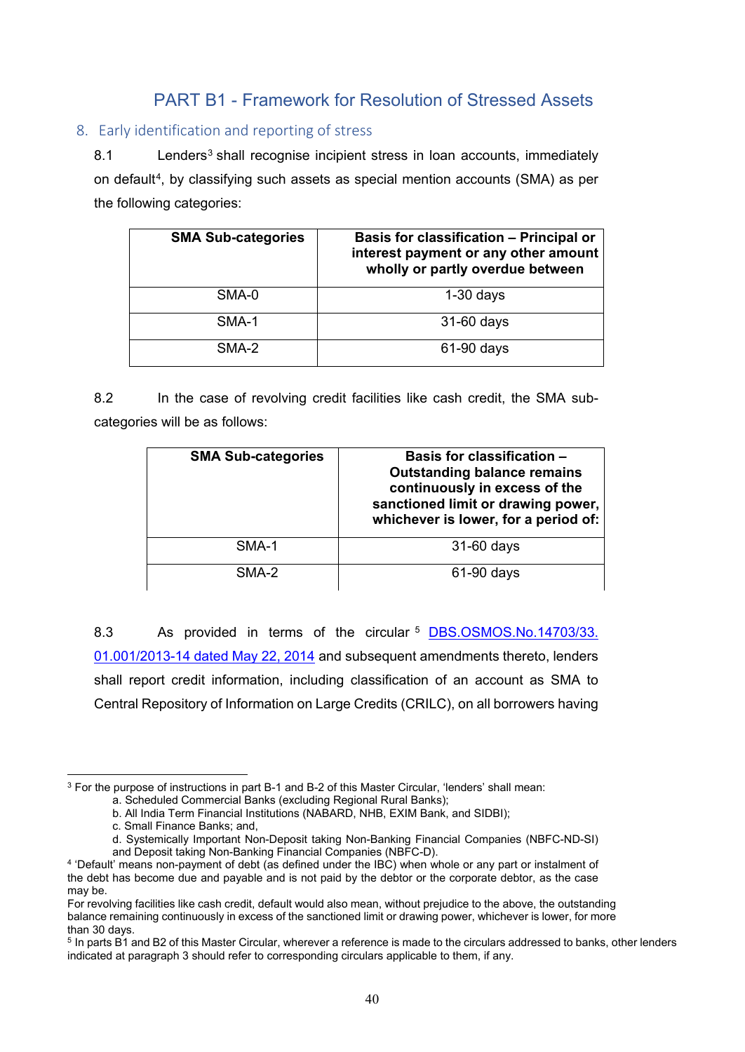## PART B1 - Framework for Resolution of Stressed Assets

### 8. Early identification and reporting of stress

8.1 Lenders[3] shall recognise incipient stress in loan accounts, immediately on default[4], by classifying such assets as special mention accounts (SMA) as per the following categories:

| SMA Sub-categories | Basis for classification – Principal or interest payment or any other amount wholly or partly overdue between |
|---|---|
| SMA-0 | 1-30 days |
| SMA-1 | 31-60 days |
| SMA-2 | 61-90 days |

8.2 In the case of revolving credit facilities like cash credit, the SMA sub-categories will be as follows:

| SMA Sub-categories | Basis for classification – Outstanding balance remains continuously in excess of the sanctioned limit or drawing power, whichever is lower, for a period of: |
|---|---|
| SMA-1 | 31-60 days |
| SMA-2 | 61-90 days |

8.3 As provided in terms of the circular[5] DBS.OSMOS.No.14703/33.01.001/2013-14 dated May 22, 2014 and subsequent amendments thereto, lenders shall report credit information, including classification of an account as SMA to Central Repository of Information on Large Credits (CRILC), on all borrowers having

---

[3] For the purpose of instructions in part B-1 and B-2 of this Master Circular, 'lenders' shall mean:

a. Scheduled Commercial Banks (excluding Regional Rural Banks);
b. All India Term Financial Institutions (NABARD, NHB, EXIM Bank, and SIDBI);
c. Small Finance Banks; and,
d. Systemically Important Non-Deposit taking Non-Banking Financial Companies (NBFC-ND-SI) and Deposit taking Non-Banking Financial Companies (NBFC-D).

[4] 'Default' means non-payment of debt (as defined under the IBC) when whole or any part or instalment of the debt has become due and payable and is not paid by the debtor or the corporate debtor, as the case may be.
For revolving facilities like cash credit, default would also mean, without prejudice to the above, the outstanding balance remaining continuously in excess of the sanctioned limit or drawing power, whichever is lower, for more than 30 days.

[5] In parts B1 and B2 of this Master Circular, wherever a reference is made to the circulars addressed to banks, other lenders indicated at paragraph 3 should refer to corresponding circulars applicable to them, if any.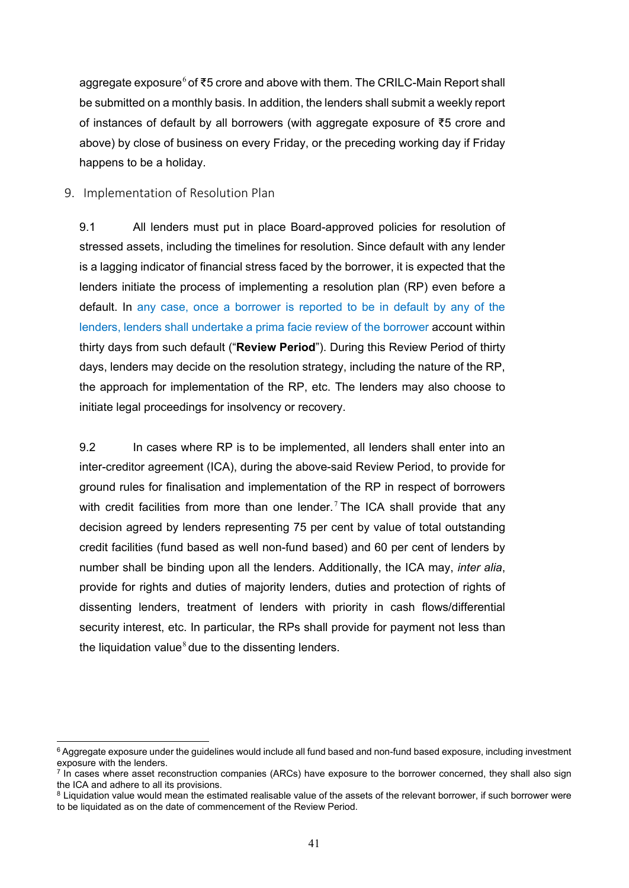aggregate exposure[6] of ₹5 crore and above with them. The CRILC-Main Report shall be submitted on a monthly basis. In addition, the lenders shall submit a weekly report of instances of default by all borrowers (with aggregate exposure of ₹5 crore and above) by close of business on every Friday, or the preceding working day if Friday happens to be a holiday.

## 9. Implementation of Resolution Plan

9.1 All lenders must put in place Board-approved policies for resolution of stressed assets, including the timelines for resolution. Since default with any lender is a lagging indicator of financial stress faced by the borrower, it is expected that the lenders initiate the process of implementing a resolution plan (RP) even before a default. In any case, once a borrower is reported to be in default by any of the lenders, lenders shall undertake a prima facie review of the borrower account within thirty days from such default ("**Review Period**"). During this Review Period of thirty days, lenders may decide on the resolution strategy, including the nature of the RP, the approach for implementation of the RP, etc. The lenders may also choose to initiate legal proceedings for insolvency or recovery.

9.2 In cases where RP is to be implemented, all lenders shall enter into an inter-creditor agreement (ICA), during the above-said Review Period, to provide for ground rules for finalisation and implementation of the RP in respect of borrowers with credit facilities from more than one lender.[7] The ICA shall provide that any decision agreed by lenders representing 75 per cent by value of total outstanding credit facilities (fund based as well non-fund based) and 60 per cent of lenders by number shall be binding upon all the lenders. Additionally, the ICA may, *inter alia*, provide for rights and duties of majority lenders, duties and protection of rights of dissenting lenders, treatment of lenders with priority in cash flows/differential security interest, etc. In particular, the RPs shall provide for payment not less than the liquidation value[8] due to the dissenting lenders.

---

[6] Aggregate exposure under the guidelines would include all fund based and non-fund based exposure, including investment exposure with the lenders.

[7] In cases where asset reconstruction companies (ARCs) have exposure to the borrower concerned, they shall also sign the ICA and adhere to all its provisions.

[8] Liquidation value would mean the estimated realisable value of the assets of the relevant borrower, if such borrower were to be liquidated as on the date of commencement of the Review Period.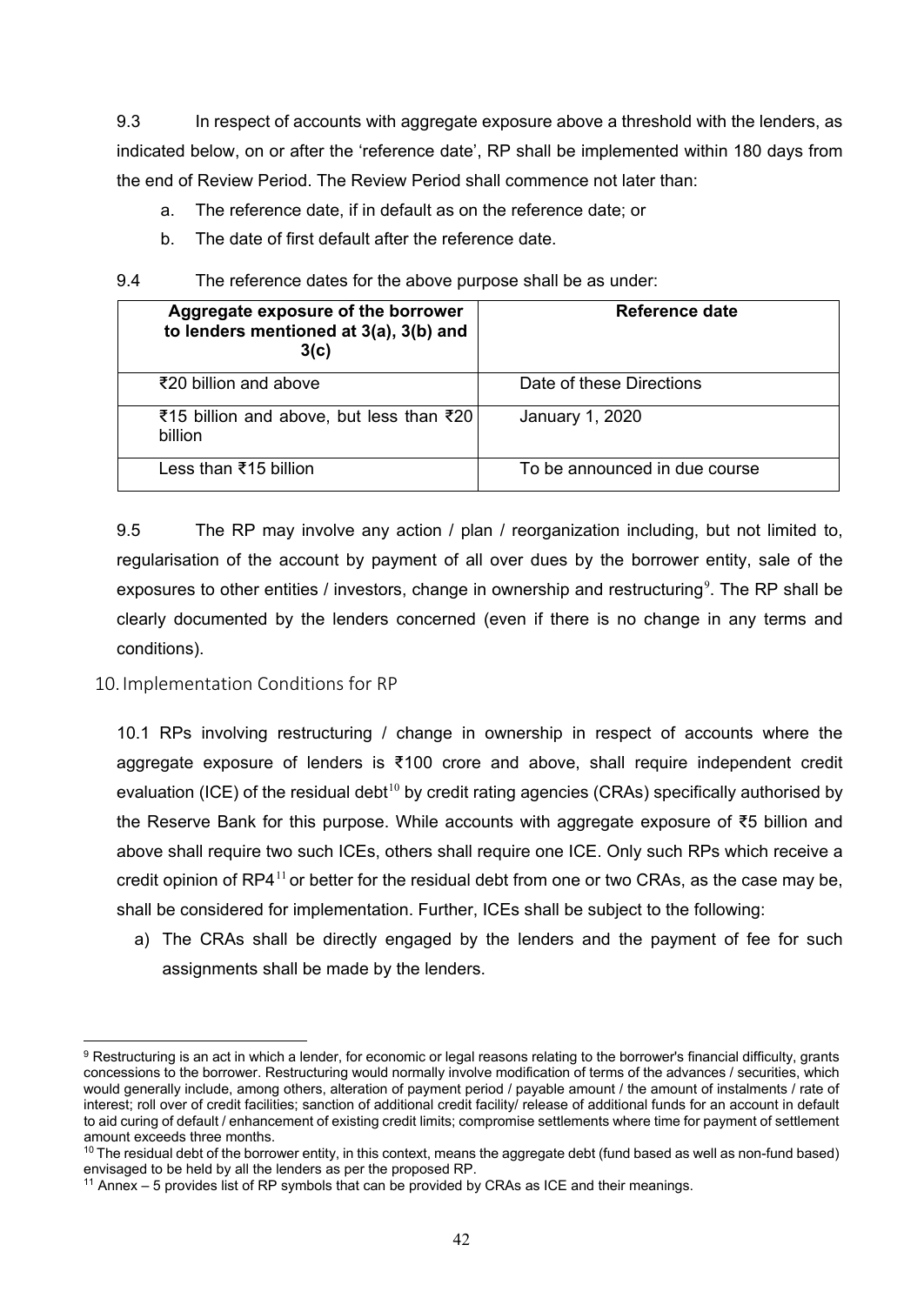9.3 In respect of accounts with aggregate exposure above a threshold with the lenders, as indicated below, on or after the 'reference date', RP shall be implemented within 180 days from the end of Review Period. The Review Period shall commence not later than:

a. The reference date, if in default as on the reference date; or
b. The date of first default after the reference date.

9.4 The reference dates for the above purpose shall be as under:

| Aggregate exposure of the borrower to lenders mentioned at 3(a), 3(b) and 3(c) | Reference date |
|---|---|
| ₹20 billion and above | Date of these Directions |
| ₹15 billion and above, but less than ₹20 billion | January 1, 2020 |
| Less than ₹15 billion | To be announced in due course |

9.5 The RP may involve any action / plan / reorganization including, but not limited to, regularisation of the account by payment of all over dues by the borrower entity, sale of the exposures to other entities / investors, change in ownership and restructuring[9]. The RP shall be clearly documented by the lenders concerned (even if there is no change in any terms and conditions).

## 10. Implementation Conditions for RP

10.1 RPs involving restructuring / change in ownership in respect of accounts where the aggregate exposure of lenders is ₹100 crore and above, shall require independent credit evaluation (ICE) of the residual debt[10] by credit rating agencies (CRAs) specifically authorised by the Reserve Bank for this purpose. While accounts with aggregate exposure of ₹5 billion and above shall require two such ICEs, others shall require one ICE. Only such RPs which receive a credit opinion of RP4[11] or better for the residual debt from one or two CRAs, as the case may be, shall be considered for implementation. Further, ICEs shall be subject to the following:

a) The CRAs shall be directly engaged by the lenders and the payment of fee for such assignments shall be made by the lenders.

---

[9] Restructuring is an act in which a lender, for economic or legal reasons relating to the borrower's financial difficulty, grants concessions to the borrower. Restructuring would normally involve modification of terms of the advances / securities, which would generally include, among others, alteration of payment period / payable amount / the amount of instalments / rate of interest; roll over of credit facilities; sanction of additional credit facility/ release of additional funds for an account in default to aid curing of default / enhancement of existing credit limits; compromise settlements where time for payment of settlement amount exceeds three months.

[10] The residual debt of the borrower entity, in this context, means the aggregate debt (fund based as well as non-fund based) envisaged to be held by all the lenders as per the proposed RP.

[11] Annex – 5 provides list of RP symbols that can be provided by CRAs as ICE and their meanings.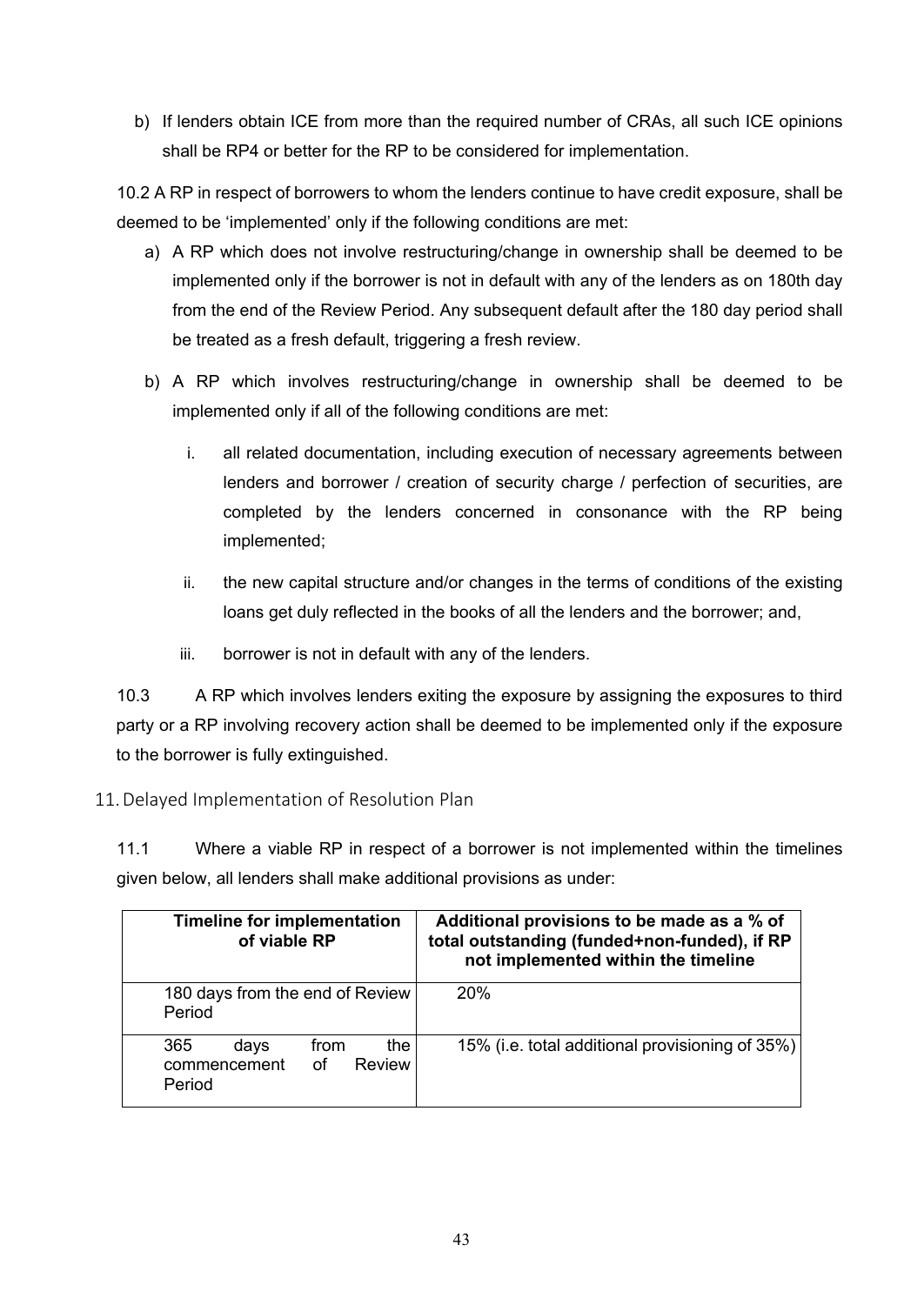b) If lenders obtain ICE from more than the required number of CRAs, all such ICE opinions shall be RP4 or better for the RP to be considered for implementation.

10.2 A RP in respect of borrowers to whom the lenders continue to have credit exposure, shall be deemed to be 'implemented' only if the following conditions are met:

a) A RP which does not involve restructuring/change in ownership shall be deemed to be implemented only if the borrower is not in default with any of the lenders as on 180th day from the end of the Review Period. Any subsequent default after the 180 day period shall be treated as a fresh default, triggering a fresh review.

b) A RP which involves restructuring/change in ownership shall be deemed to be implemented only if all of the following conditions are met:

   i. all related documentation, including execution of necessary agreements between lenders and borrower / creation of security charge / perfection of securities, are completed by the lenders concerned in consonance with the RP being implemented;

   ii. the new capital structure and/or changes in the terms of conditions of the existing loans get duly reflected in the books of all the lenders and the borrower; and,

   iii. borrower is not in default with any of the lenders.

10.3 A RP which involves lenders exiting the exposure by assigning the exposures to third party or a RP involving recovery action shall be deemed to be implemented only if the exposure to the borrower is fully extinguished.

## 11. Delayed Implementation of Resolution Plan

11.1 Where a viable RP in respect of a borrower is not implemented within the timelines given below, all lenders shall make additional provisions as under:

| Timeline for implementation of viable RP | Additional provisions to be made as a % of total outstanding (funded+non-funded), if RP not implemented within the timeline |
|---|---|
| 180 days from the end of Review Period | 20% |
| 365 days from the commencement of Review Period | 15% (i.e. total additional provisioning of 35%) |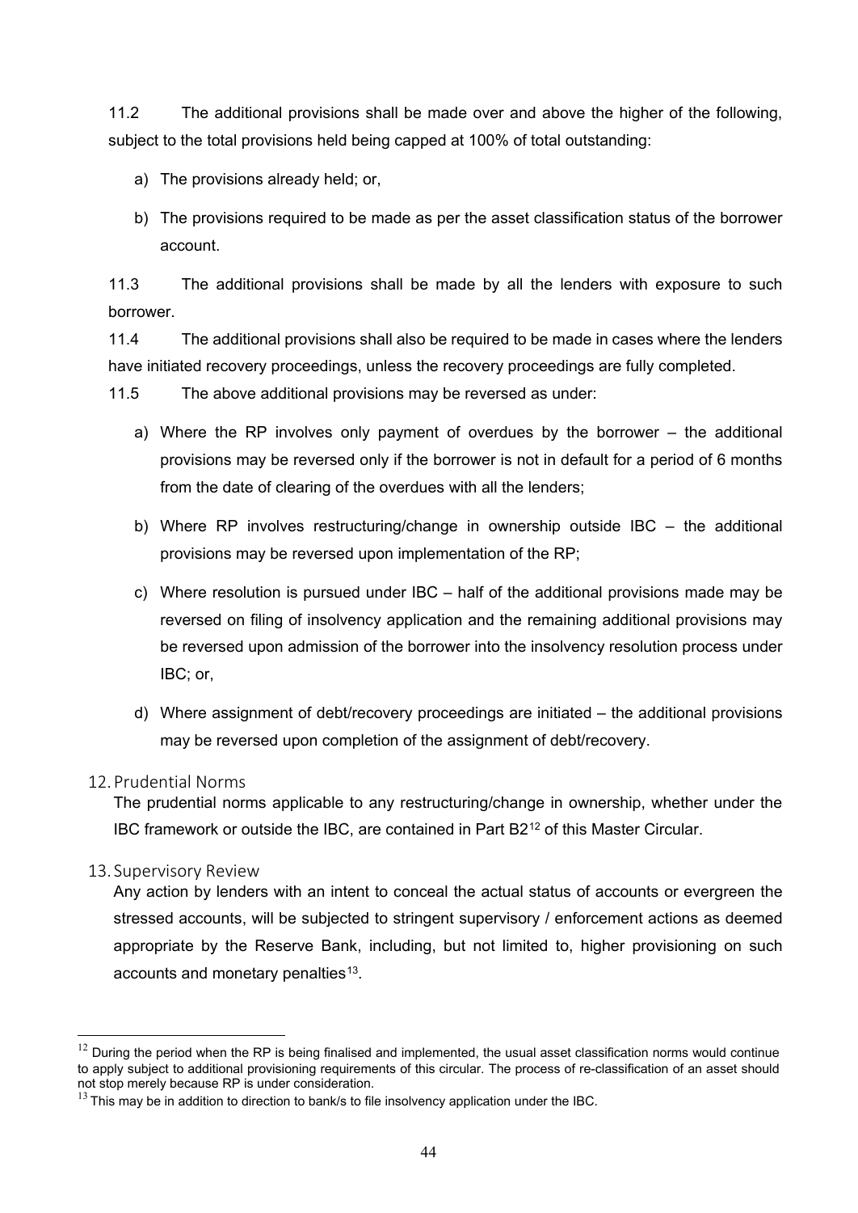11.2 The additional provisions shall be made over and above the higher of the following, subject to the total provisions held being capped at 100% of total outstanding:

a) The provisions already held; or,

b) The provisions required to be made as per the asset classification status of the borrower account.

11.3 The additional provisions shall be made by all the lenders with exposure to such borrower.

11.4 The additional provisions shall also be required to be made in cases where the lenders have initiated recovery proceedings, unless the recovery proceedings are fully completed.

11.5 The above additional provisions may be reversed as under:

a) Where the RP involves only payment of overdues by the borrower – the additional provisions may be reversed only if the borrower is not in default for a period of 6 months from the date of clearing of the overdues with all the lenders;

b) Where RP involves restructuring/change in ownership outside IBC – the additional provisions may be reversed upon implementation of the RP;

c) Where resolution is pursued under IBC – half of the additional provisions made may be reversed on filing of insolvency application and the remaining additional provisions may be reversed upon admission of the borrower into the insolvency resolution process under IBC; or,

d) Where assignment of debt/recovery proceedings are initiated – the additional provisions may be reversed upon completion of the assignment of debt/recovery.

## 12. Prudential Norms

The prudential norms applicable to any restructuring/change in ownership, whether under the IBC framework or outside the IBC, are contained in Part B2[12] of this Master Circular.

## 13. Supervisory Review

Any action by lenders with an intent to conceal the actual status of accounts or evergreen the stressed accounts, will be subjected to stringent supervisory / enforcement actions as deemed appropriate by the Reserve Bank, including, but not limited to, higher provisioning on such accounts and monetary penalties[13].

---

[12] During the period when the RP is being finalised and implemented, the usual asset classification norms would continue to apply subject to additional provisioning requirements of this circular. The process of re-classification of an asset should not stop merely because RP is under consideration.

[13] This may be in addition to direction to bank/s to file insolvency application under the IBC.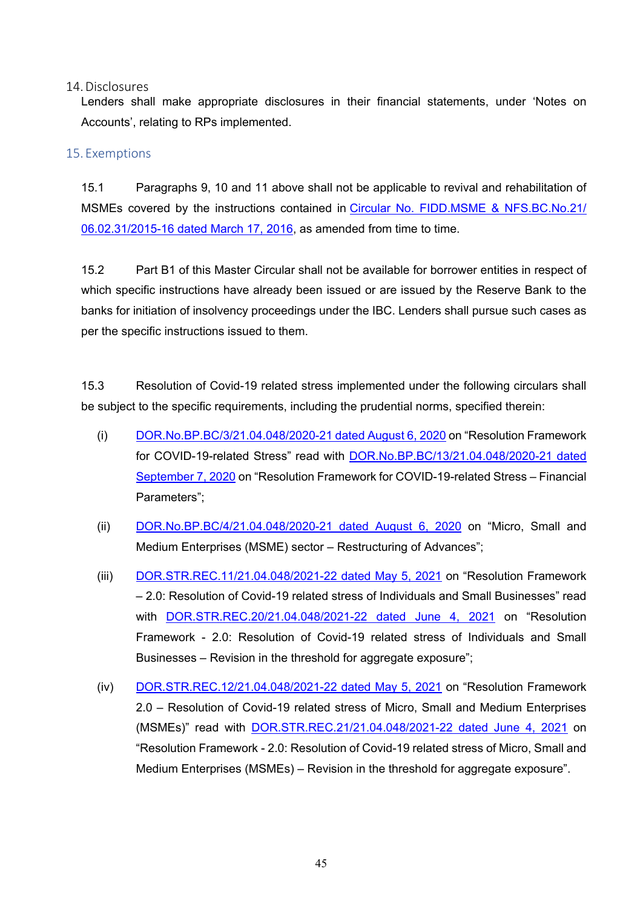## 14. Disclosures

Lenders shall make appropriate disclosures in their financial statements, under 'Notes on Accounts', relating to RPs implemented.

## 15. Exemptions

15.1 Paragraphs 9, 10 and 11 above shall not be applicable to revival and rehabilitation of MSMEs covered by the instructions contained in Circular No. FIDD.MSME & NFS.BC.No.21/ 06.02.31/2015-16 dated March 17, 2016, as amended from time to time.

15.2 Part B1 of this Master Circular shall not be available for borrower entities in respect of which specific instructions have already been issued or are issued by the Reserve Bank to the banks for initiation of insolvency proceedings under the IBC. Lenders shall pursue such cases as per the specific instructions issued to them.

15.3 Resolution of Covid-19 related stress implemented under the following circulars shall be subject to the specific requirements, including the prudential norms, specified therein:

(i) DOR.No.BP.BC/3/21.04.048/2020-21 dated August 6, 2020 on "Resolution Framework for COVID-19-related Stress" read with DOR.No.BP.BC/13/21.04.048/2020-21 dated September 7, 2020 on "Resolution Framework for COVID-19-related Stress – Financial Parameters";

(ii) DOR.No.BP.BC/4/21.04.048/2020-21 dated August 6, 2020 on "Micro, Small and Medium Enterprises (MSME) sector – Restructuring of Advances";

(iii) DOR.STR.REC.11/21.04.048/2021-22 dated May 5, 2021 on "Resolution Framework – 2.0: Resolution of Covid-19 related stress of Individuals and Small Businesses" read with DOR.STR.REC.20/21.04.048/2021-22 dated June 4, 2021 on "Resolution Framework - 2.0: Resolution of Covid-19 related stress of Individuals and Small Businesses – Revision in the threshold for aggregate exposure";

(iv) DOR.STR.REC.12/21.04.048/2021-22 dated May 5, 2021 on "Resolution Framework 2.0 – Resolution of Covid-19 related stress of Micro, Small and Medium Enterprises (MSMEs)" read with DOR.STR.REC.21/21.04.048/2021-22 dated June 4, 2021 on "Resolution Framework - 2.0: Resolution of Covid-19 related stress of Micro, Small and Medium Enterprises (MSMEs) – Revision in the threshold for aggregate exposure".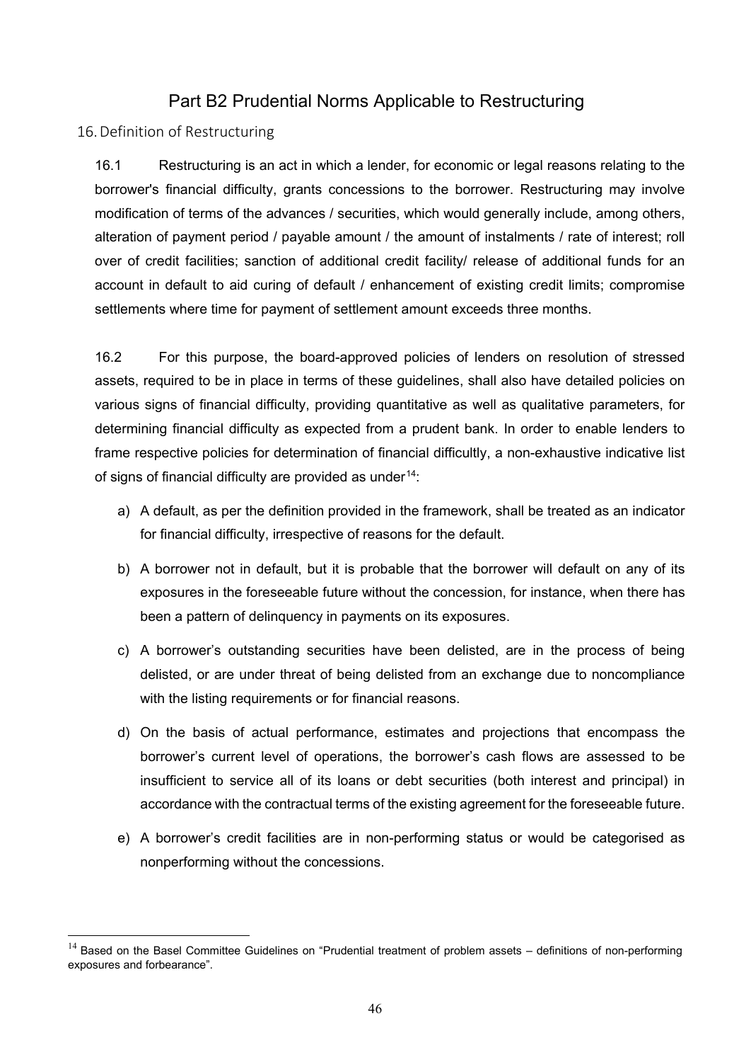# Part B2 Prudential Norms Applicable to Restructuring

## 16. Definition of Restructuring

16.1 Restructuring is an act in which a lender, for economic or legal reasons relating to the borrower's financial difficulty, grants concessions to the borrower. Restructuring may involve modification of terms of the advances / securities, which would generally include, among others, alteration of payment period / payable amount / the amount of instalments / rate of interest; roll over of credit facilities; sanction of additional credit facility/ release of additional funds for an account in default to aid curing of default / enhancement of existing credit limits; compromise settlements where time for payment of settlement amount exceeds three months.

16.2 For this purpose, the board-approved policies of lenders on resolution of stressed assets, required to be in place in terms of these guidelines, shall also have detailed policies on various signs of financial difficulty, providing quantitative as well as qualitative parameters, for determining financial difficulty as expected from a prudent bank. In order to enable lenders to frame respective policies for determination of financial difficultly, a non-exhaustive indicative list of signs of financial difficulty are provided as under[14]:

a) A default, as per the definition provided in the framework, shall be treated as an indicator for financial difficulty, irrespective of reasons for the default.

b) A borrower not in default, but it is probable that the borrower will default on any of its exposures in the foreseeable future without the concession, for instance, when there has been a pattern of delinquency in payments on its exposures.

c) A borrower's outstanding securities have been delisted, are in the process of being delisted, or are under threat of being delisted from an exchange due to noncompliance with the listing requirements or for financial reasons.

d) On the basis of actual performance, estimates and projections that encompass the borrower's current level of operations, the borrower's cash flows are assessed to be insufficient to service all of its loans or debt securities (both interest and principal) in accordance with the contractual terms of the existing agreement for the foreseeable future.

e) A borrower's credit facilities are in non-performing status or would be categorised as nonperforming without the concessions.

---

[14] Based on the Basel Committee Guidelines on "Prudential treatment of problem assets – definitions of non-performing exposures and forbearance".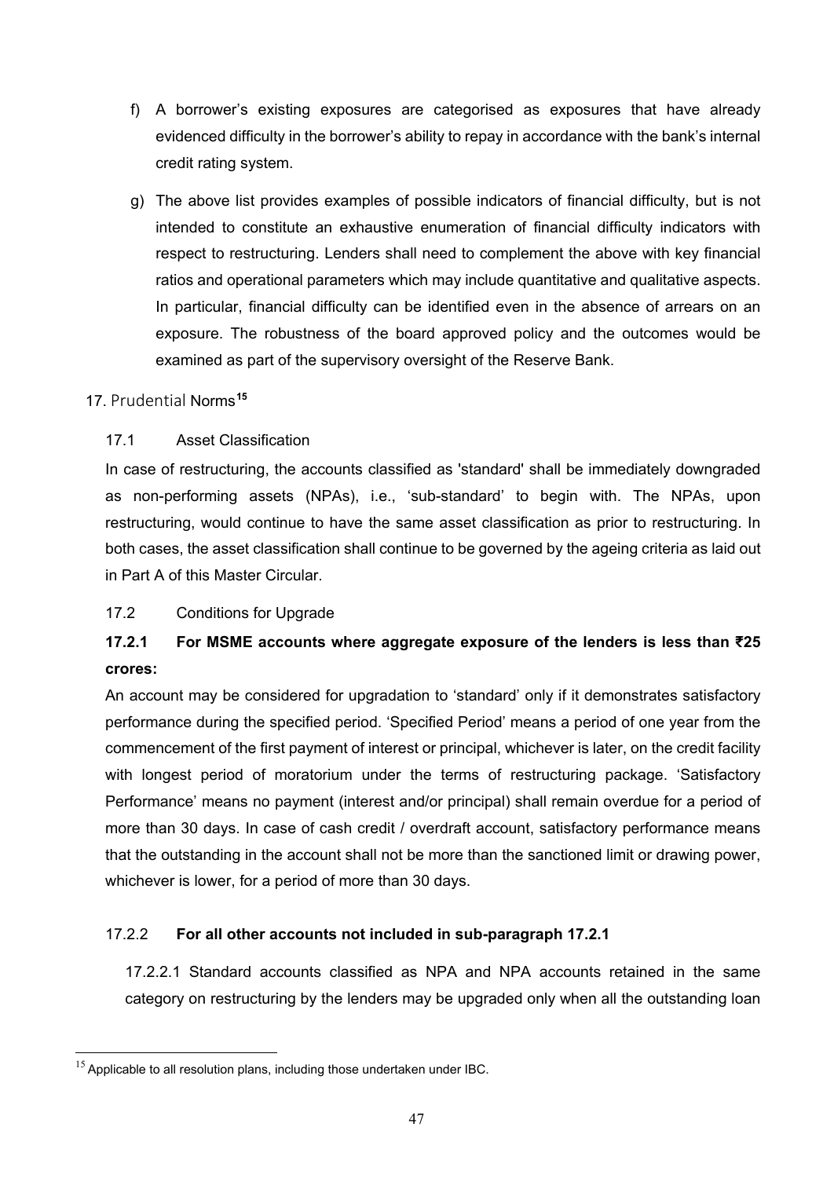f) A borrower's existing exposures are categorised as exposures that have already evidenced difficulty in the borrower's ability to repay in accordance with the bank's internal credit rating system.

g) The above list provides examples of possible indicators of financial difficulty, but is not intended to constitute an exhaustive enumeration of financial difficulty indicators with respect to restructuring. Lenders shall need to complement the above with key financial ratios and operational parameters which may include quantitative and qualitative aspects. In particular, financial difficulty can be identified even in the absence of arrears on an exposure. The robustness of the board approved policy and the outcomes would be examined as part of the supervisory oversight of the Reserve Bank.

## 17. Prudential Norms[15]

### 17.1 Asset Classification

In case of restructuring, the accounts classified as 'standard' shall be immediately downgraded as non-performing assets (NPAs), i.e., 'sub-standard' to begin with. The NPAs, upon restructuring, would continue to have the same asset classification as prior to restructuring. In both cases, the asset classification shall continue to be governed by the ageing criteria as laid out in Part A of this Master Circular.

### 17.2 Conditions for Upgrade

#### 17.2.1 For MSME accounts where aggregate exposure of the lenders is less than ₹25 crores:

An account may be considered for upgradation to 'standard' only if it demonstrates satisfactory performance during the specified period. 'Specified Period' means a period of one year from the commencement of the first payment of interest or principal, whichever is later, on the credit facility with longest period of moratorium under the terms of restructuring package. 'Satisfactory Performance' means no payment (interest and/or principal) shall remain overdue for a period of more than 30 days. In case of cash credit / overdraft account, satisfactory performance means that the outstanding in the account shall not be more than the sanctioned limit or drawing power, whichever is lower, for a period of more than 30 days.

#### 17.2.2 For all other accounts not included in sub-paragraph 17.2.1

17.2.2.1 Standard accounts classified as NPA and NPA accounts retained in the same category on restructuring by the lenders may be upgraded only when all the outstanding loan

[15] Applicable to all resolution plans, including those undertaken under IBC.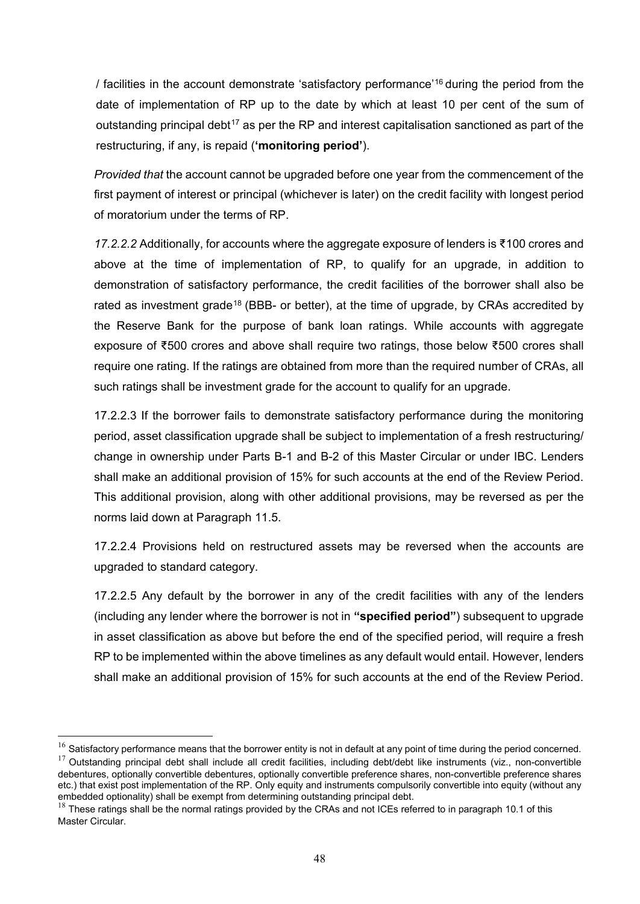/ facilities in the account demonstrate 'satisfactory performance'[16] during the period from the date of implementation of RP up to the date by which at least 10 per cent of the sum of outstanding principal debt[17] as per the RP and interest capitalisation sanctioned as part of the restructuring, if any, is repaid (**'monitoring period'**).

*Provided that* the account cannot be upgraded before one year from the commencement of the first payment of interest or principal (whichever is later) on the credit facility with longest period of moratorium under the terms of RP.

*17.2.2.2* Additionally, for accounts where the aggregate exposure of lenders is ₹100 crores and above at the time of implementation of RP, to qualify for an upgrade, in addition to demonstration of satisfactory performance, the credit facilities of the borrower shall also be rated as investment grade[18] (BBB- or better), at the time of upgrade, by CRAs accredited by the Reserve Bank for the purpose of bank loan ratings. While accounts with aggregate exposure of ₹500 crores and above shall require two ratings, those below ₹500 crores shall require one rating. If the ratings are obtained from more than the required number of CRAs, all such ratings shall be investment grade for the account to qualify for an upgrade.

17.2.2.3 If the borrower fails to demonstrate satisfactory performance during the monitoring period, asset classification upgrade shall be subject to implementation of a fresh restructuring/ change in ownership under Parts B-1 and B-2 of this Master Circular or under IBC. Lenders shall make an additional provision of 15% for such accounts at the end of the Review Period. This additional provision, along with other additional provisions, may be reversed as per the norms laid down at Paragraph 11.5.

17.2.2.4 Provisions held on restructured assets may be reversed when the accounts are upgraded to standard category.

17.2.2.5 Any default by the borrower in any of the credit facilities with any of the lenders (including any lender where the borrower is not in **"specified period"**) subsequent to upgrade in asset classification as above but before the end of the specified period, will require a fresh RP to be implemented within the above timelines as any default would entail. However, lenders shall make an additional provision of 15% for such accounts at the end of the Review Period.

---

[16] Satisfactory performance means that the borrower entity is not in default at any point of time during the period concerned.

[17] Outstanding principal debt shall include all credit facilities, including debt/debt like instruments (viz., non-convertible debentures, optionally convertible debentures, optionally convertible preference shares, non-convertible preference shares etc.) that exist post implementation of the RP. Only equity and instruments compulsorily convertible into equity (without any embedded optionality) shall be exempt from determining outstanding principal debt.

[18] These ratings shall be the normal ratings provided by the CRAs and not ICEs referred to in paragraph 10.1 of this Master Circular.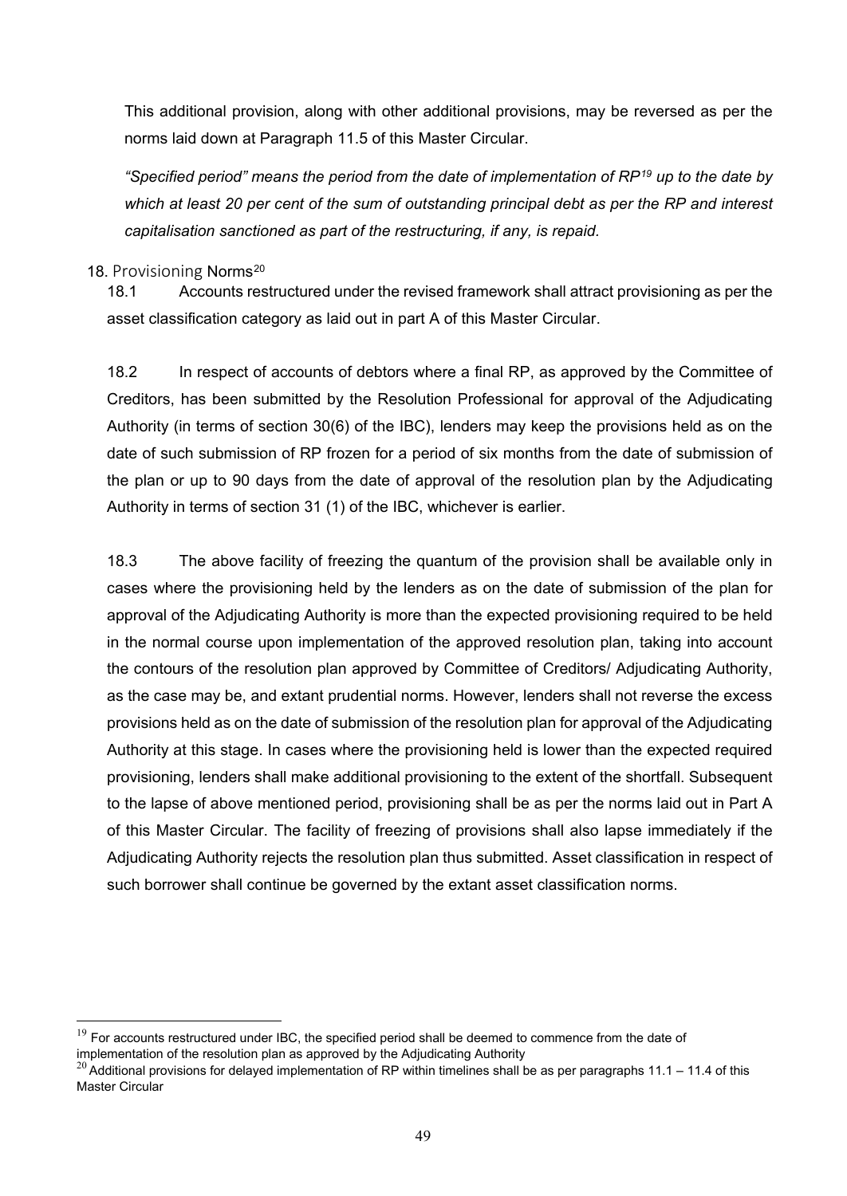This additional provision, along with other additional provisions, may be reversed as per the norms laid down at Paragraph 11.5 of this Master Circular.

*"Specified period" means the period from the date of implementation of RP[19] up to the date by which at least 20 per cent of the sum of outstanding principal debt as per the RP and interest capitalisation sanctioned as part of the restructuring, if any, is repaid*.

## 18. Provisioning Norms[20]

18.1 Accounts restructured under the revised framework shall attract provisioning as per the asset classification category as laid out in part A of this Master Circular.

18.2 In respect of accounts of debtors where a final RP, as approved by the Committee of Creditors, has been submitted by the Resolution Professional for approval of the Adjudicating Authority (in terms of section 30(6) of the IBC), lenders may keep the provisions held as on the date of such submission of RP frozen for a period of six months from the date of submission of the plan or up to 90 days from the date of approval of the resolution plan by the Adjudicating Authority in terms of section 31 (1) of the IBC, whichever is earlier.

18.3 The above facility of freezing the quantum of the provision shall be available only in cases where the provisioning held by the lenders as on the date of submission of the plan for approval of the Adjudicating Authority is more than the expected provisioning required to be held in the normal course upon implementation of the approved resolution plan, taking into account the contours of the resolution plan approved by Committee of Creditors/ Adjudicating Authority, as the case may be, and extant prudential norms. However, lenders shall not reverse the excess provisions held as on the date of submission of the resolution plan for approval of the Adjudicating Authority at this stage. In cases where the provisioning held is lower than the expected required provisioning, lenders shall make additional provisioning to the extent of the shortfall. Subsequent to the lapse of above mentioned period, provisioning shall be as per the norms laid out in Part A of this Master Circular. The facility of freezing of provisions shall also lapse immediately if the Adjudicating Authority rejects the resolution plan thus submitted. Asset classification in respect of such borrower shall continue be governed by the extant asset classification norms.

---

[19] For accounts restructured under IBC, the specified period shall be deemed to commence from the date of implementation of the resolution plan as approved by the Adjudicating Authority

[20] Additional provisions for delayed implementation of RP within timelines shall be as per paragraphs 11.1 – 11.4 of this Master Circular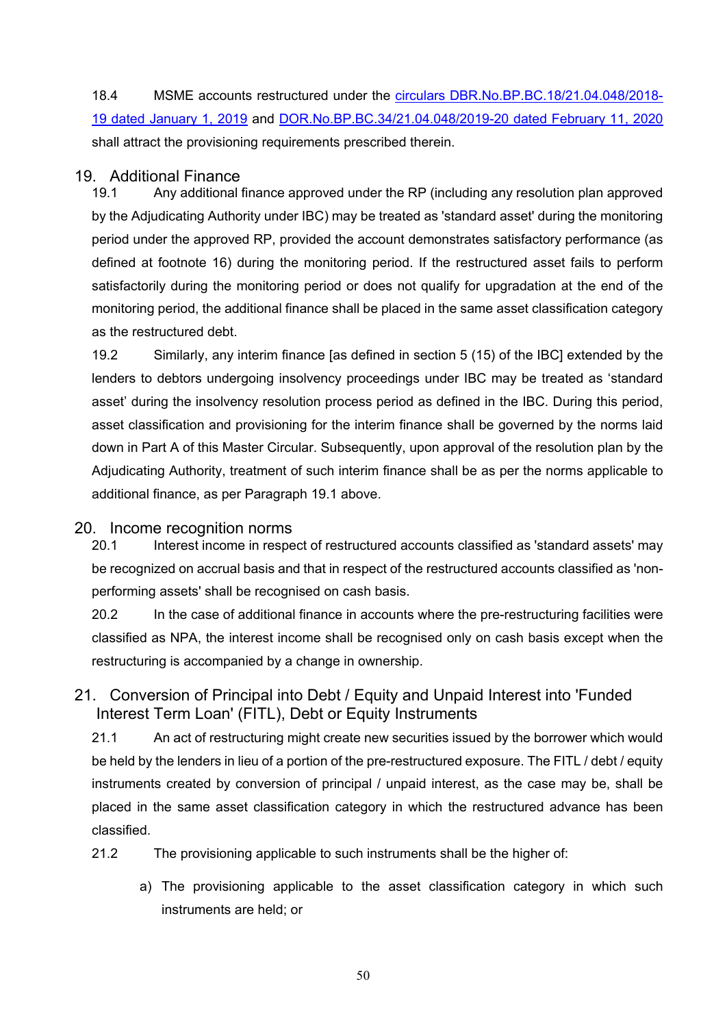18.4 MSME accounts restructured under the [circulars DBR.No.BP.BC.18/21.04.048/2018-19 dated January 1, 2019]() and [DOR.No.BP.BC.34/21.04.048/2019-20 dated February 11, 2020]() shall attract the provisioning requirements prescribed therein.

## 19. Additional Finance

19.1 Any additional finance approved under the RP (including any resolution plan approved by the Adjudicating Authority under IBC) may be treated as 'standard asset' during the monitoring period under the approved RP, provided the account demonstrates satisfactory performance (as defined at footnote 16) during the monitoring period. If the restructured asset fails to perform satisfactorily during the monitoring period or does not qualify for upgradation at the end of the monitoring period, the additional finance shall be placed in the same asset classification category as the restructured debt.

19.2 Similarly, any interim finance [as defined in section 5 (15) of the IBC] extended by the lenders to debtors undergoing insolvency proceedings under IBC may be treated as 'standard asset' during the insolvency resolution process period as defined in the IBC. During this period, asset classification and provisioning for the interim finance shall be governed by the norms laid down in Part A of this Master Circular. Subsequently, upon approval of the resolution plan by the Adjudicating Authority, treatment of such interim finance shall be as per the norms applicable to additional finance, as per Paragraph 19.1 above.

## 20. Income recognition norms

20.1 Interest income in respect of restructured accounts classified as 'standard assets' may be recognized on accrual basis and that in respect of the restructured accounts classified as 'non-performing assets' shall be recognised on cash basis.

20.2 In the case of additional finance in accounts where the pre-restructuring facilities were classified as NPA, the interest income shall be recognised only on cash basis except when the restructuring is accompanied by a change in ownership.

## 21. Conversion of Principal into Debt / Equity and Unpaid Interest into 'Funded Interest Term Loan' (FITL), Debt or Equity Instruments

21.1 An act of restructuring might create new securities issued by the borrower which would be held by the lenders in lieu of a portion of the pre-restructured exposure. The FITL / debt / equity instruments created by conversion of principal / unpaid interest, as the case may be, shall be placed in the same asset classification category in which the restructured advance has been classified.

21.2 The provisioning applicable to such instruments shall be the higher of:

a) The provisioning applicable to the asset classification category in which such instruments are held; or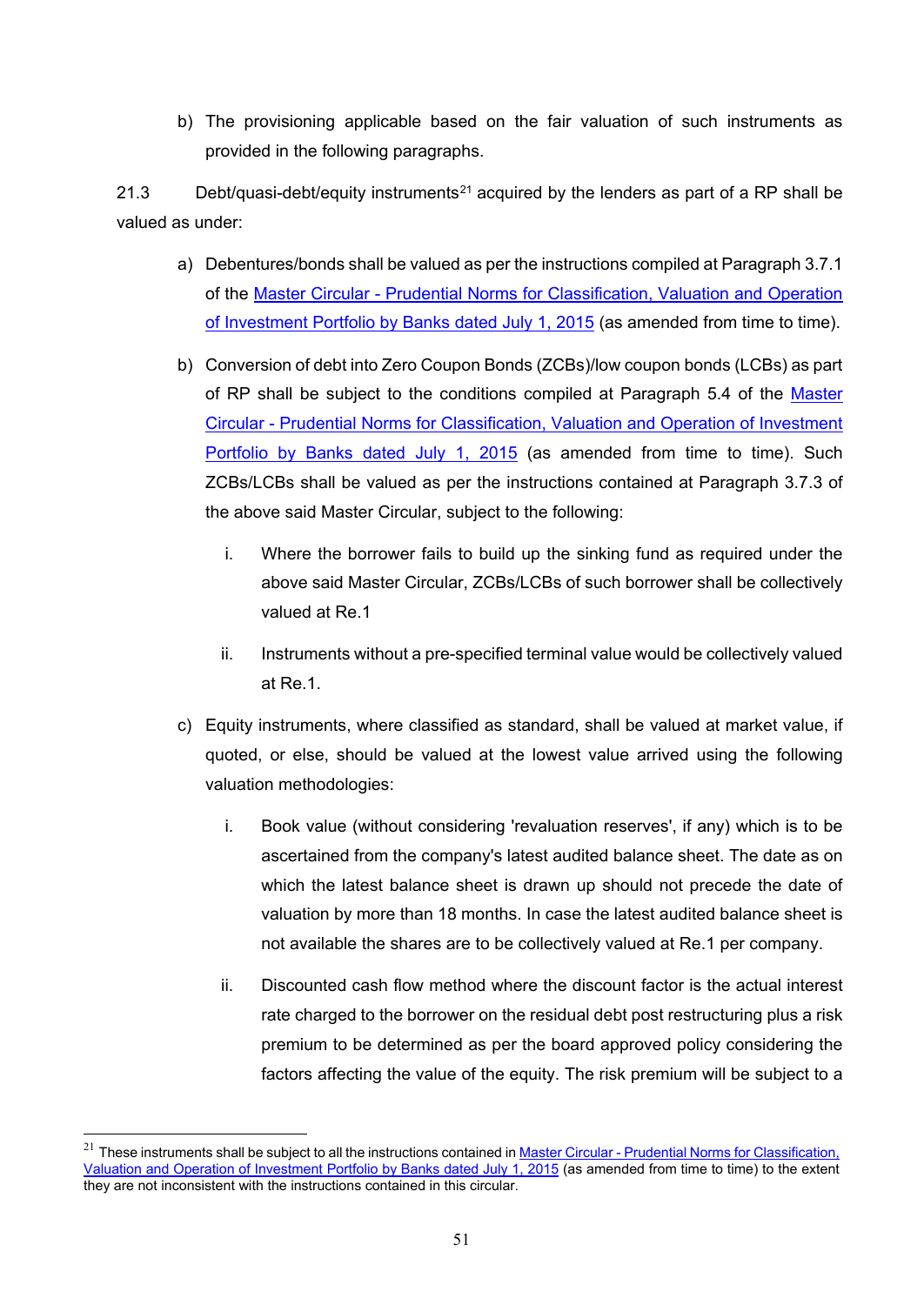b) The provisioning applicable based on the fair valuation of such instruments as provided in the following paragraphs.

21.3 Debt/quasi-debt/equity instruments[21] acquired by the lenders as part of a RP shall be valued as under:

a) Debentures/bonds shall be valued as per the instructions compiled at Paragraph 3.7.1 of the Master Circular - Prudential Norms for Classification, Valuation and Operation of Investment Portfolio by Banks dated July 1, 2015 (as amended from time to time).

b) Conversion of debt into Zero Coupon Bonds (ZCBs)/low coupon bonds (LCBs) as part of RP shall be subject to the conditions compiled at Paragraph 5.4 of the Master Circular - Prudential Norms for Classification, Valuation and Operation of Investment Portfolio by Banks dated July 1, 2015 (as amended from time to time). Such ZCBs/LCBs shall be valued as per the instructions contained at Paragraph 3.7.3 of the above said Master Circular, subject to the following:

   i. Where the borrower fails to build up the sinking fund as required under the above said Master Circular, ZCBs/LCBs of such borrower shall be collectively valued at Re.1

   ii. Instruments without a pre-specified terminal value would be collectively valued at Re.1.

c) Equity instruments, where classified as standard, shall be valued at market value, if quoted, or else, should be valued at the lowest value arrived using the following valuation methodologies:

   i. Book value (without considering 'revaluation reserves', if any) which is to be ascertained from the company's latest audited balance sheet. The date as on which the latest balance sheet is drawn up should not precede the date of valuation by more than 18 months. In case the latest audited balance sheet is not available the shares are to be collectively valued at Re.1 per company.

   ii. Discounted cash flow method where the discount factor is the actual interest rate charged to the borrower on the residual debt post restructuring plus a risk premium to be determined as per the board approved policy considering the factors affecting the value of the equity. The risk premium will be subject to a

---

[21] These instruments shall be subject to all the instructions contained in Master Circular - Prudential Norms for Classification, Valuation and Operation of Investment Portfolio by Banks dated July 1, 2015 (as amended from time to time) to the extent they are not inconsistent with the instructions contained in this circular.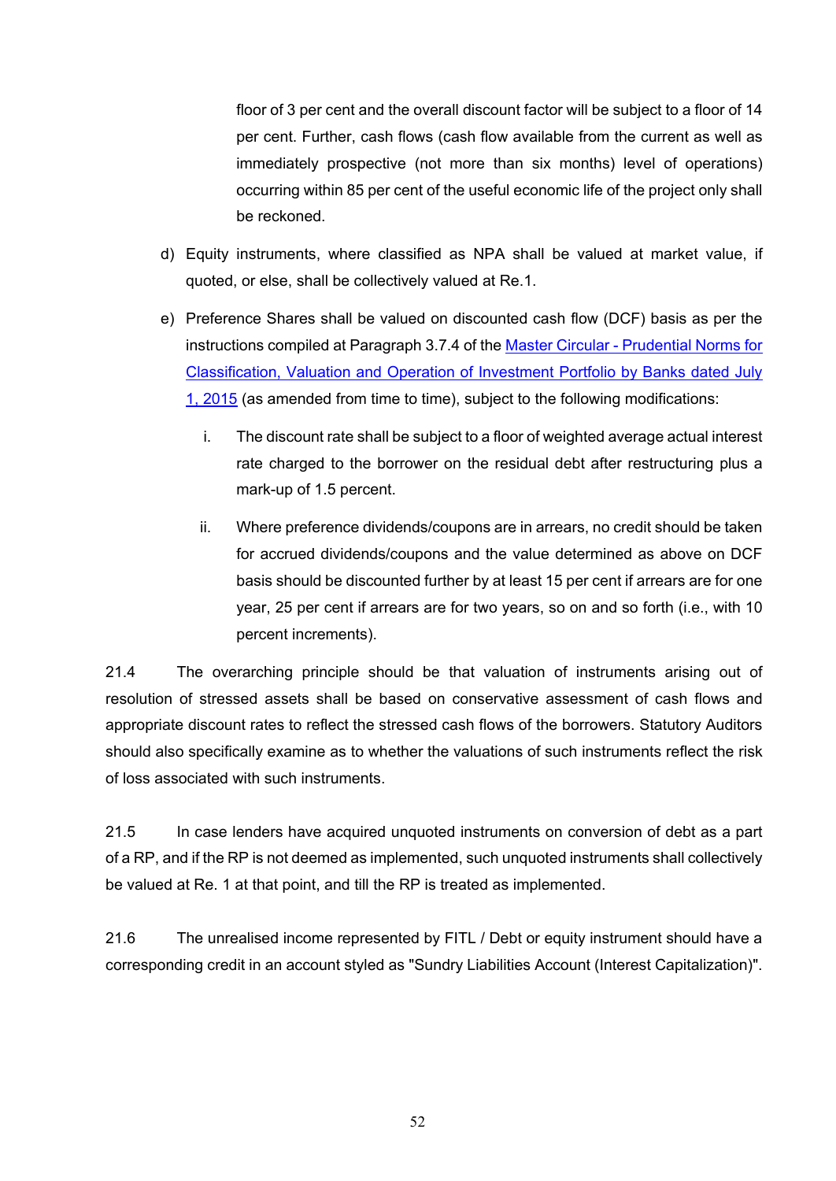floor of 3 per cent and the overall discount factor will be subject to a floor of 14 per cent. Further, cash flows (cash flow available from the current as well as immediately prospective (not more than six months) level of operations) occurring within 85 per cent of the useful economic life of the project only shall be reckoned.

d) Equity instruments, where classified as NPA shall be valued at market value, if quoted, or else, shall be collectively valued at Re.1.

e) Preference Shares shall be valued on discounted cash flow (DCF) basis as per the instructions compiled at Paragraph 3.7.4 of the [Master Circular - Prudential Norms for Classification, Valuation and Operation of Investment Portfolio by Banks dated July 1, 2015]() (as amended from time to time), subject to the following modifications:

   i. The discount rate shall be subject to a floor of weighted average actual interest rate charged to the borrower on the residual debt after restructuring plus a mark-up of 1.5 percent.

   ii. Where preference dividends/coupons are in arrears, no credit should be taken for accrued dividends/coupons and the value determined as above on DCF basis should be discounted further by at least 15 per cent if arrears are for one year, 25 per cent if arrears are for two years, so on and so forth (i.e., with 10 percent increments).

21.4 The overarching principle should be that valuation of instruments arising out of resolution of stressed assets shall be based on conservative assessment of cash flows and appropriate discount rates to reflect the stressed cash flows of the borrowers. Statutory Auditors should also specifically examine as to whether the valuations of such instruments reflect the risk of loss associated with such instruments.

21.5 In case lenders have acquired unquoted instruments on conversion of debt as a part of a RP, and if the RP is not deemed as implemented, such unquoted instruments shall collectively be valued at Re. 1 at that point, and till the RP is treated as implemented.

21.6 The unrealised income represented by FITL / Debt or equity instrument should have a corresponding credit in an account styled as "Sundry Liabilities Account (Interest Capitalization)".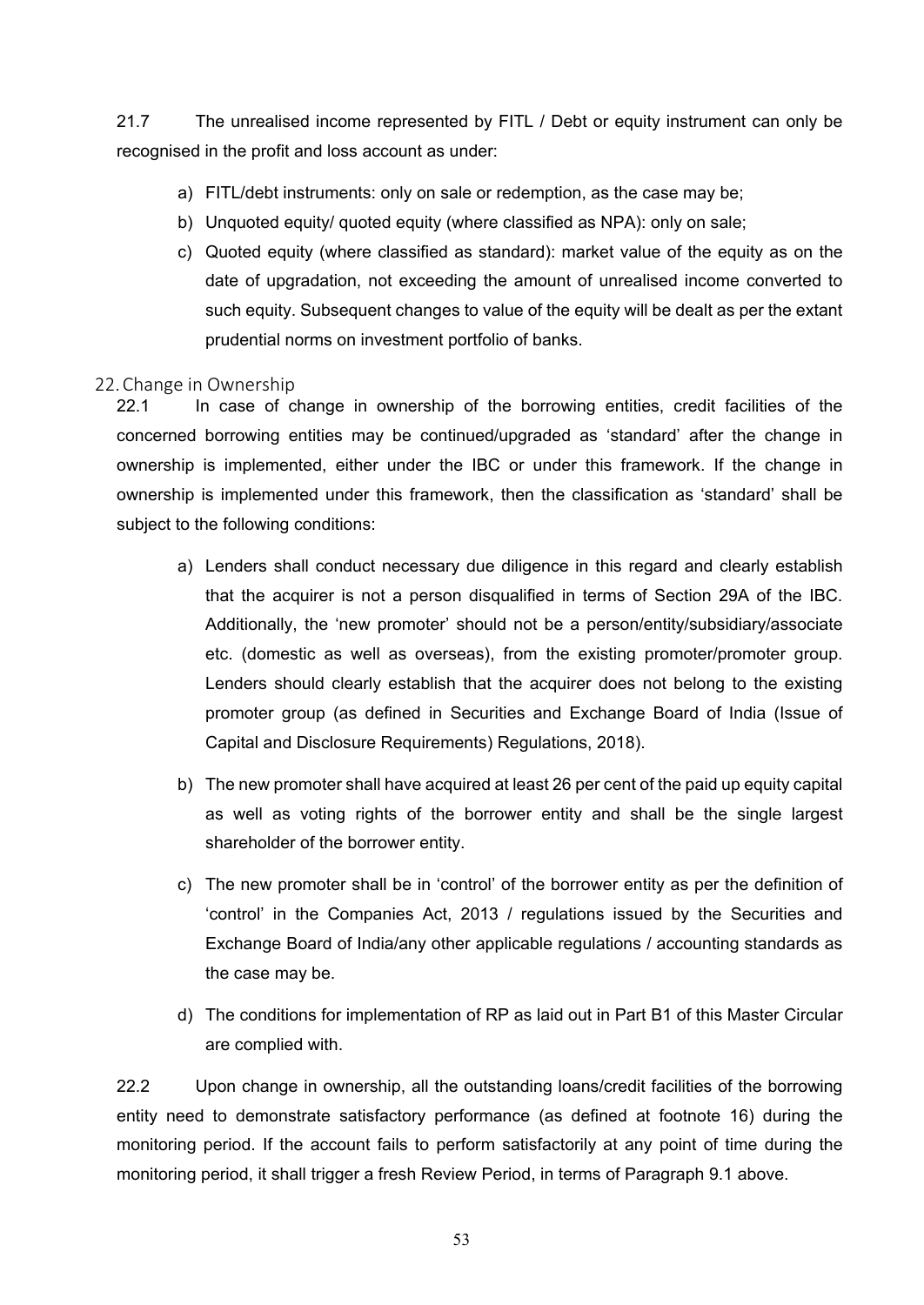21.7 The unrealised income represented by FITL / Debt or equity instrument can only be recognised in the profit and loss account as under:

a) FITL/debt instruments: only on sale or redemption, as the case may be;
b) Unquoted equity/ quoted equity (where classified as NPA): only on sale;
c) Quoted equity (where classified as standard): market value of the equity as on the date of upgradation, not exceeding the amount of unrealised income converted to such equity. Subsequent changes to value of the equity will be dealt as per the extant prudential norms on investment portfolio of banks.

## 22. Change in Ownership

22.1 In case of change in ownership of the borrowing entities, credit facilities of the concerned borrowing entities may be continued/upgraded as 'standard' after the change in ownership is implemented, either under the IBC or under this framework. If the change in ownership is implemented under this framework, then the classification as 'standard' shall be subject to the following conditions:

a) Lenders shall conduct necessary due diligence in this regard and clearly establish that the acquirer is not a person disqualified in terms of Section 29A of the IBC. Additionally, the 'new promoter' should not be a person/entity/subsidiary/associate etc. (domestic as well as overseas), from the existing promoter/promoter group. Lenders should clearly establish that the acquirer does not belong to the existing promoter group (as defined in Securities and Exchange Board of India (Issue of Capital and Disclosure Requirements) Regulations, 2018).

b) The new promoter shall have acquired at least 26 per cent of the paid up equity capital as well as voting rights of the borrower entity and shall be the single largest shareholder of the borrower entity.

c) The new promoter shall be in 'control' of the borrower entity as per the definition of 'control' in the Companies Act, 2013 / regulations issued by the Securities and Exchange Board of India/any other applicable regulations / accounting standards as the case may be.

d) The conditions for implementation of RP as laid out in Part B1 of this Master Circular are complied with.

22.2 Upon change in ownership, all the outstanding loans/credit facilities of the borrowing entity need to demonstrate satisfactory performance (as defined at footnote 16) during the monitoring period. If the account fails to perform satisfactorily at any point of time during the monitoring period, it shall trigger a fresh Review Period, in terms of Paragraph 9.1 above.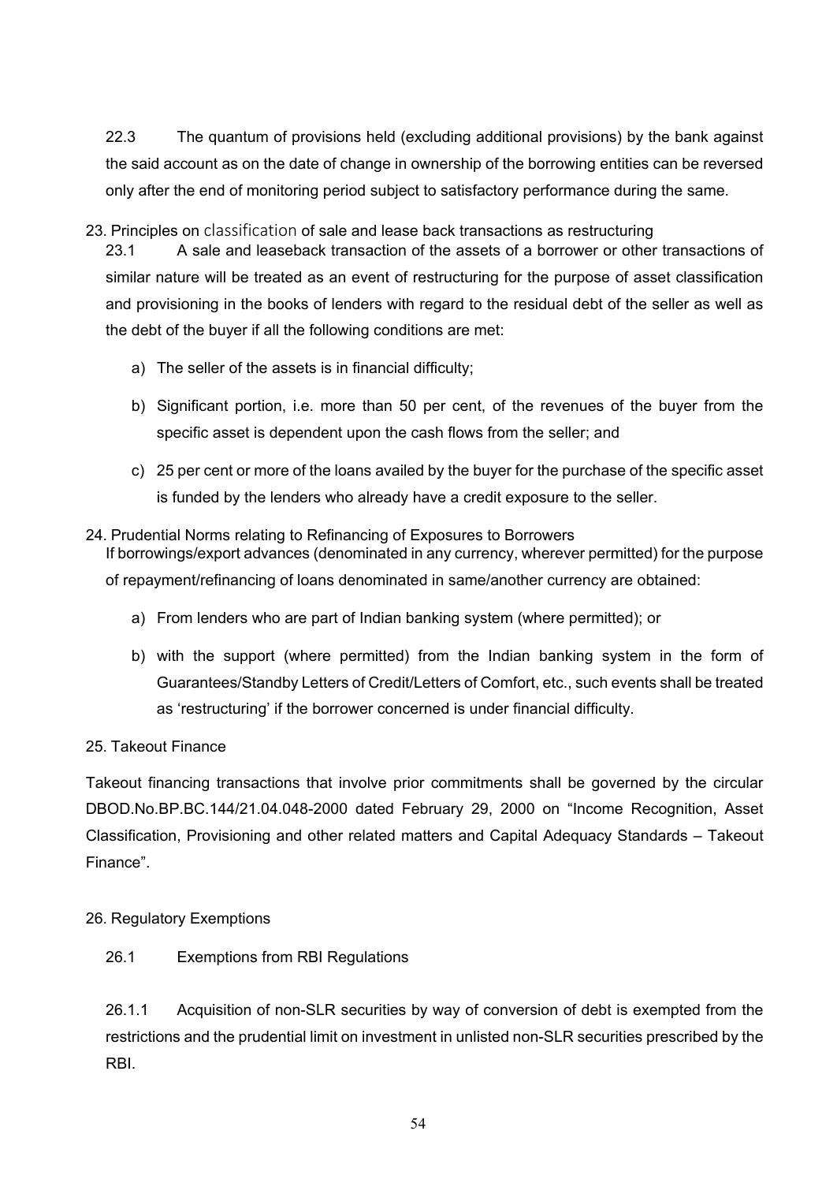22.3 The quantum of provisions held (excluding additional provisions) by the bank against the said account as on the date of change in ownership of the borrowing entities can be reversed only after the end of monitoring period subject to satisfactory performance during the same.

## 23. Principles on classification of sale and lease back transactions as restructuring

23.1 A sale and leaseback transaction of the assets of a borrower or other transactions of similar nature will be treated as an event of restructuring for the purpose of asset classification and provisioning in the books of lenders with regard to the residual debt of the seller as well as the debt of the buyer if all the following conditions are met:

a) The seller of the assets is in financial difficulty;

b) Significant portion, i.e. more than 50 per cent, of the revenues of the buyer from the specific asset is dependent upon the cash flows from the seller; and

c) 25 per cent or more of the loans availed by the buyer for the purchase of the specific asset is funded by the lenders who already have a credit exposure to the seller.

## 24. Prudential Norms relating to Refinancing of Exposures to Borrowers

If borrowings/export advances (denominated in any currency, wherever permitted) for the purpose of repayment/refinancing of loans denominated in same/another currency are obtained:

a) From lenders who are part of Indian banking system (where permitted); or

b) with the support (where permitted) from the Indian banking system in the form of Guarantees/Standby Letters of Credit/Letters of Comfort, etc., such events shall be treated as 'restructuring' if the borrower concerned is under financial difficulty.

## 25. Takeout Finance

Takeout financing transactions that involve prior commitments shall be governed by the circular DBOD.No.BP.BC.144/21.04.048-2000 dated February 29, 2000 on "Income Recognition, Asset Classification, Provisioning and other related matters and Capital Adequacy Standards – Takeout Finance".

## 26. Regulatory Exemptions

### 26.1 Exemptions from RBI Regulations

26.1.1 Acquisition of non-SLR securities by way of conversion of debt is exempted from the restrictions and the prudential limit on investment in unlisted non-SLR securities prescribed by the RBI.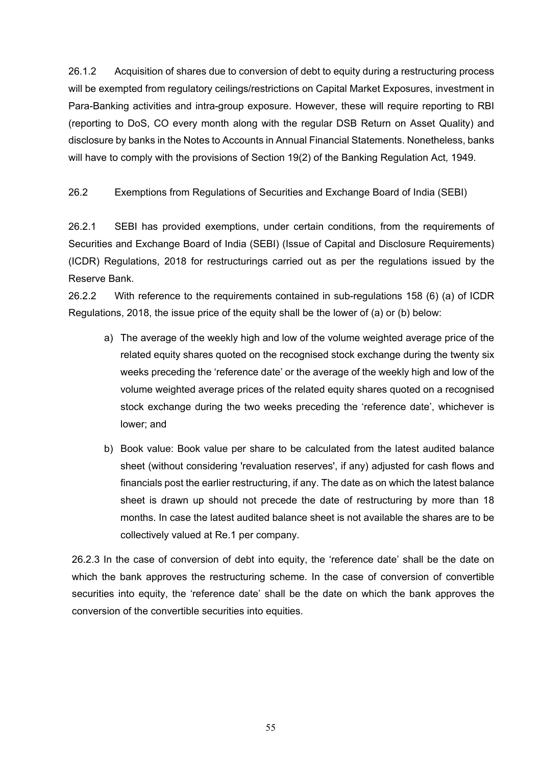26.1.2 Acquisition of shares due to conversion of debt to equity during a restructuring process will be exempted from regulatory ceilings/restrictions on Capital Market Exposures, investment in Para-Banking activities and intra-group exposure. However, these will require reporting to RBI (reporting to DoS, CO every month along with the regular DSB Return on Asset Quality) and disclosure by banks in the Notes to Accounts in Annual Financial Statements. Nonetheless, banks will have to comply with the provisions of Section 19(2) of the Banking Regulation Act, 1949.

26.2 Exemptions from Regulations of Securities and Exchange Board of India (SEBI)

26.2.1 SEBI has provided exemptions, under certain conditions, from the requirements of Securities and Exchange Board of India (SEBI) (Issue of Capital and Disclosure Requirements) (ICDR) Regulations, 2018 for restructurings carried out as per the regulations issued by the Reserve Bank.

26.2.2 With reference to the requirements contained in sub-regulations 158 (6) (a) of ICDR Regulations, 2018, the issue price of the equity shall be the lower of (a) or (b) below:

a) The average of the weekly high and low of the volume weighted average price of the related equity shares quoted on the recognised stock exchange during the twenty six weeks preceding the 'reference date' or the average of the weekly high and low of the volume weighted average prices of the related equity shares quoted on a recognised stock exchange during the two weeks preceding the 'reference date', whichever is lower; and

b) Book value: Book value per share to be calculated from the latest audited balance sheet (without considering 'revaluation reserves', if any) adjusted for cash flows and financials post the earlier restructuring, if any. The date as on which the latest balance sheet is drawn up should not precede the date of restructuring by more than 18 months. In case the latest audited balance sheet is not available the shares are to be collectively valued at Re.1 per company.

26.2.3 In the case of conversion of debt into equity, the 'reference date' shall be the date on which the bank approves the restructuring scheme. In the case of conversion of convertible securities into equity, the 'reference date' shall be the date on which the bank approves the conversion of the convertible securities into equities.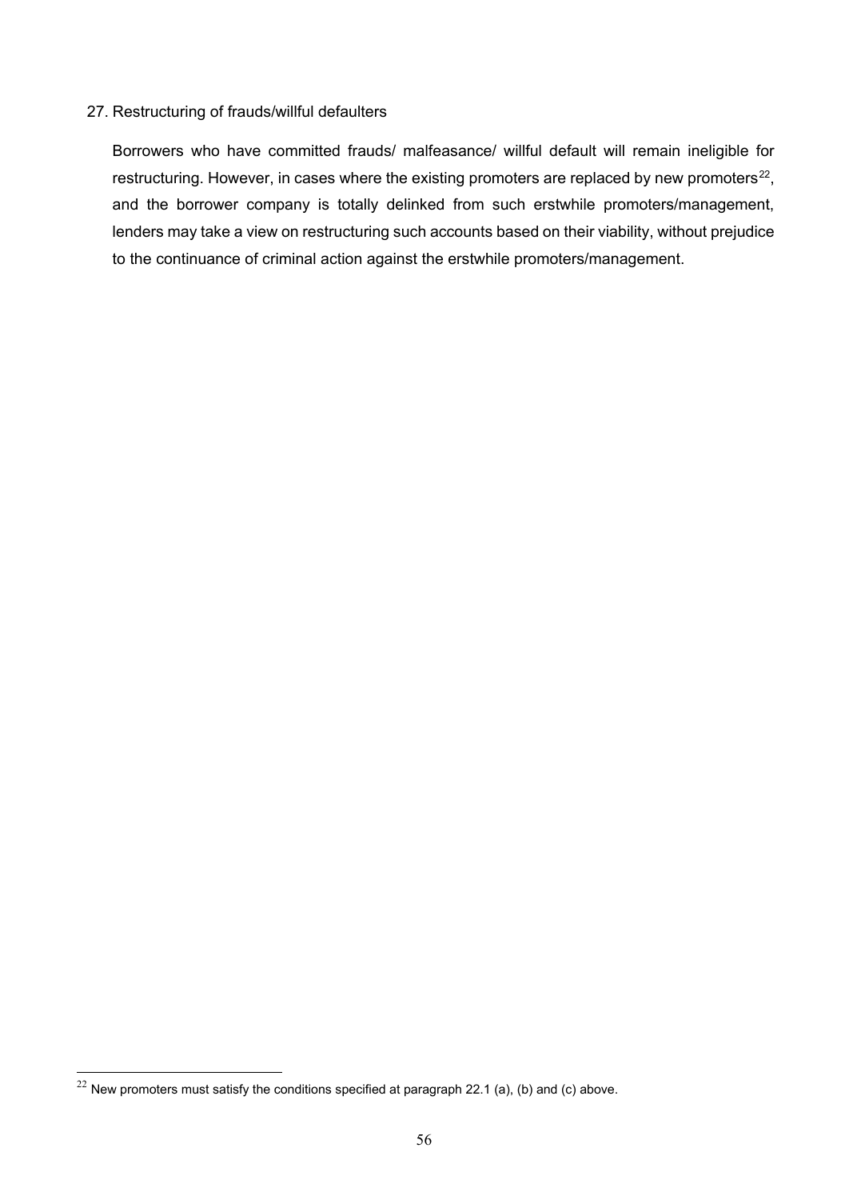27. Restructuring of frauds/willful defaulters

Borrowers who have committed frauds/ malfeasance/ willful default will remain ineligible for restructuring. However, in cases where the existing promoters are replaced by new promoters[22], and the borrower company is totally delinked from such erstwhile promoters/management, lenders may take a view on restructuring such accounts based on their viability, without prejudice to the continuance of criminal action against the erstwhile promoters/management.

[22] New promoters must satisfy the conditions specified at paragraph 22.1 (a), (b) and (c) above.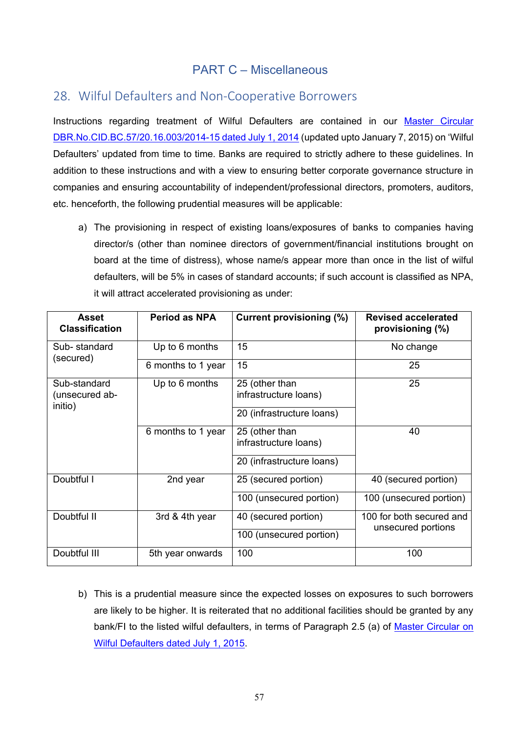## PART C – Miscellaneous

## 28. Wilful Defaulters and Non-Cooperative Borrowers

Instructions regarding treatment of Wilful Defaulters are contained in our Master Circular DBR.No.CID.BC.57/20.16.003/2014-15 dated July 1, 2014 (updated upto January 7, 2015) on 'Wilful Defaulters' updated from time to time. Banks are required to strictly adhere to these guidelines. In addition to these instructions and with a view to ensuring better corporate governance structure in companies and ensuring accountability of independent/professional directors, promoters, auditors, etc. henceforth, the following prudential measures will be applicable:

a) The provisioning in respect of existing loans/exposures of banks to companies having director/s (other than nominee directors of government/financial institutions brought on board at the time of distress), whose name/s appear more than once in the list of wilful defaulters, will be 5% in cases of standard accounts; if such account is classified as NPA, it will attract accelerated provisioning as under:

| Asset Classification | Period as NPA | Current provisioning (%) | Revised accelerated provisioning (%) |
|---|---|---|---|
| Sub- standard (secured) | Up to 6 months | 15 | No change |
| | 6 months to 1 year | 15 | 25 |
| Sub-standard (unsecured ab-initio) | Up to 6 months | 25 (other than infrastructure loans) | 25 |
| | | 20 (infrastructure loans) | |
| | 6 months to 1 year | 25 (other than infrastructure loans) | 40 |
| | | 20 (infrastructure loans) | |
| Doubtful I | 2nd year | 25 (secured portion) | 40 (secured portion) |
| | | 100 (unsecured portion) | 100 (unsecured portion) |
| Doubtful II | 3rd & 4th year | 40 (secured portion) | 100 for both secured and unsecured portions |
| | | 100 (unsecured portion) | |
| Doubtful III | 5th year onwards | 100 | 100 |

b) This is a prudential measure since the expected losses on exposures to such borrowers are likely to be higher. It is reiterated that no additional facilities should be granted by any bank/FI to the listed wilful defaulters, in terms of Paragraph 2.5 (a) of Master Circular on Wilful Defaulters dated July 1, 2015.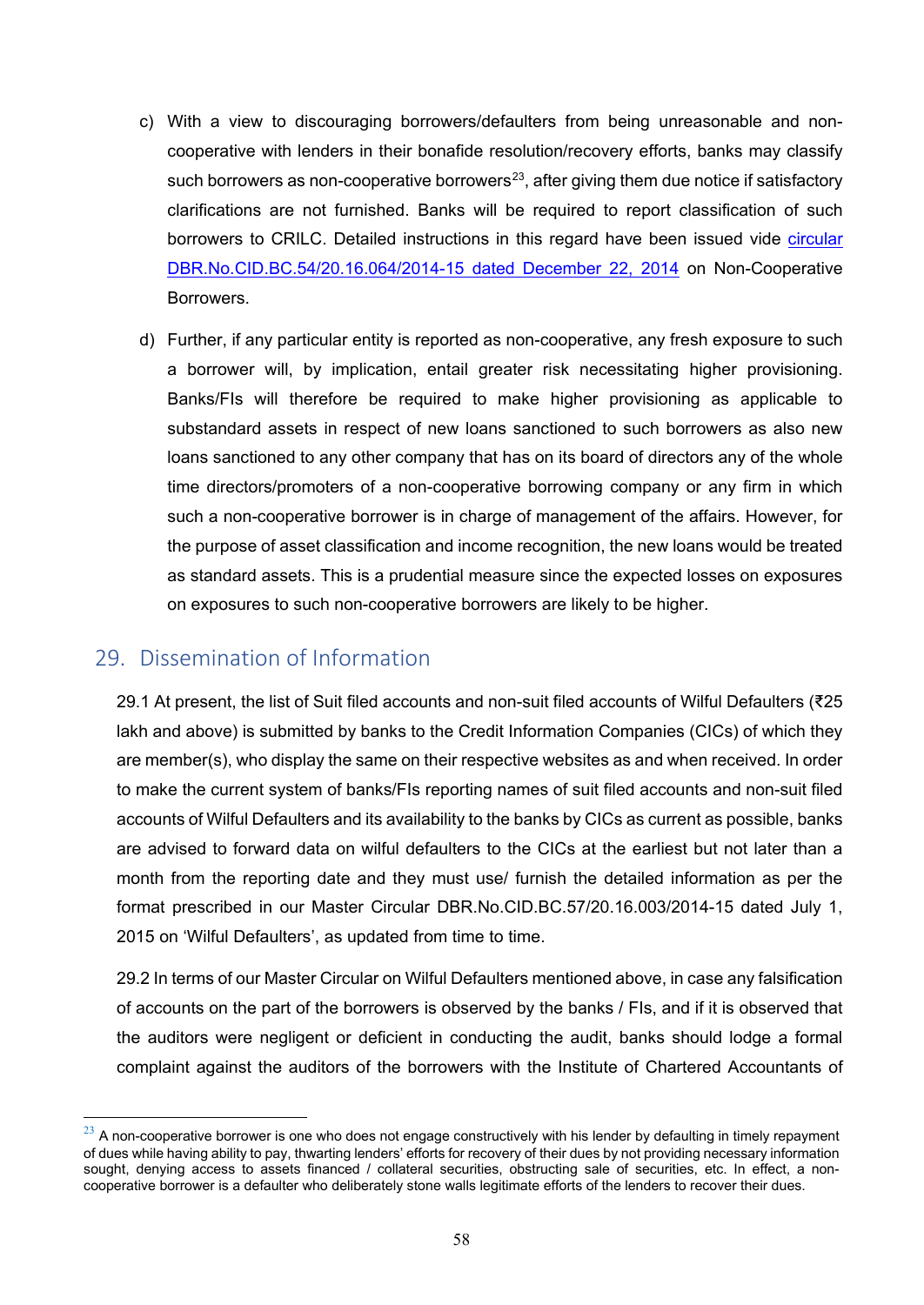c) With a view to discouraging borrowers/defaulters from being unreasonable and non-cooperative with lenders in their bonafide resolution/recovery efforts, banks may classify such borrowers as non-cooperative borrowers[23], after giving them due notice if satisfactory clarifications are not furnished. Banks will be required to report classification of such borrowers to CRILC. Detailed instructions in this regard have been issued vide circular DBR.No.CID.BC.54/20.16.064/2014-15 dated December 22, 2014 on Non-Cooperative Borrowers.

d) Further, if any particular entity is reported as non-cooperative, any fresh exposure to such a borrower will, by implication, entail greater risk necessitating higher provisioning. Banks/FIs will therefore be required to make higher provisioning as applicable to substandard assets in respect of new loans sanctioned to such borrowers as also new loans sanctioned to any other company that has on its board of directors any of the whole time directors/promoters of a non-cooperative borrowing company or any firm in which such a non-cooperative borrower is in charge of management of the affairs. However, for the purpose of asset classification and income recognition, the new loans would be treated as standard assets. This is a prudential measure since the expected losses on exposures on exposures to such non-cooperative borrowers are likely to be higher.

## 29. Dissemination of Information

29.1 At present, the list of Suit filed accounts and non-suit filed accounts of Wilful Defaulters (₹25 lakh and above) is submitted by banks to the Credit Information Companies (CICs) of which they are member(s), who display the same on their respective websites as and when received. In order to make the current system of banks/FIs reporting names of suit filed accounts and non-suit filed accounts of Wilful Defaulters and its availability to the banks by CICs as current as possible, banks are advised to forward data on wilful defaulters to the CICs at the earliest but not later than a month from the reporting date and they must use/ furnish the detailed information as per the format prescribed in our Master Circular DBR.No.CID.BC.57/20.16.003/2014-15 dated July 1, 2015 on 'Wilful Defaulters', as updated from time to time.

29.2 In terms of our Master Circular on Wilful Defaulters mentioned above, in case any falsification of accounts on the part of the borrowers is observed by the banks / FIs, and if it is observed that the auditors were negligent or deficient in conducting the audit, banks should lodge a formal complaint against the auditors of the borrowers with the Institute of Chartered Accountants of

---

[23] A non-cooperative borrower is one who does not engage constructively with his lender by defaulting in timely repayment of dues while having ability to pay, thwarting lenders' efforts for recovery of their dues by not providing necessary information sought, denying access to assets financed / collateral securities, obstructing sale of securities, etc. In effect, a non-cooperative borrower is a defaulter who deliberately stone walls legitimate efforts of the lenders to recover their dues.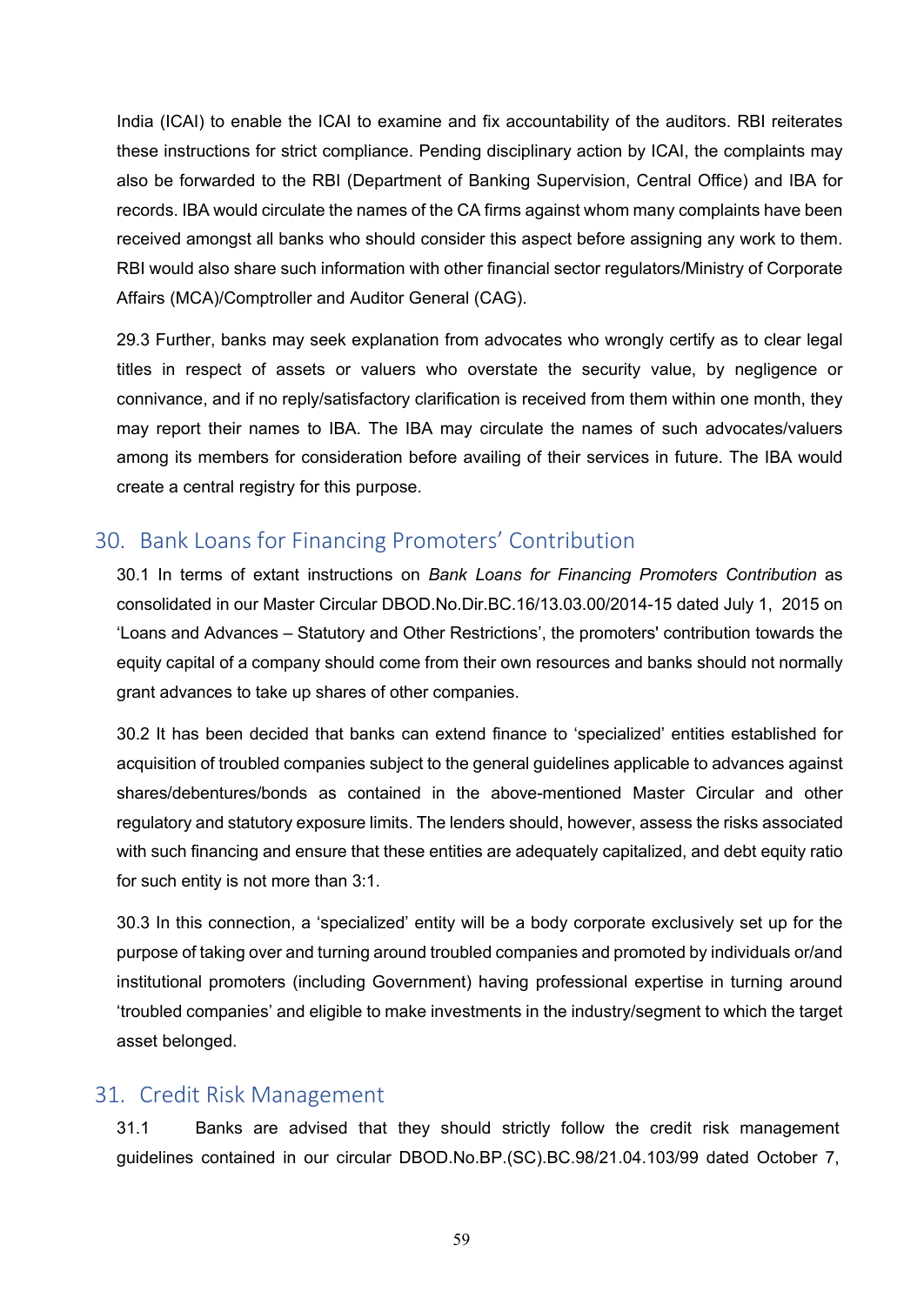India (ICAI) to enable the ICAI to examine and fix accountability of the auditors. RBI reiterates these instructions for strict compliance. Pending disciplinary action by ICAI, the complaints may also be forwarded to the RBI (Department of Banking Supervision, Central Office) and IBA for records. IBA would circulate the names of the CA firms against whom many complaints have been received amongst all banks who should consider this aspect before assigning any work to them. RBI would also share such information with other financial sector regulators/Ministry of Corporate Affairs (MCA)/Comptroller and Auditor General (CAG).

29.3 Further, banks may seek explanation from advocates who wrongly certify as to clear legal titles in respect of assets or valuers who overstate the security value, by negligence or connivance, and if no reply/satisfactory clarification is received from them within one month, they may report their names to IBA. The IBA may circulate the names of such advocates/valuers among its members for consideration before availing of their services in future. The IBA would create a central registry for this purpose.

## 30. Bank Loans for Financing Promoters' Contribution

30.1 In terms of extant instructions on *Bank Loans for Financing Promoters Contribution* as consolidated in our Master Circular DBOD.No.Dir.BC.16/13.03.00/2014-15 dated July 1, 2015 on 'Loans and Advances – Statutory and Other Restrictions', the promoters' contribution towards the equity capital of a company should come from their own resources and banks should not normally grant advances to take up shares of other companies.

30.2 It has been decided that banks can extend finance to 'specialized' entities established for acquisition of troubled companies subject to the general guidelines applicable to advances against shares/debentures/bonds as contained in the above-mentioned Master Circular and other regulatory and statutory exposure limits. The lenders should, however, assess the risks associated with such financing and ensure that these entities are adequately capitalized, and debt equity ratio for such entity is not more than 3:1.

30.3 In this connection, a 'specialized' entity will be a body corporate exclusively set up for the purpose of taking over and turning around troubled companies and promoted by individuals or/and institutional promoters (including Government) having professional expertise in turning around 'troubled companies' and eligible to make investments in the industry/segment to which the target asset belonged.

## 31. Credit Risk Management

31.1 Banks are advised that they should strictly follow the credit risk management guidelines contained in our circular DBOD.No.BP.(SC).BC.98/21.04.103/99 dated October 7,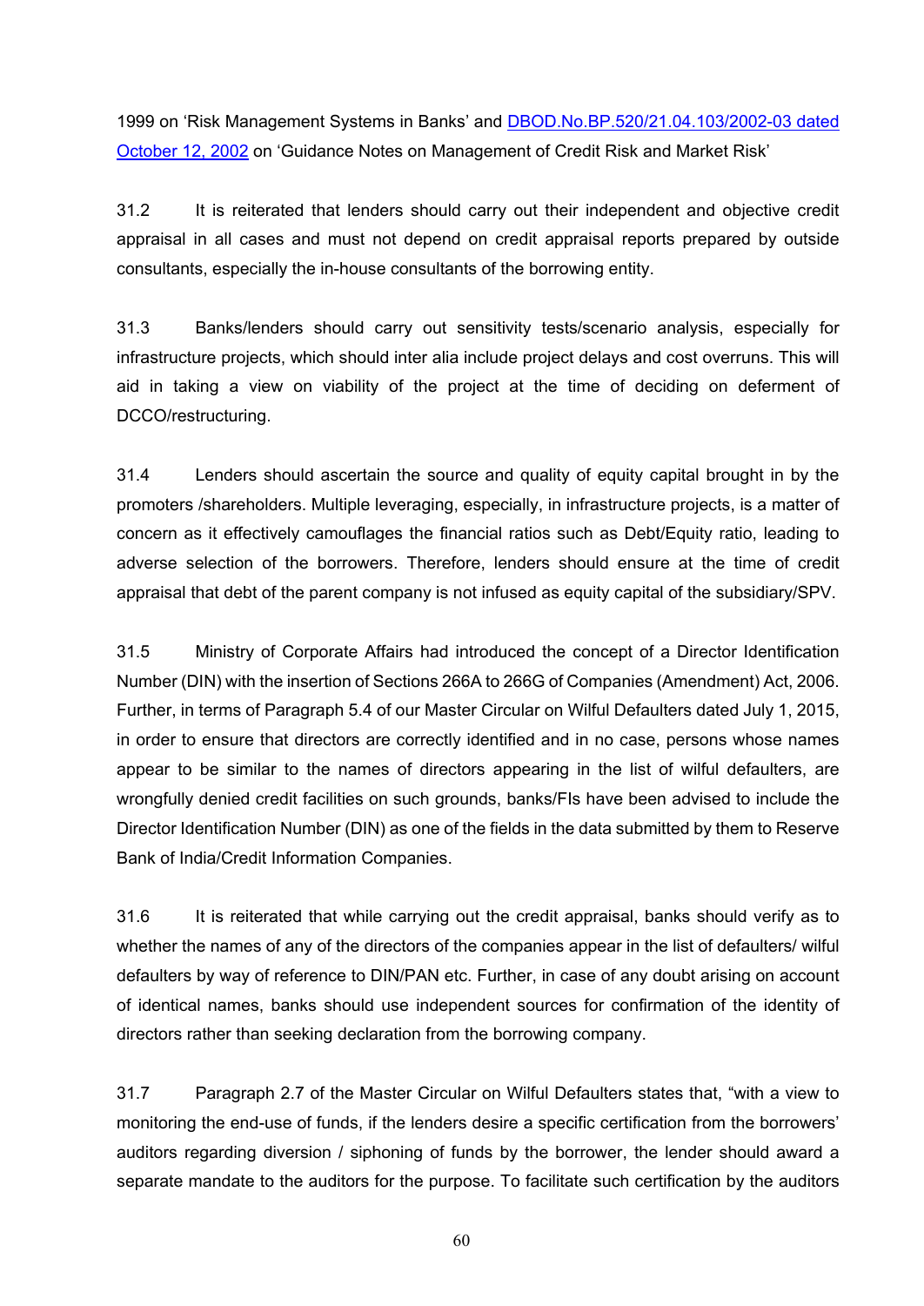1999 on 'Risk Management Systems in Banks' and [DBOD.No.BP.520/21.04.103/2002-03 dated October 12, 2002] on 'Guidance Notes on Management of Credit Risk and Market Risk'

31.2 It is reiterated that lenders should carry out their independent and objective credit appraisal in all cases and must not depend on credit appraisal reports prepared by outside consultants, especially the in-house consultants of the borrowing entity.

31.3 Banks/lenders should carry out sensitivity tests/scenario analysis, especially for infrastructure projects, which should inter alia include project delays and cost overruns. This will aid in taking a view on viability of the project at the time of deciding on deferment of DCCO/restructuring.

31.4 Lenders should ascertain the source and quality of equity capital brought in by the promoters /shareholders. Multiple leveraging, especially, in infrastructure projects, is a matter of concern as it effectively camouflages the financial ratios such as Debt/Equity ratio, leading to adverse selection of the borrowers. Therefore, lenders should ensure at the time of credit appraisal that debt of the parent company is not infused as equity capital of the subsidiary/SPV.

31.5 Ministry of Corporate Affairs had introduced the concept of a Director Identification Number (DIN) with the insertion of Sections 266A to 266G of Companies (Amendment) Act, 2006. Further, in terms of Paragraph 5.4 of our Master Circular on Wilful Defaulters dated July 1, 2015, in order to ensure that directors are correctly identified and in no case, persons whose names appear to be similar to the names of directors appearing in the list of wilful defaulters, are wrongfully denied credit facilities on such grounds, banks/FIs have been advised to include the Director Identification Number (DIN) as one of the fields in the data submitted by them to Reserve Bank of India/Credit Information Companies.

31.6 It is reiterated that while carrying out the credit appraisal, banks should verify as to whether the names of any of the directors of the companies appear in the list of defaulters/ wilful defaulters by way of reference to DIN/PAN etc. Further, in case of any doubt arising on account of identical names, banks should use independent sources for confirmation of the identity of directors rather than seeking declaration from the borrowing company.

31.7 Paragraph 2.7 of the Master Circular on Wilful Defaulters states that, "with a view to monitoring the end-use of funds, if the lenders desire a specific certification from the borrowers' auditors regarding diversion / siphoning of funds by the borrower, the lender should award a separate mandate to the auditors for the purpose. To facilitate such certification by the auditors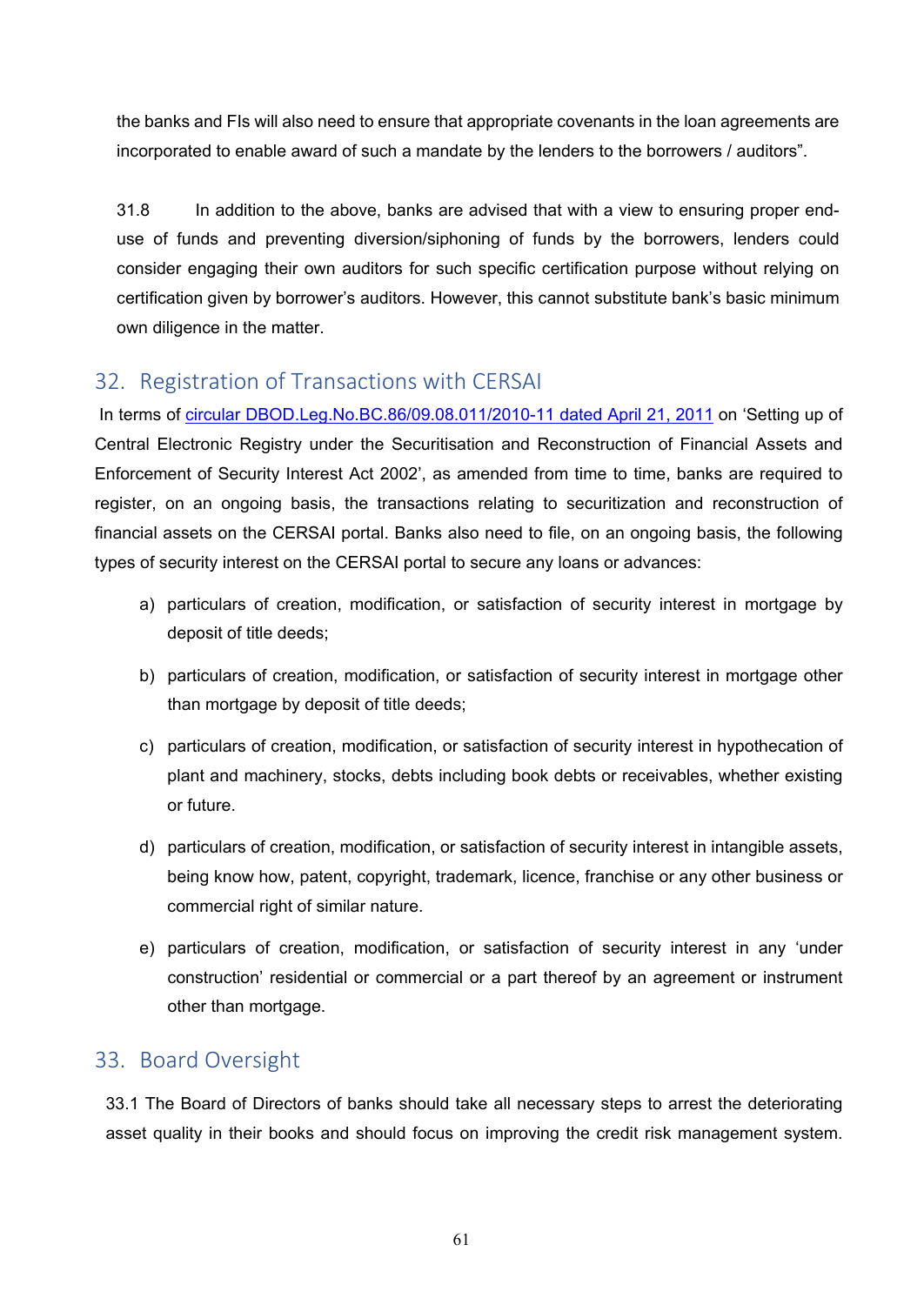the banks and FIs will also need to ensure that appropriate covenants in the loan agreements are incorporated to enable award of such a mandate by the lenders to the borrowers / auditors".

31.8 In addition to the above, banks are advised that with a view to ensuring proper end-use of funds and preventing diversion/siphoning of funds by the borrowers, lenders could consider engaging their own auditors for such specific certification purpose without relying on certification given by borrower's auditors. However, this cannot substitute bank's basic minimum own diligence in the matter.

## 32. Registration of Transactions with CERSAI

In terms of [circular DBOD.Leg.No.BC.86/09.08.011/2010-11 dated April 21, 2011] on 'Setting up of Central Electronic Registry under the Securitisation and Reconstruction of Financial Assets and Enforcement of Security Interest Act 2002', as amended from time to time, banks are required to register, on an ongoing basis, the transactions relating to securitization and reconstruction of financial assets on the CERSAI portal. Banks also need to file, on an ongoing basis, the following types of security interest on the CERSAI portal to secure any loans or advances:

a) particulars of creation, modification, or satisfaction of security interest in mortgage by deposit of title deeds;

b) particulars of creation, modification, or satisfaction of security interest in mortgage other than mortgage by deposit of title deeds;

c) particulars of creation, modification, or satisfaction of security interest in hypothecation of plant and machinery, stocks, debts including book debts or receivables, whether existing or future.

d) particulars of creation, modification, or satisfaction of security interest in intangible assets, being know how, patent, copyright, trademark, licence, franchise or any other business or commercial right of similar nature.

e) particulars of creation, modification, or satisfaction of security interest in any 'under construction' residential or commercial or a part thereof by an agreement or instrument other than mortgage.

## 33. Board Oversight

33.1 The Board of Directors of banks should take all necessary steps to arrest the deteriorating asset quality in their books and should focus on improving the credit risk management system.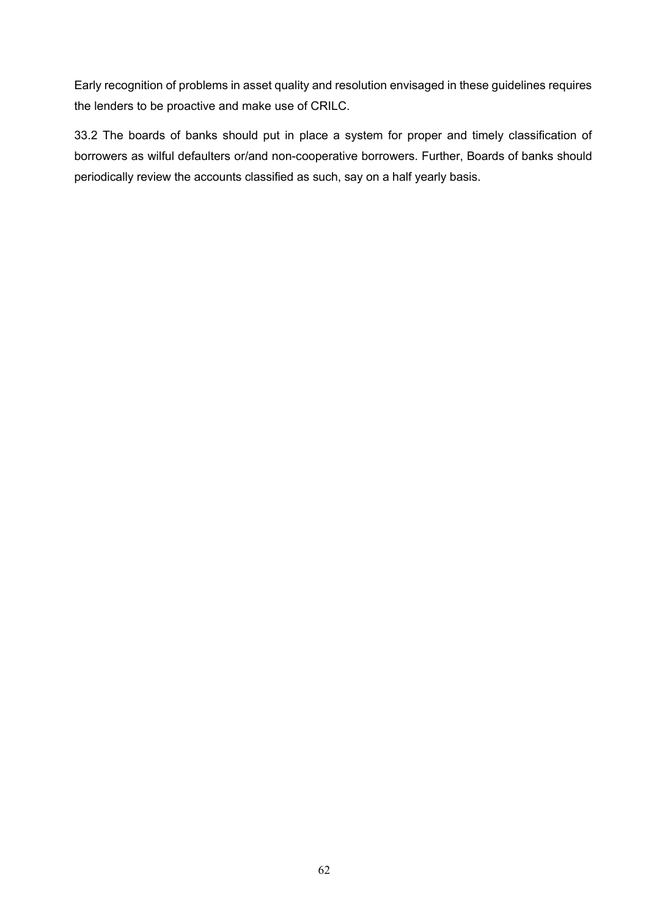Early recognition of problems in asset quality and resolution envisaged in these guidelines requires the lenders to be proactive and make use of CRILC.

33.2 The boards of banks should put in place a system for proper and timely classification of borrowers as wilful defaulters or/and non-cooperative borrowers. Further, Boards of banks should periodically review the accounts classified as such, say on a half yearly basis.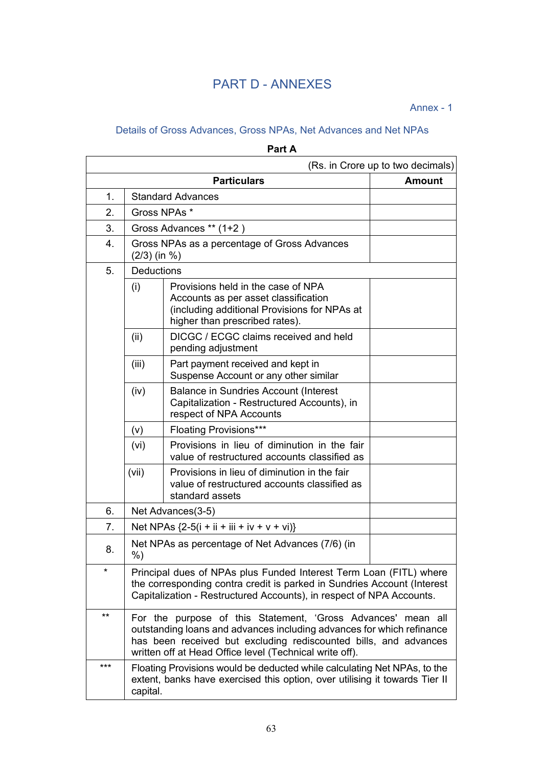# PART D - ANNEXES

Annex - 1

## Details of Gross Advances, Gross NPAs, Net Advances and Net NPAs

**Part A**

| | | | (Rs. in Crore up to two decimals) |
|---|---|---|---|
| | **Particulars** | | **Amount** |
| 1. | Standard Advances | | |
| 2. | Gross NPAs * | | |
| 3. | Gross Advances ** (1+2 ) | | |
| 4. | Gross NPAs as a percentage of Gross Advances (2/3) (in %) | | |
| 5. | Deductions | | |
| | (i) | Provisions held in the case of NPA Accounts as per asset classification (including additional Provisions for NPAs at higher than prescribed rates). | |
| | (ii) | DICGC / ECGC claims received and held pending adjustment | |
| | (iii) | Part payment received and kept in Suspense Account or any other similar | |
| | (iv) | Balance in Sundries Account (Interest Capitalization - Restructured Accounts), in respect of NPA Accounts | |
| | (v) | Floating Provisions*** | |
| | (vi) | Provisions in lieu of diminution in the fair value of restructured accounts classified as | |
| | (vii) | Provisions in lieu of diminution in the fair value of restructured accounts classified as standard assets | |
| 6. | Net Advances(3-5) | | |
| 7. | Net NPAs {2-5(i + ii + iii + iv + v + vi)} | | |
| 8. | Net NPAs as percentage of Net Advances (7/6) (in %) | | |
| * | Principal dues of NPAs plus Funded Interest Term Loan (FITL) where the corresponding contra credit is parked in Sundries Account (Interest Capitalization - Restructured Accounts), in respect of NPA Accounts. | | |
| ** | For the purpose of this Statement, 'Gross Advances' mean all outstanding loans and advances including advances for which refinance has been received but excluding rediscounted bills, and advances written off at Head Office level (Technical write off). | | |
| *** | Floating Provisions would be deducted while calculating Net NPAs, to the extent, banks have exercised this option, over utilising it towards Tier II capital. | | |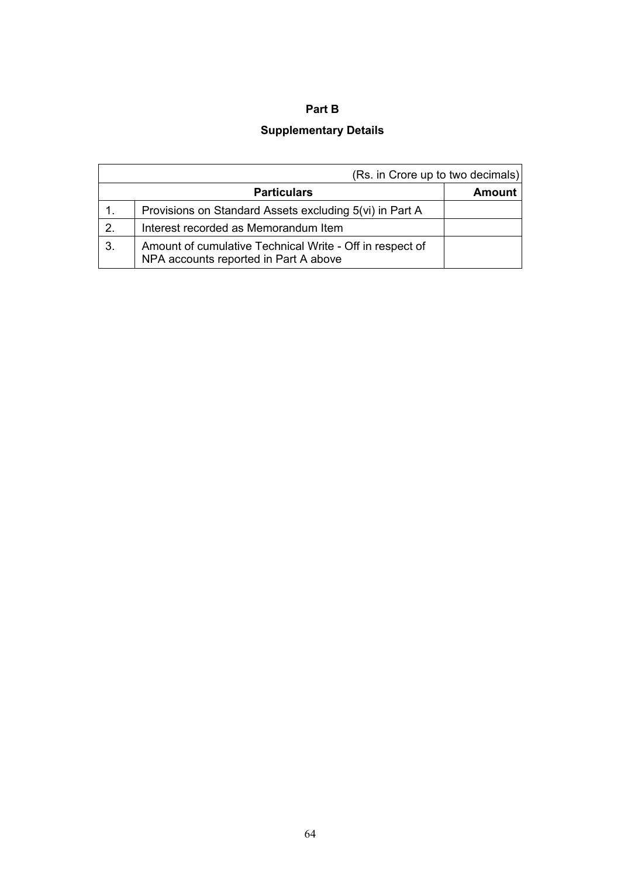**Part B**

**Supplementary Details**

| (Rs. in Crore up to two decimals) | | |
|---|---|---|
| **Particulars** | | **Amount** |
| 1. | Provisions on Standard Assets excluding 5(vi) in Part A | |
| 2. | Interest recorded as Memorandum Item | |
| 3. | Amount of cumulative Technical Write - Off in respect of NPA accounts reported in Part A above | |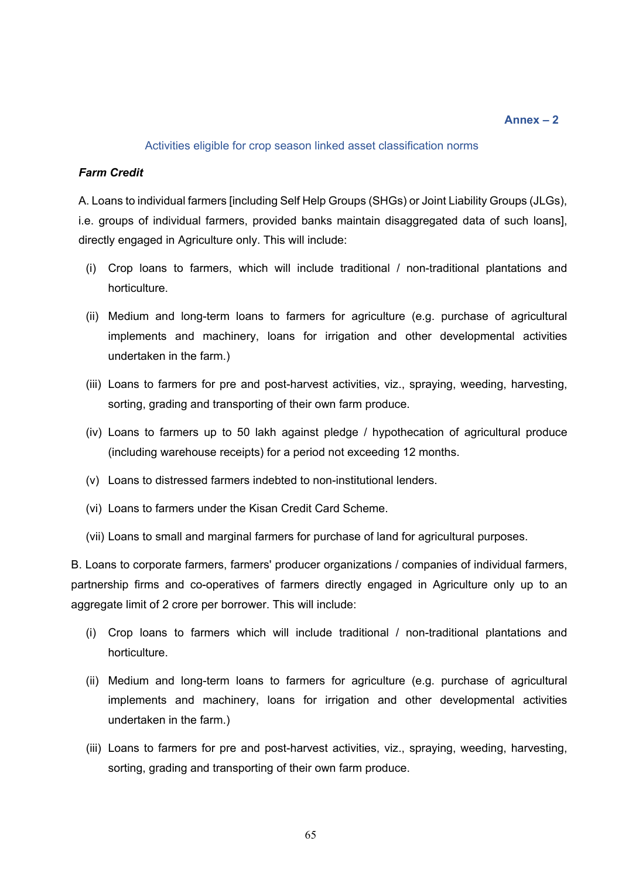**Annex – 2**

## Activities eligible for crop season linked asset classification norms

***Farm Credit***

A. Loans to individual farmers [including Self Help Groups (SHGs) or Joint Liability Groups (JLGs), i.e. groups of individual farmers, provided banks maintain disaggregated data of such loans], directly engaged in Agriculture only. This will include:

(i) Crop loans to farmers, which will include traditional / non-traditional plantations and horticulture.

(ii) Medium and long-term loans to farmers for agriculture (e.g. purchase of agricultural implements and machinery, loans for irrigation and other developmental activities undertaken in the farm.)

(iii) Loans to farmers for pre and post-harvest activities, viz., spraying, weeding, harvesting, sorting, grading and transporting of their own farm produce.

(iv) Loans to farmers up to 50 lakh against pledge / hypothecation of agricultural produce (including warehouse receipts) for a period not exceeding 12 months.

(v) Loans to distressed farmers indebted to non-institutional lenders.

(vi) Loans to farmers under the Kisan Credit Card Scheme.

(vii) Loans to small and marginal farmers for purchase of land for agricultural purposes.

B. Loans to corporate farmers, farmers' producer organizations / companies of individual farmers, partnership firms and co-operatives of farmers directly engaged in Agriculture only up to an aggregate limit of 2 crore per borrower. This will include:

(i) Crop loans to farmers which will include traditional / non-traditional plantations and horticulture.

(ii) Medium and long-term loans to farmers for agriculture (e.g. purchase of agricultural implements and machinery, loans for irrigation and other developmental activities undertaken in the farm.)

(iii) Loans to farmers for pre and post-harvest activities, viz., spraying, weeding, harvesting, sorting, grading and transporting of their own farm produce.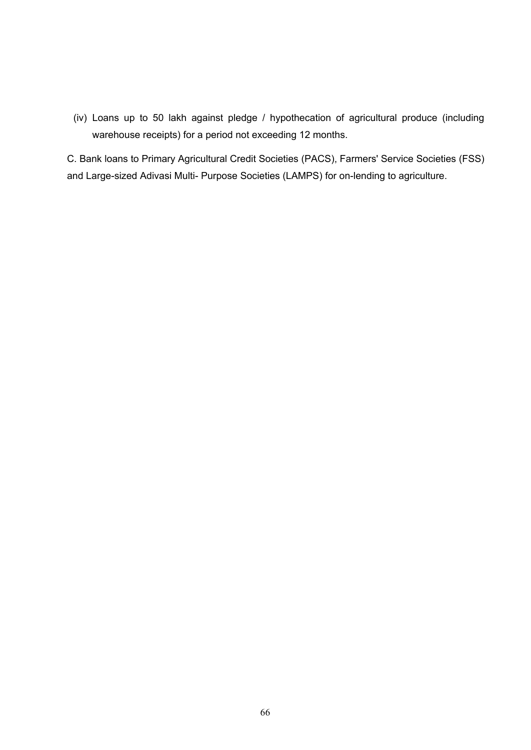(iv) Loans up to 50 lakh against pledge / hypothecation of agricultural produce (including warehouse receipts) for a period not exceeding 12 months.

C. Bank loans to Primary Agricultural Credit Societies (PACS), Farmers' Service Societies (FSS) and Large-sized Adivasi Multi- Purpose Societies (LAMPS) for on-lending to agriculture.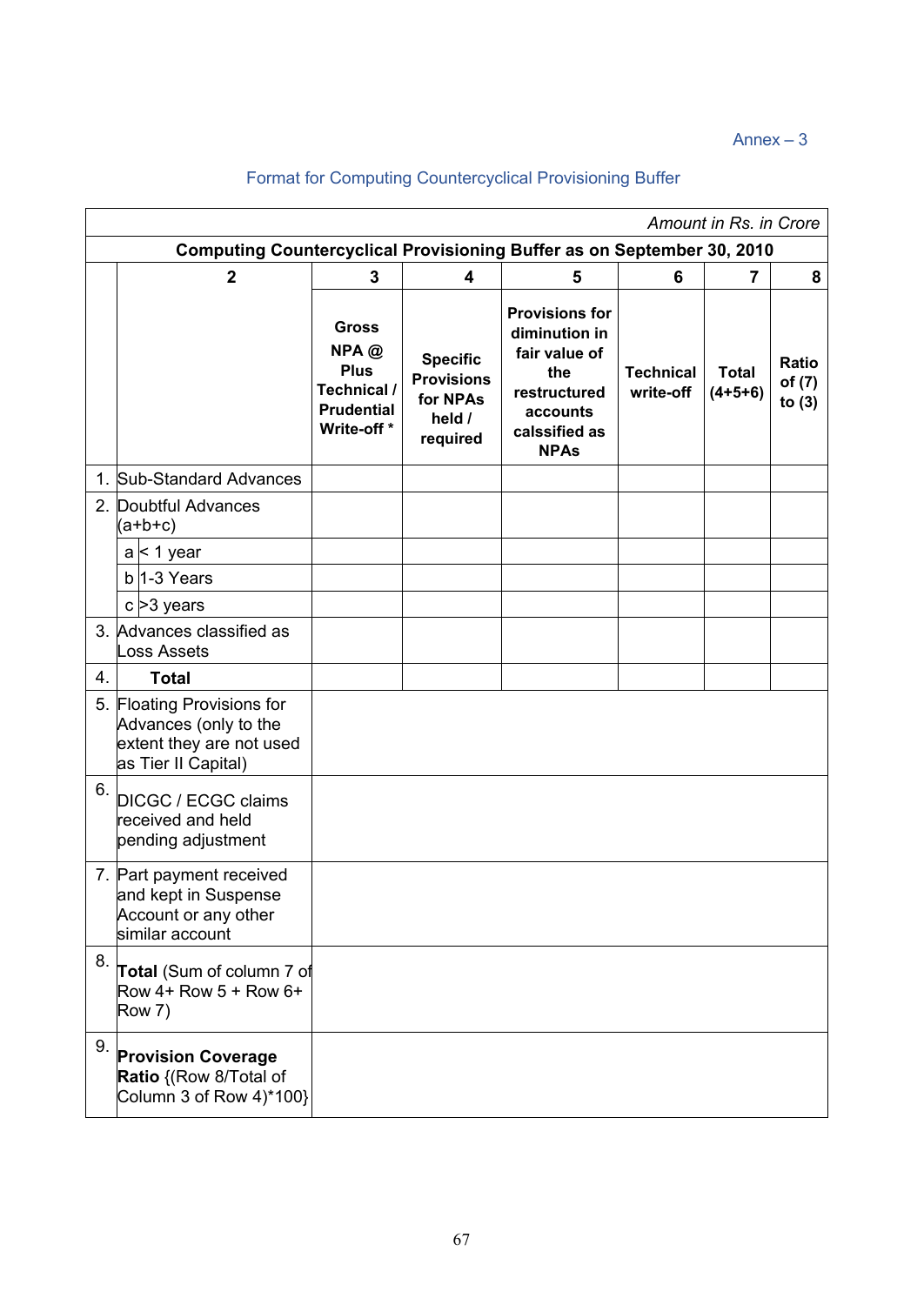Annex – 3

## Format for Computing Countercyclical Provisioning Buffer

*Amount in Rs. in Crore*

**Computing Countercyclical Provisioning Buffer as on September 30, 2010**

| | 2 | 3 | 4 | 5 | 6 | 7 | 8 |
|---|---|---|---|---|---|---|---|
| | | **Gross NPA @ Plus Technical / Prudential Write-off *** | **Specific Provisions for NPAs held / required** | **Provisions for diminution in fair value of the restructured accounts calssified as NPAs** | **Technical write-off** | **Total (4+5+6)** | **Ratio of (7) to (3)** |
| 1. | Sub-Standard Advances | | | | | | |
| 2. | Doubtful Advances (a+b+c) | | | | | | |
| | a < 1 year | | | | | | |
| | b 1-3 Years | | | | | | |
| | c >3 years | | | | | | |
| 3. | Advances classified as Loss Assets | | | | | | |
| 4. | **Total** | | | | | | |
| 5. | Floating Provisions for Advances (only to the extent they are not used as Tier II Capital) | | | | | | |
| 6. | DICGC / ECGC claims received and held pending adjustment | | | | | | |
| 7. | Part payment received and kept in Suspense Account or any other similar account | | | | | | |
| 8. | **Total** (Sum of column 7 of Row 4+ Row 5 + Row 6+ Row 7) | | | | | | |
| 9. | **Provision Coverage Ratio** {(Row 8/Total of Column 3 of Row 4)*100} | | | | | | |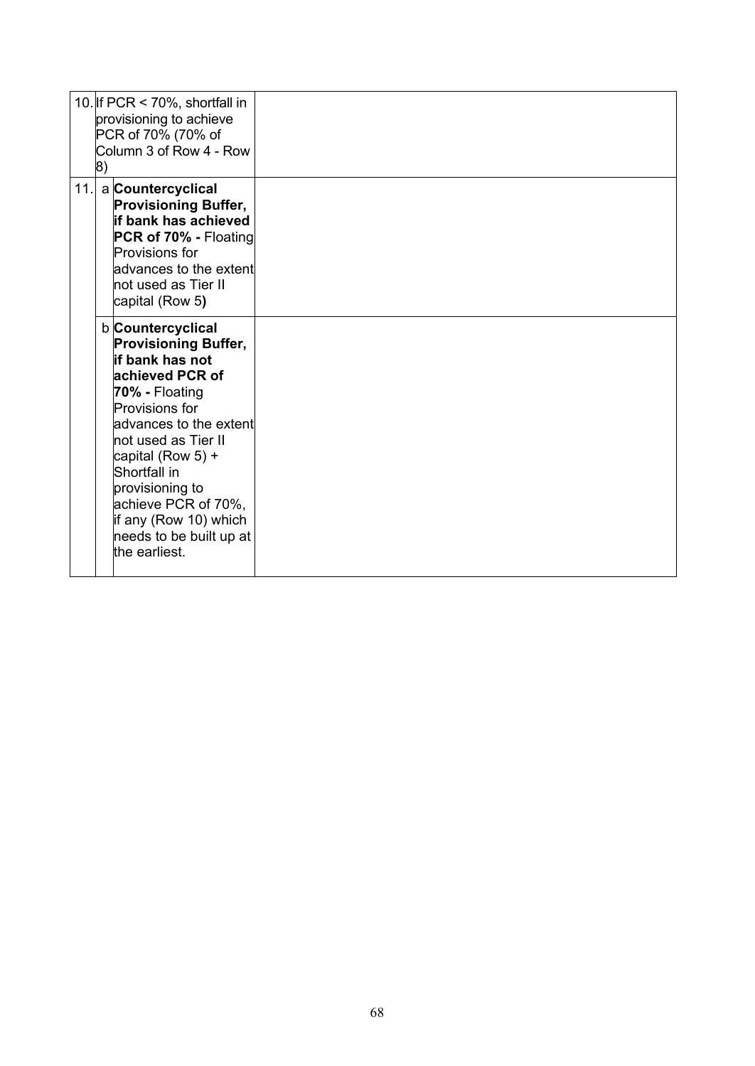| | | | |
|---|---|---|---|
| 10. | | If PCR < 70%, shortfall in provisioning to achieve PCR of 70% (70% of Column 3 of Row 4 - Row 8) | |
| 11. | a | **Countercyclical Provisioning Buffer, if bank has achieved PCR of 70% -** Floating Provisions for advances to the extent not used as Tier II capital (Row 5**)** | |
| | b | **Countercyclical Provisioning Buffer, if bank has not achieved PCR of 70% -** Floating Provisions for advances to the extent not used as Tier II capital (Row 5) + Shortfall in provisioning to achieve PCR of 70%, if any (Row 10) which needs to be built up at the earliest. | |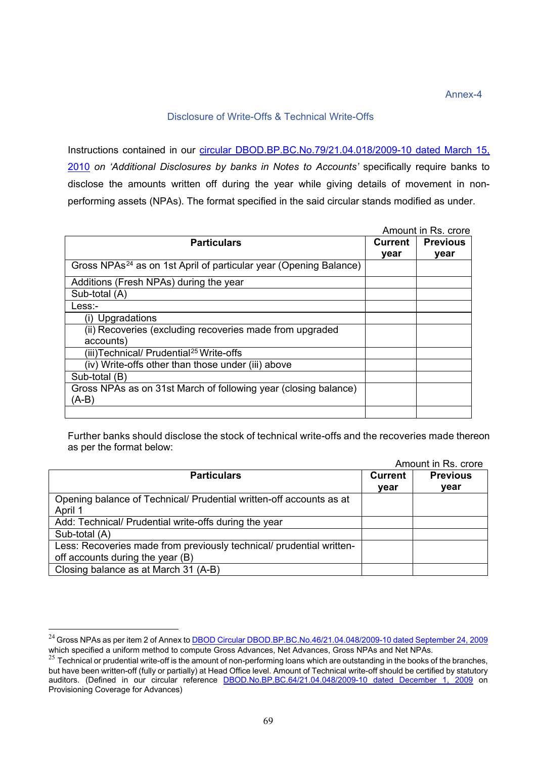Annex-4

## Disclosure of Write-Offs & Technical Write-Offs

Instructions contained in our circular DBOD.BP.BC.No.79/21.04.018/2009-10 dated March 15, 2010 *on 'Additional Disclosures by banks in Notes to Accounts'* specifically require banks to disclose the amounts written off during the year while giving details of movement in non-performing assets (NPAs). The format specified in the said circular stands modified as under.

Amount in Rs. crore

| Particulars | Current year | Previous year |
|---|---|---|
| Gross NPAs[24] as on 1st April of particular year (Opening Balance) | | |
| Additions (Fresh NPAs) during the year | | |
| Sub-total (A) | | |
| Less:- | | |
| (i) Upgradations | | |
| (ii) Recoveries (excluding recoveries made from upgraded accounts) | | |
| (iii)Technical/ Prudential[25] Write-offs | | |
| (iv) Write-offs other than those under (iii) above | | |
| Sub-total (B) | | |
| Gross NPAs as on 31st March of following year (closing balance) (A-B) | | |
| | | |

Further banks should disclose the stock of technical write-offs and the recoveries made thereon as per the format below:

Amount in Rs. crore

| Particulars | Current year | Previous year |
|---|---|---|
| Opening balance of Technical/ Prudential written-off accounts as at April 1 | | |
| Add: Technical/ Prudential write-offs during the year | | |
| Sub-total (A) | | |
| Less: Recoveries made from previously technical/ prudential written-off accounts during the year (B) | | |
| Closing balance as at March 31 (A-B) | | |

---

[24] Gross NPAs as per item 2 of Annex to DBOD Circular DBOD.BP.BC.No.46/21.04.048/2009-10 dated September 24, 2009 which specified a uniform method to compute Gross Advances, Net Advances, Gross NPAs and Net NPAs.

[25] Technical or prudential write-off is the amount of non-performing loans which are outstanding in the books of the branches, but have been written-off (fully or partially) at Head Office level. Amount of Technical write-off should be certified by statutory auditors. (Defined in our circular reference DBOD.No.BP.BC.64/21.04.048/2009-10 dated December 1, 2009 on Provisioning Coverage for Advances)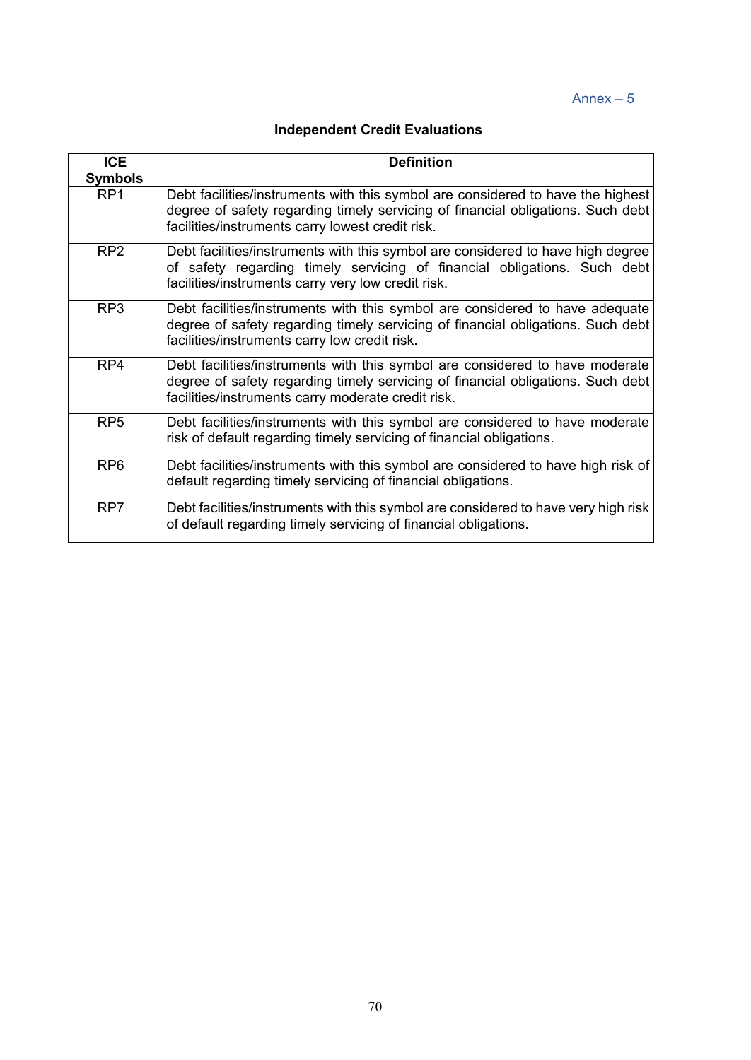Annex – 5

## Independent Credit Evaluations

| ICE Symbols | Definition |
|---|---|
| RP1 | Debt facilities/instruments with this symbol are considered to have the highest degree of safety regarding timely servicing of financial obligations. Such debt facilities/instruments carry lowest credit risk. |
| RP2 | Debt facilities/instruments with this symbol are considered to have high degree of safety regarding timely servicing of financial obligations. Such debt facilities/instruments carry very low credit risk. |
| RP3 | Debt facilities/instruments with this symbol are considered to have adequate degree of safety regarding timely servicing of financial obligations. Such debt facilities/instruments carry low credit risk. |
| RP4 | Debt facilities/instruments with this symbol are considered to have moderate degree of safety regarding timely servicing of financial obligations. Such debt facilities/instruments carry moderate credit risk. |
| RP5 | Debt facilities/instruments with this symbol are considered to have moderate risk of default regarding timely servicing of financial obligations. |
| RP6 | Debt facilities/instruments with this symbol are considered to have high risk of default regarding timely servicing of financial obligations. |
| RP7 | Debt facilities/instruments with this symbol are considered to have very high risk of default regarding timely servicing of financial obligations. |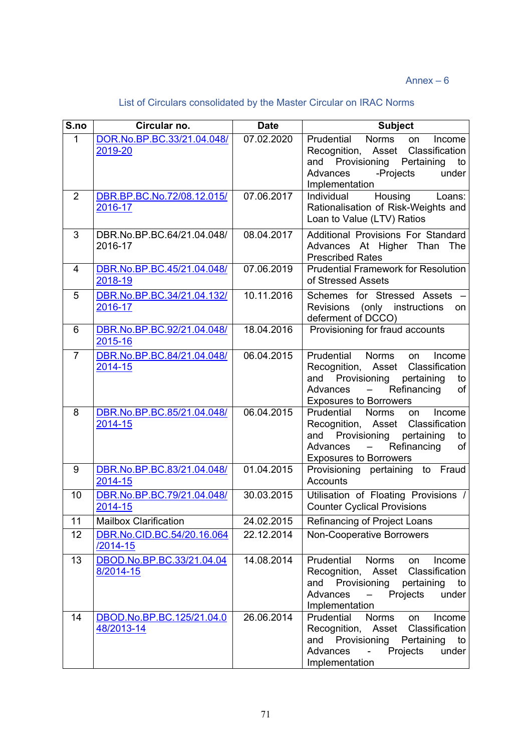Annex – 6

List of Circulars consolidated by the Master Circular on IRAC Norms

| S.no | Circular no. | Date | Subject |
|---|---|---|---|
| 1 | DOR.No.BP.BC.33/21.04.048/2019-20 | 07.02.2020 | Prudential Norms on Income Recognition, Asset Classification and Provisioning Pertaining to Advances -Projects under Implementation |
| 2 | DBR.BP.BC.No.72/08.12.015/2016-17 | 07.06.2017 | Individual Housing Loans: Rationalisation of Risk-Weights and Loan to Value (LTV) Ratios |
| 3 | DBR.No.BP.BC.64/21.04.048/2016-17 | 08.04.2017 | Additional Provisions For Standard Advances At Higher Than The Prescribed Rates |
| 4 | DBR.No.BP.BC.45/21.04.048/2018-19 | 07.06.2019 | Prudential Framework for Resolution of Stressed Assets |
| 5 | DBR.No.BP.BC.34/21.04.132/2016-17 | 10.11.2016 | Schemes for Stressed Assets – Revisions (only instructions on deferment of DCCO) |
| 6 | DBR.No.BP.BC.92/21.04.048/2015-16 | 18.04.2016 | Provisioning for fraud accounts |
| 7 | DBR.No.BP.BC.84/21.04.048/2014-15 | 06.04.2015 | Prudential Norms on Income Recognition, Asset Classification and Provisioning pertaining to Advances – Refinancing of Exposures to Borrowers |
| 8 | DBR.No.BP.BC.85/21.04.048/2014-15 | 06.04.2015 | Prudential Norms on Income Recognition, Asset Classification and Provisioning pertaining to Advances – Refinancing of Exposures to Borrowers |
| 9 | DBR.No.BP.BC.83/21.04.048/2014-15 | 01.04.2015 | Provisioning pertaining to Fraud Accounts |
| 10 | DBR.No.BP.BC.79/21.04.048/2014-15 | 30.03.2015 | Utilisation of Floating Provisions / Counter Cyclical Provisions |
| 11 | Mailbox Clarification | 24.02.2015 | Refinancing of Project Loans |
| 12 | DBR.No.CID.BC.54/20.16.064/2014-15 | 22.12.2014 | Non-Cooperative Borrowers |
| 13 | DBOD.No.BP.BC.33/21.04.048/2014-15 | 14.08.2014 | Prudential Norms on Income Recognition, Asset Classification and Provisioning pertaining to Advances – Projects under Implementation |
| 14 | DBOD.No.BP.BC.125/21.04.048/2013-14 | 26.06.2014 | Prudential Norms on Income Recognition, Asset Classification and Provisioning Pertaining to Advances - Projects under Implementation |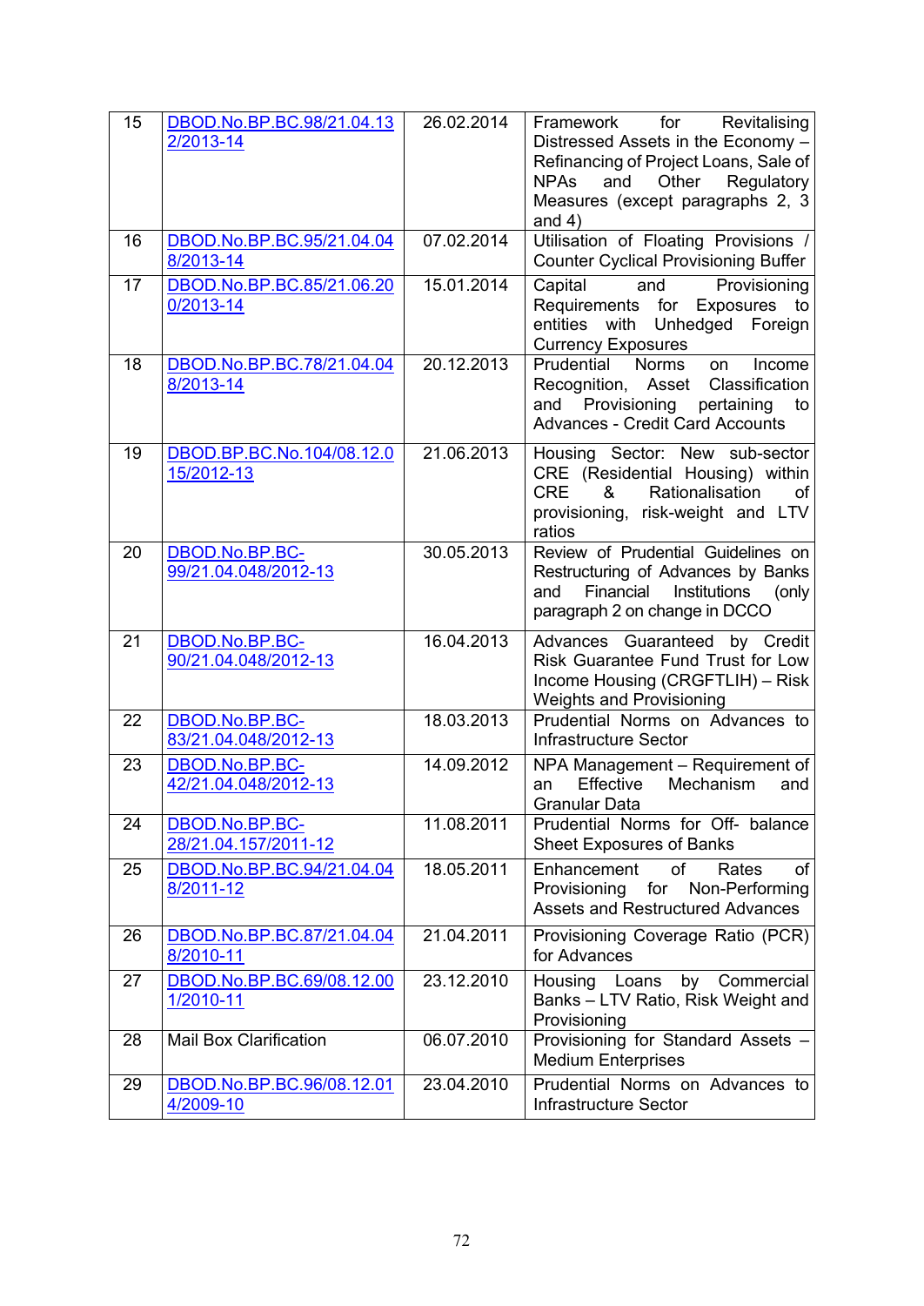| 15 | DBOD.No.BP.BC.98/21.04.132/2013-14 | 26.02.2014 | Framework for Revitalising Distressed Assets in the Economy – Refinancing of Project Loans, Sale of NPAs and Other Regulatory Measures (except paragraphs 2, 3 and 4) |
|---|---|---|---|
| 16 | DBOD.No.BP.BC.95/21.04.048/2013-14 | 07.02.2014 | Utilisation of Floating Provisions / Counter Cyclical Provisioning Buffer |
| 17 | DBOD.No.BP.BC.85/21.06.200/2013-14 | 15.01.2014 | Capital and Provisioning Requirements for Exposures to entities with Unhedged Foreign Currency Exposures |
| 18 | DBOD.No.BP.BC.78/21.04.048/2013-14 | 20.12.2013 | Prudential Norms on Income Recognition, Asset Classification and Provisioning pertaining to Advances - Credit Card Accounts |
| 19 | DBOD.BP.BC.No.104/08.12.015/2012-13 | 21.06.2013 | Housing Sector: New sub-sector CRE (Residential Housing) within CRE & Rationalisation of provisioning, risk-weight and LTV ratios |
| 20 | DBOD.No.BP.BC-99/21.04.048/2012-13 | 30.05.2013 | Review of Prudential Guidelines on Restructuring of Advances by Banks and Financial Institutions (only paragraph 2 on change in DCCO |
| 21 | DBOD.No.BP.BC-90/21.04.048/2012-13 | 16.04.2013 | Advances Guaranteed by Credit Risk Guarantee Fund Trust for Low Income Housing (CRGFTLIH) – Risk Weights and Provisioning |
| 22 | DBOD.No.BP.BC-83/21.04.048/2012-13 | 18.03.2013 | Prudential Norms on Advances to Infrastructure Sector |
| 23 | DBOD.No.BP.BC-42/21.04.048/2012-13 | 14.09.2012 | NPA Management – Requirement of an Effective Mechanism and Granular Data |
| 24 | DBOD.No.BP.BC-28/21.04.157/2011-12 | 11.08.2011 | Prudential Norms for Off- balance Sheet Exposures of Banks |
| 25 | DBOD.No.BP.BC.94/21.04.048/2011-12 | 18.05.2011 | Enhancement of Rates of Provisioning for Non-Performing Assets and Restructured Advances |
| 26 | DBOD.No.BP.BC.87/21.04.048/2010-11 | 21.04.2011 | Provisioning Coverage Ratio (PCR) for Advances |
| 27 | DBOD.No.BP.BC.69/08.12.001/2010-11 | 23.12.2010 | Housing Loans by Commercial Banks – LTV Ratio, Risk Weight and Provisioning |
| 28 | Mail Box Clarification | 06.07.2010 | Provisioning for Standard Assets – Medium Enterprises |
| 29 | DBOD.No.BP.BC.96/08.12.014/2009-10 | 23.04.2010 | Prudential Norms on Advances to Infrastructure Sector |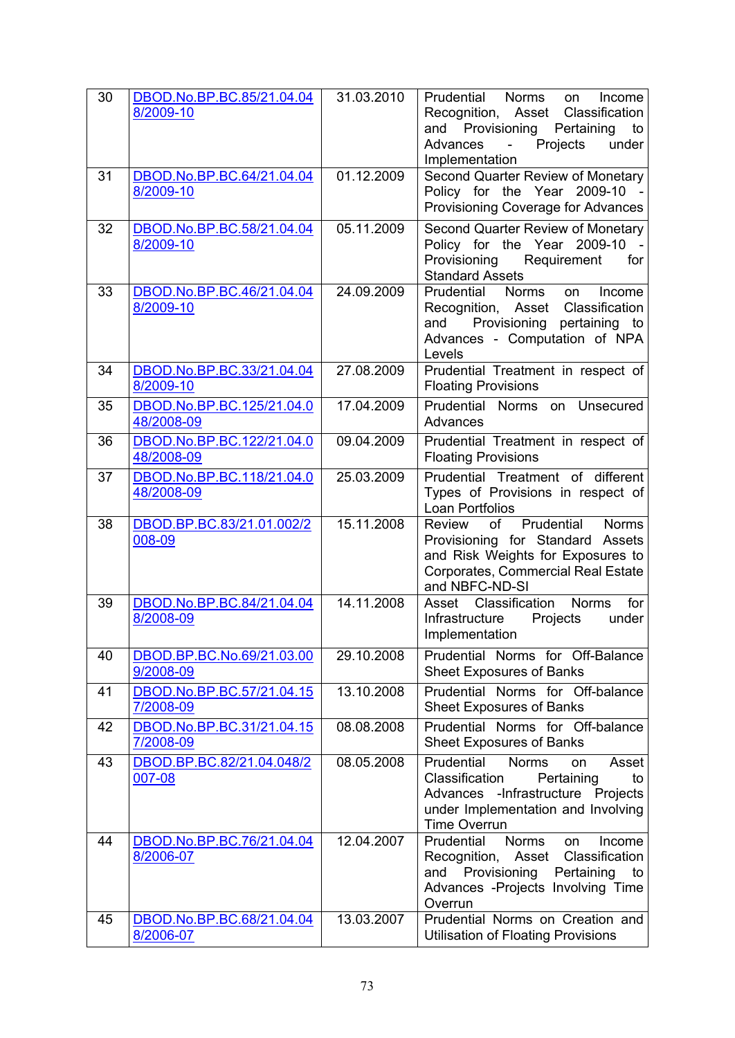| 30 | DBOD.No.BP.BC.85/21.04.048/2009-10 | 31.03.2010 | Prudential Norms on Income Recognition, Asset Classification and Provisioning Pertaining to Advances - Projects under Implementation |
|---|---|---|---|
| 31 | DBOD.No.BP.BC.64/21.04.048/2009-10 | 01.12.2009 | Second Quarter Review of Monetary Policy for the Year 2009-10 - Provisioning Coverage for Advances |
| 32 | DBOD.No.BP.BC.58/21.04.048/2009-10 | 05.11.2009 | Second Quarter Review of Monetary Policy for the Year 2009-10 - Provisioning Requirement for Standard Assets |
| 33 | DBOD.No.BP.BC.46/21.04.048/2009-10 | 24.09.2009 | Prudential Norms on Income Recognition, Asset Classification and Provisioning pertaining to Advances - Computation of NPA Levels |
| 34 | DBOD.No.BP.BC.33/21.04.048/2009-10 | 27.08.2009 | Prudential Treatment in respect of Floating Provisions |
| 35 | DBOD.No.BP.BC.125/21.04.048/2008-09 | 17.04.2009 | Prudential Norms on Unsecured Advances |
| 36 | DBOD.No.BP.BC.122/21.04.048/2008-09 | 09.04.2009 | Prudential Treatment in respect of Floating Provisions |
| 37 | DBOD.No.BP.BC.118/21.04.048/2008-09 | 25.03.2009 | Prudential Treatment of different Types of Provisions in respect of Loan Portfolios |
| 38 | DBOD.BP.BC.83/21.01.002/2008-09 | 15.11.2008 | Review of Prudential Norms Provisioning for Standard Assets and Risk Weights for Exposures to Corporates, Commercial Real Estate and NBFC-ND-SI |
| 39 | DBOD.No.BP.BC.84/21.04.048/2008-09 | 14.11.2008 | Asset Classification Norms for Infrastructure Projects under Implementation |
| 40 | DBOD.BP.BC.No.69/21.03.009/2008-09 | 29.10.2008 | Prudential Norms for Off-Balance Sheet Exposures of Banks |
| 41 | DBOD.No.BP.BC.57/21.04.157/2008-09 | 13.10.2008 | Prudential Norms for Off-balance Sheet Exposures of Banks |
| 42 | DBOD.No.BP.BC.31/21.04.157/2008-09 | 08.08.2008 | Prudential Norms for Off-balance Sheet Exposures of Banks |
| 43 | DBOD.BP.BC.82/21.04.048/2007-08 | 08.05.2008 | Prudential Norms on Asset Classification Pertaining to Advances -Infrastructure Projects under Implementation and Involving Time Overrun |
| 44 | DBOD.No.BP.BC.76/21.04.048/2006-07 | 12.04.2007 | Prudential Norms on Income Recognition, Asset Classification and Provisioning Pertaining to Advances -Projects Involving Time Overrun |
| 45 | DBOD.No.BP.BC.68/21.04.048/2006-07 | 13.03.2007 | Prudential Norms on Creation and Utilisation of Floating Provisions |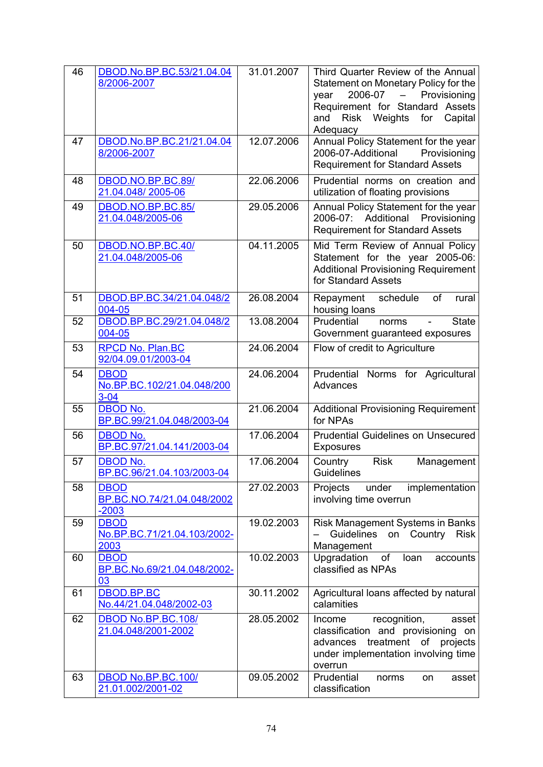| 46 | DBOD.No.BP.BC.53/21.04.048/2006-2007 | 31.01.2007 | Third Quarter Review of the Annual Statement on Monetary Policy for the year 2006-07 – Provisioning Requirement for Standard Assets and Risk Weights for Capital Adequacy |
|---|---|---|---|
| 47 | DBOD.No.BP.BC.21/21.04.048/2006-2007 | 12.07.2006 | Annual Policy Statement for the year 2006-07-Additional Provisioning Requirement for Standard Assets |
| 48 | DBOD.NO.BP.BC.89/ 21.04.048/ 2005-06 | 22.06.2006 | Prudential norms on creation and utilization of floating provisions |
| 49 | DBOD.NO.BP.BC.85/ 21.04.048/2005-06 | 29.05.2006 | Annual Policy Statement for the year 2006-07: Additional Provisioning Requirement for Standard Assets |
| 50 | DBOD.NO.BP.BC.40/ 21.04.048/2005-06 | 04.11.2005 | Mid Term Review of Annual Policy Statement for the year 2005-06: Additional Provisioning Requirement for Standard Assets |
| 51 | DBOD.BP.BC.34/21.04.048/2004-05 | 26.08.2004 | Repayment schedule of rural housing loans |
| 52 | DBOD.BP.BC.29/21.04.048/2004-05 | 13.08.2004 | Prudential norms - State Government guaranteed exposures |
| 53 | RPCD No. Plan.BC 92/04.09.01/2003-04 | 24.06.2004 | Flow of credit to Agriculture |
| 54 | DBOD No.BP.BC.102/21.04.048/2003-04 | 24.06.2004 | Prudential Norms for Agricultural Advances |
| 55 | DBOD No. BP.BC.99/21.04.048/2003-04 | 21.06.2004 | Additional Provisioning Requirement for NPAs |
| 56 | DBOD No. BP.BC.97/21.04.141/2003-04 | 17.06.2004 | Prudential Guidelines on Unsecured Exposures |
| 57 | DBOD No. BP.BC.96/21.04.103/2003-04 | 17.06.2004 | Country Risk Management Guidelines |
| 58 | DBOD BP.BC.NO.74/21.04.048/2002-2003 | 27.02.2003 | Projects under implementation involving time overrun |
| 59 | DBOD No.BP.BC.71/21.04.103/2002-2003 | 19.02.2003 | Risk Management Systems in Banks – Guidelines on Country Risk Management |
| 60 | DBOD BP.BC.No.69/21.04.048/2002-03 | 10.02.2003 | Upgradation of loan accounts classified as NPAs |
| 61 | DBOD.BP.BC No.44/21.04.048/2002-03 | 30.11.2002 | Agricultural loans affected by natural calamities |
| 62 | DBOD No.BP.BC.108/ 21.04.048/2001-2002 | 28.05.2002 | Income recognition, asset classification and provisioning on advances treatment of projects under implementation involving time overrun |
| 63 | DBOD No.BP.BC.100/ 21.01.002/2001-02 | 09.05.2002 | Prudential norms on asset classification |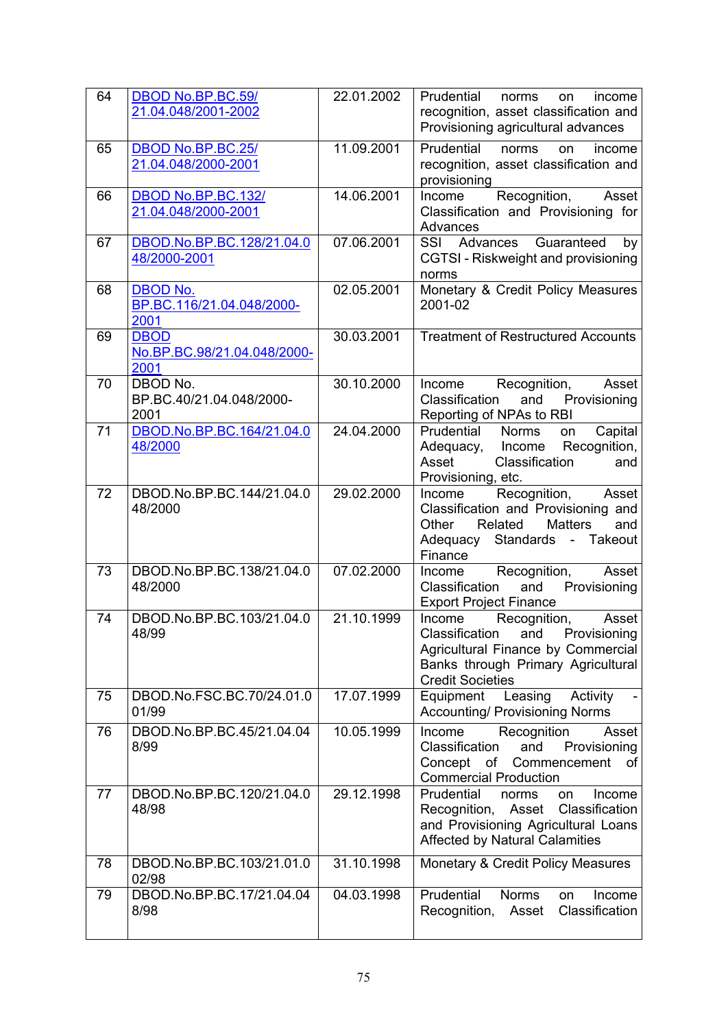| 64 | DBOD No.BP.BC.59/ 21.04.048/2001-2002 | 22.01.2002 | Prudential norms on income recognition, asset classification and Provisioning agricultural advances |
|---|---|---|---|
| 65 | DBOD No.BP.BC.25/ 21.04.048/2000-2001 | 11.09.2001 | Prudential norms on income recognition, asset classification and provisioning |
| 66 | DBOD No.BP.BC.132/ 21.04.048/2000-2001 | 14.06.2001 | Income Recognition, Asset Classification and Provisioning for Advances |
| 67 | DBOD.No.BP.BC.128/21.04.048/2000-2001 | 07.06.2001 | SSI Advances Guaranteed by CGTSI - Riskweight and provisioning norms |
| 68 | DBOD No. BP.BC.116/21.04.048/2000-2001 | 02.05.2001 | Monetary & Credit Policy Measures 2001-02 |
| 69 | DBOD No.BP.BC.98/21.04.048/2000-2001 | 30.03.2001 | Treatment of Restructured Accounts |
| 70 | DBOD No. BP.BC.40/21.04.048/2000-2001 | 30.10.2000 | Income Recognition, Asset Classification and Provisioning Reporting of NPAs to RBI |
| 71 | DBOD.No.BP.BC.164/21.04.048/2000 | 24.04.2000 | Prudential Norms on Capital Adequacy, Income Recognition, Asset Classification and Provisioning, etc. |
| 72 | DBOD.No.BP.BC.144/21.04.048/2000 | 29.02.2000 | Income Recognition, Asset Classification and Provisioning and Other Related Matters and Adequacy Standards - Takeout Finance |
| 73 | DBOD.No.BP.BC.138/21.04.048/2000 | 07.02.2000 | Income Recognition, Asset Classification and Provisioning Export Project Finance |
| 74 | DBOD.No.BP.BC.103/21.04.048/99 | 21.10.1999 | Income Recognition, Asset Classification and Provisioning Agricultural Finance by Commercial Banks through Primary Agricultural Credit Societies |
| 75 | DBOD.No.FSC.BC.70/24.01.001/99 | 17.07.1999 | Equipment Leasing Activity - Accounting/ Provisioning Norms |
| 76 | DBOD.No.BP.BC.45/21.04.048/99 | 10.05.1999 | Income Recognition Asset Classification and Provisioning Concept of Commencement of Commercial Production |
| 77 | DBOD.No.BP.BC.120/21.04.048/98 | 29.12.1998 | Prudential norms on Income Recognition, Asset Classification and Provisioning Agricultural Loans Affected by Natural Calamities |
| 78 | DBOD.No.BP.BC.103/21.01.002/98 | 31.10.1998 | Monetary & Credit Policy Measures |
| 79 | DBOD.No.BP.BC.17/21.04.048/98 | 04.03.1998 | Prudential Norms on Income Recognition, Asset Classification |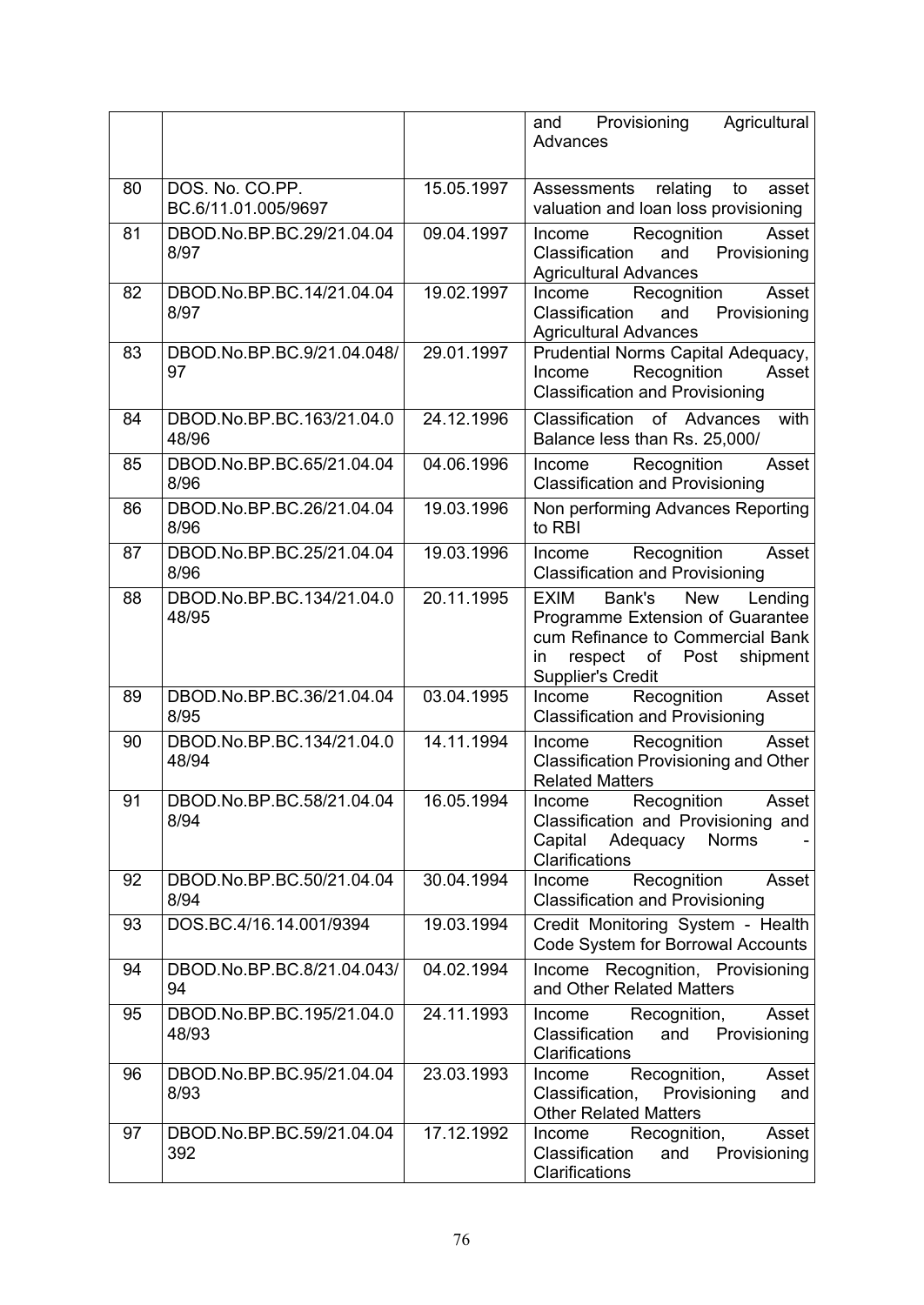| | | | |
|---|---|---|---|
| | | | and Provisioning Agricultural Advances |
| 80 | DOS. No. CO.PP. BC.6/11.01.005/9697 | 15.05.1997 | Assessments relating to asset valuation and loan loss provisioning |
| 81 | DBOD.No.BP.BC.29/21.04.048/97 | 09.04.1997 | Income Recognition Asset Classification and Provisioning Agricultural Advances |
| 82 | DBOD.No.BP.BC.14/21.04.048/97 | 19.02.1997 | Income Recognition Asset Classification and Provisioning Agricultural Advances |
| 83 | DBOD.No.BP.BC.9/21.04.048/97 | 29.01.1997 | Prudential Norms Capital Adequacy, Income Recognition Asset Classification and Provisioning |
| 84 | DBOD.No.BP.BC.163/21.04.048/96 | 24.12.1996 | Classification of Advances with Balance less than Rs. 25,000/ |
| 85 | DBOD.No.BP.BC.65/21.04.048/96 | 04.06.1996 | Income Recognition Asset Classification and Provisioning |
| 86 | DBOD.No.BP.BC.26/21.04.048/96 | 19.03.1996 | Non performing Advances Reporting to RBI |
| 87 | DBOD.No.BP.BC.25/21.04.048/96 | 19.03.1996 | Income Recognition Asset Classification and Provisioning |
| 88 | DBOD.No.BP.BC.134/21.04.048/95 | 20.11.1995 | EXIM Bank's New Lending Programme Extension of Guarantee cum Refinance to Commercial Bank in respect of Post shipment Supplier's Credit |
| 89 | DBOD.No.BP.BC.36/21.04.048/95 | 03.04.1995 | Income Recognition Asset Classification and Provisioning |
| 90 | DBOD.No.BP.BC.134/21.04.048/94 | 14.11.1994 | Income Recognition Asset Classification Provisioning and Other Related Matters |
| 91 | DBOD.No.BP.BC.58/21.04.048/94 | 16.05.1994 | Income Recognition Asset Classification and Provisioning and Capital Adequacy Norms - Clarifications |
| 92 | DBOD.No.BP.BC.50/21.04.048/94 | 30.04.1994 | Income Recognition Asset Classification and Provisioning |
| 93 | DOS.BC.4/16.14.001/9394 | 19.03.1994 | Credit Monitoring System - Health Code System for Borrowal Accounts |
| 94 | DBOD.No.BP.BC.8/21.04.043/94 | 04.02.1994 | Income Recognition, Provisioning and Other Related Matters |
| 95 | DBOD.No.BP.BC.195/21.04.048/93 | 24.11.1993 | Income Recognition, Asset Classification and Provisioning Clarifications |
| 96 | DBOD.No.BP.BC.95/21.04.048/93 | 23.03.1993 | Income Recognition, Asset Classification, Provisioning and Other Related Matters |
| 97 | DBOD.No.BP.BC.59/21.04.04392 | 17.12.1992 | Income Recognition, Asset Classification and Provisioning Clarifications |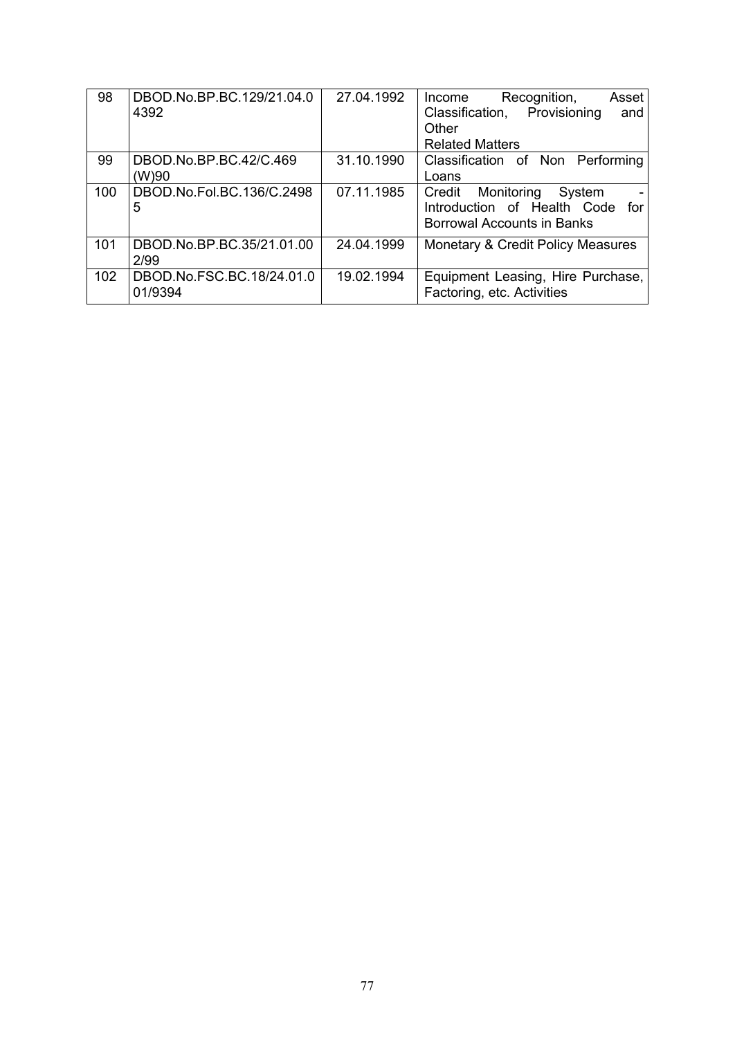| | | | |
|---|---|---|---|
| 98 | DBOD.No.BP.BC.129/21.04.04392 | 27.04.1992 | Income Recognition, Asset Classification, Provisioning and Other Related Matters |
| 99 | DBOD.No.BP.BC.42/C.469 (W)90 | 31.10.1990 | Classification of Non Performing Loans |
| 100 | DBOD.No.Fol.BC.136/C.24985 | 07.11.1985 | Credit Monitoring System - Introduction of Health Code for Borrowal Accounts in Banks |
| 101 | DBOD.No.BP.BC.35/21.01.002/99 | 24.04.1999 | Monetary & Credit Policy Measures |
| 102 | DBOD.No.FSC.BC.18/24.01.001/9394 | 19.02.1994 | Equipment Leasing, Hire Purchase, Factoring, etc. Activities |